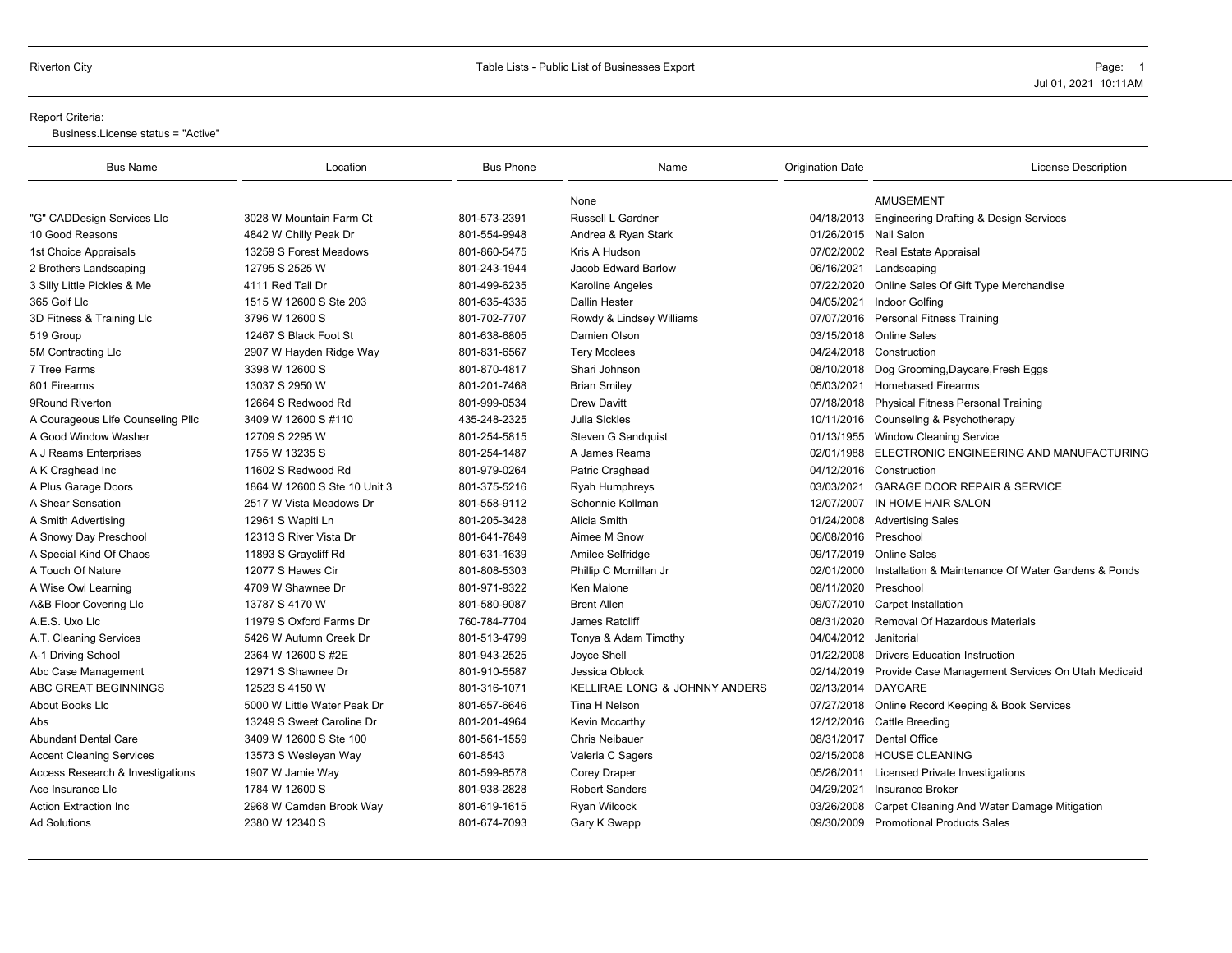Report Criteria:
Business.License status = "Active"

| Bus Name | Location | Bus Phone | Name | Origination Date | License Description |
|---|---|---|---|---|---|
| | | | None | | AMUSEMENT |
| "G" CADDesign Services Llc | 3028 W Mountain Farm Ct | 801-573-2391 | Russell L Gardner | 04/18/2013 | Engineering Drafting & Design Services |
| 10 Good Reasons | 4842 W Chilly Peak Dr | 801-554-9948 | Andrea & Ryan Stark | 01/26/2015 | Nail Salon |
| 1st Choice Appraisals | 13259 S Forest Meadows | 801-860-5475 | Kris A Hudson | 07/02/2002 | Real Estate Appraisal |
| 2 Brothers Landscaping | 12795 S 2525 W | 801-243-1944 | Jacob Edward Barlow | 06/16/2021 | Landscaping |
| 3 Silly Little Pickles & Me | 4111 Red Tail Dr | 801-499-6235 | Karoline Angeles | 07/22/2020 | Online Sales Of Gift Type Merchandise |
| 365 Golf Llc | 1515 W 12600 S Ste 203 | 801-635-4335 | Dallin Hester | 04/05/2021 | Indoor Golfing |
| 3D Fitness & Training Llc | 3796 W 12600 S | 801-702-7707 | Rowdy & Lindsey Williams | 07/07/2016 | Personal Fitness Training |
| 519 Group | 12467 S Black Foot St | 801-638-6805 | Damien Olson | 03/15/2018 | Online Sales |
| 5M Contracting Llc | 2907 W Hayden Ridge Way | 801-831-6567 | Tery Mcclees | 04/24/2018 | Construction |
| 7 Tree Farms | 3398 W 12600 S | 801-870-4817 | Shari Johnson | 08/10/2018 | Dog Grooming,Daycare,Fresh Eggs |
| 801 Firearms | 13037 S 2950 W | 801-201-7468 | Brian Smiley | 05/03/2021 | Homebased Firearms |
| 9Round Riverton | 12664 S Redwood Rd | 801-999-0534 | Drew Davitt | 07/18/2018 | Physical Fitness Personal Training |
| A Courageous Life Counseling Pllc | 3409 W 12600 S #110 | 435-248-2325 | Julia Sickles | 10/11/2016 | Counseling & Psychotherapy |
| A Good Window Washer | 12709 S 2295 W | 801-254-5815 | Steven G Sandquist | 01/13/1955 | Window Cleaning Service |
| A J Reams Enterprises | 1755 W 13235 S | 801-254-1487 | A James Reams | 02/01/1988 | ELECTRONIC ENGINEERING AND MANUFACTURING |
| A K Craghead Inc | 11602 S Redwood Rd | 801-979-0264 | Patric Craghead | 04/12/2016 | Construction |
| A Plus Garage Doors | 1864 W 12600 S Ste 10 Unit 3 | 801-375-5216 | Ryah Humphreys | 03/03/2021 | GARAGE DOOR REPAIR & SERVICE |
| A Shear Sensation | 2517 W Vista Meadows Dr | 801-558-9112 | Schonnie Kollman | 12/07/2007 | IN HOME HAIR SALON |
| A Smith Advertising | 12961 S Wapiti Ln | 801-205-3428 | Alicia Smith | 01/24/2008 | Advertising Sales |
| A Snowy Day Preschool | 12313 S River Vista Dr | 801-641-7849 | Aimee M Snow | 06/08/2016 | Preschool |
| A Special Kind Of Chaos | 11893 S Graycliff Rd | 801-631-1639 | Amilee Selfridge | 09/17/2019 | Online Sales |
| A Touch Of Nature | 12077 S Hawes Cir | 801-808-5303 | Phillip C Mcmillan Jr | 02/01/2000 | Installation & Maintenance Of Water Gardens & Ponds |
| A Wise Owl Learning | 4709 W Shawnee Dr | 801-971-9322 | Ken Malone | 08/11/2020 | Preschool |
| A&B Floor Covering Llc | 13787 S 4170 W | 801-580-9087 | Brent Allen | 09/07/2010 | Carpet Installation |
| A.E.S. Uxo Llc | 11979 S Oxford Farms Dr | 760-784-7704 | James Ratcliff | 08/31/2020 | Removal Of Hazardous Materials |
| A.T. Cleaning Services | 5426 W Autumn Creek Dr | 801-513-4799 | Tonya & Adam Timothy | 04/04/2012 | Janitorial |
| A-1 Driving School | 2364 W 12600 S #2E | 801-943-2525 | Joyce Shell | 01/22/2008 | Drivers Education Instruction |
| Abc Case Management | 12971 S Shawnee Dr | 801-910-5587 | Jessica Oblock | 02/14/2019 | Provide Case Management Services On Utah Medicaid |
| ABC GREAT BEGINNINGS | 12523 S 4150 W | 801-316-1071 | KELLIRAE LONG & JOHNNY ANDERS | 02/13/2014 | DAYCARE |
| About Books Llc | 5000 W Little Water Peak Dr | 801-657-6646 | Tina H Nelson | 07/27/2018 | Online Record Keeping & Book Services |
| Abs | 13249 S Sweet Caroline Dr | 801-201-4964 | Kevin Mccarthy | 12/12/2016 | Cattle Breeding |
| Abundant Dental Care | 3409 W 12600 S Ste 100 | 801-561-1559 | Chris Neibauer | 08/31/2017 | Dental Office |
| Accent Cleaning Services | 13573 S Wesleyan Way | 601-8543 | Valeria C Sagers | 02/15/2008 | HOUSE CLEANING |
| Access Research & Investigations | 1907 W Jamie Way | 801-599-8578 | Corey Draper | 05/26/2011 | Licensed Private Investigations |
| Ace Insurance Llc | 1784 W 12600 S | 801-938-2828 | Robert Sanders | 04/29/2021 | Insurance Broker |
| Action Extraction Inc | 2968 W Camden Brook Way | 801-619-1615 | Ryan Wilcock | 03/26/2008 | Carpet Cleaning And Water Damage Mitigation |
| Ad Solutions | 2380 W 12340 S | 801-674-7093 | Gary K Swapp | 09/30/2009 | Promotional Products Sales |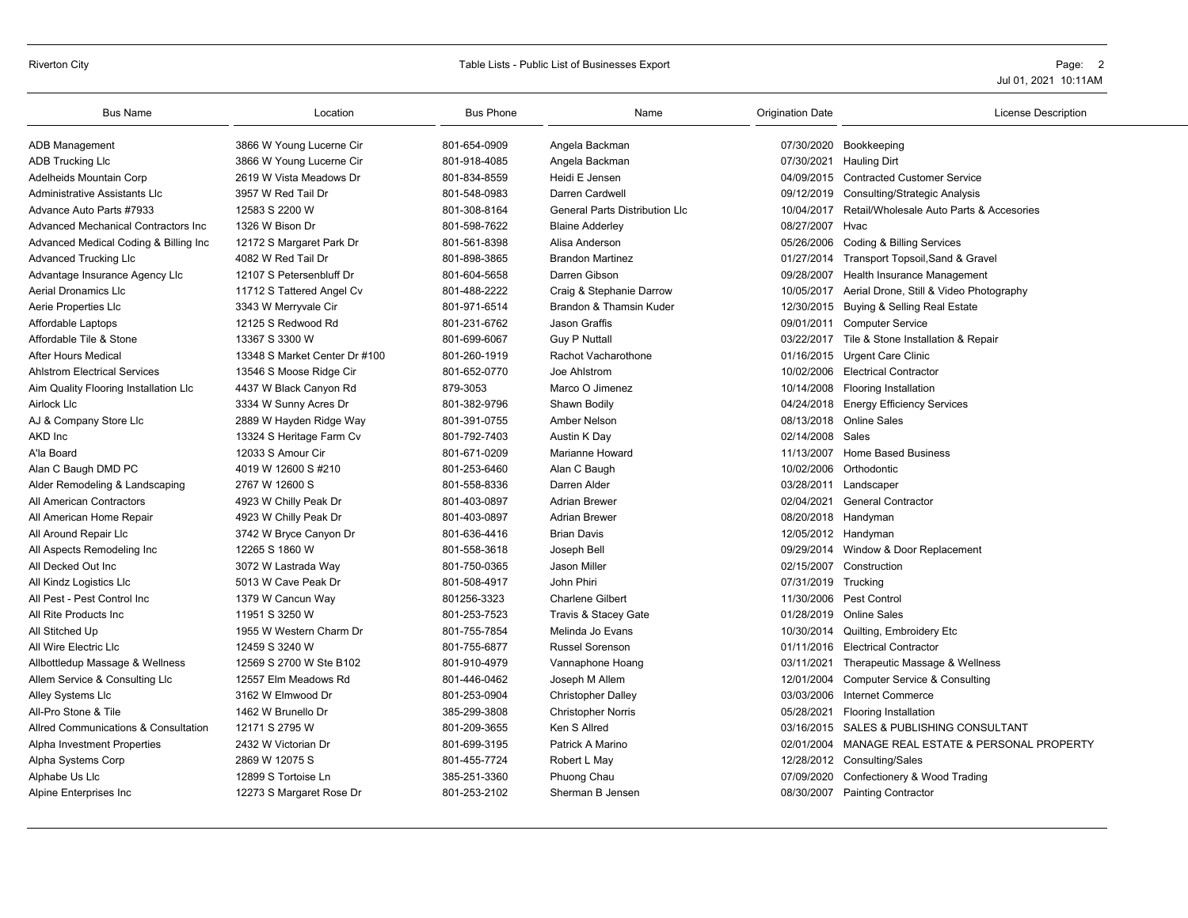| Bus Name | Location | Bus Phone | Name | Origination Date | License Description |
|---|---|---|---|---|---|
| ADB Management | 3866 W Young Lucerne Cir | 801-654-0909 | Angela Backman | 07/30/2020 | Bookkeeping |
| ADB Trucking Llc | 3866 W Young Lucerne Cir | 801-918-4085 | Angela Backman | 07/30/2021 | Hauling Dirt |
| Adelheids Mountain Corp | 2619 W Vista Meadows Dr | 801-834-8559 | Heidi E Jensen | 04/09/2015 | Contracted Customer Service |
| Administrative Assistants Llc | 3957 W Red Tail Dr | 801-548-0983 | Darren Cardwell | 09/12/2019 | Consulting/Strategic Analysis |
| Advance Auto Parts #7933 | 12583 S 2200 W | 801-308-8164 | General Parts Distribution Llc | 10/04/2017 | Retail/Wholesale Auto Parts & Accesories |
| Advanced Mechanical Contractors Inc | 1326 W Bison Dr | 801-598-7622 | Blaine Adderley | 08/27/2007 | Hvac |
| Advanced Medical Coding & Billing Inc | 12172 S Margaret Park Dr | 801-561-8398 | Alisa Anderson | 05/26/2006 | Coding & Billing Services |
| Advanced Trucking Llc | 4082 W Red Tail Dr | 801-898-3865 | Brandon Martinez | 01/27/2014 | Transport Topsoil,Sand & Gravel |
| Advantage Insurance Agency Llc | 12107 S Petersenbluff Dr | 801-604-5658 | Darren Gibson | 09/28/2007 | Health Insurance Management |
| Aerial Dronamics Llc | 11712 S Tattered Angel Cv | 801-488-2222 | Craig & Stephanie Darrow | 10/05/2017 | Aerial Drone, Still & Video Photography |
| Aerie Properties Llc | 3343 W Merryvale Cir | 801-971-6514 | Brandon & Thamsin Kuder | 12/30/2015 | Buying & Selling Real Estate |
| Affordable Laptops | 12125 S Redwood Rd | 801-231-6762 | Jason Graffis | 09/01/2011 | Computer Service |
| Affordable Tile & Stone | 13367 S 3300 W | 801-699-6067 | Guy P Nuttall | 03/22/2017 | Tile & Stone Installation & Repair |
| After Hours Medical | 13348 S Market Center Dr #100 | 801-260-1919 | Rachot Vacharothone | 01/16/2015 | Urgent Care Clinic |
| Ahlstrom Electrical Services | 13546 S Moose Ridge Cir | 801-652-0770 | Joe Ahlstrom | 10/02/2006 | Electrical Contractor |
| Aim Quality Flooring Installation Llc | 4437 W Black Canyon Rd | 879-3053 | Marco O Jimenez | 10/14/2008 | Flooring Installation |
| Airlock Llc | 3334 W Sunny Acres Dr | 801-382-9796 | Shawn Bodily | 04/24/2018 | Energy Efficiency Services |
| AJ & Company Store Llc | 2889 W Hayden Ridge Way | 801-391-0755 | Amber Nelson | 08/13/2018 | Online Sales |
| AKD Inc | 13324 S Heritage Farm Cv | 801-792-7403 | Austin K Day | 02/14/2008 | Sales |
| A'la Board | 12033 S Amour Cir | 801-671-0209 | Marianne Howard | 11/13/2007 | Home Based Business |
| Alan C Baugh DMD PC | 4019 W 12600 S #210 | 801-253-6460 | Alan C Baugh | 10/02/2006 | Orthodontic |
| Alder Remodeling & Landscaping | 2767 W 12600 S | 801-558-8336 | Darren Alder | 03/28/2011 | Landscaper |
| All American Contractors | 4923 W Chilly Peak Dr | 801-403-0897 | Adrian Brewer | 02/04/2021 | General Contractor |
| All American Home Repair | 4923 W Chilly Peak Dr | 801-403-0897 | Adrian Brewer | 08/20/2018 | Handyman |
| All Around Repair Llc | 3742 W Bryce Canyon Dr | 801-636-4416 | Brian Davis | 12/05/2012 | Handyman |
| All Aspects Remodeling Inc | 12265 S 1860 W | 801-558-3618 | Joseph Bell | 09/29/2014 | Window & Door Replacement |
| All Decked Out Inc | 3072 W Lastrada Way | 801-750-0365 | Jason Miller | 02/15/2007 | Construction |
| All Kindz Logistics Llc | 5013 W Cave Peak Dr | 801-508-4917 | John Phiri | 07/31/2019 | Trucking |
| All Pest - Pest Control Inc | 1379 W Cancun Way | 801256-3323 | Charlene Gilbert | 11/30/2006 | Pest Control |
| All Rite Products Inc | 11951 S 3250 W | 801-253-7523 | Travis & Stacey Gate | 01/28/2019 | Online Sales |
| All Stitched Up | 1955 W Western Charm Dr | 801-755-7854 | Melinda Jo Evans | 10/30/2014 | Quilting, Embroidery Etc |
| All Wire Electric Llc | 12459 S 3240 W | 801-755-6877 | Russel Sorenson | 01/11/2016 | Electrical Contractor |
| Allbottledup Massage & Wellness | 12569 S 2700 W Ste B102 | 801-910-4979 | Vannaphone Hoang | 03/11/2021 | Therapeutic Massage & Wellness |
| Allem Service & Consulting Llc | 12557 Elm Meadows Rd | 801-446-0462 | Joseph M Allem | 12/01/2004 | Computer Service & Consulting |
| Alley Systems Llc | 3162 W Elmwood Dr | 801-253-0904 | Christopher Dalley | 03/03/2006 | Internet Commerce |
| All-Pro Stone & Tile | 1462 W Brunello Dr | 385-299-3808 | Christopher Norris | 05/28/2021 | Flooring Installation |
| Allred Communications & Consultation | 12171 S 2795 W | 801-209-3655 | Ken S Allred | 03/16/2015 | SALES & PUBLISHING CONSULTANT |
| Alpha Investment Properties | 2432 W Victorian Dr | 801-699-3195 | Patrick A Marino | 02/01/2004 | MANAGE REAL ESTATE & PERSONAL PROPERTY |
| Alpha Systems Corp | 2869 W 12075 S | 801-455-7724 | Robert L May | 12/28/2012 | Consulting/Sales |
| Alphabe Us Llc | 12899 S Tortoise Ln | 385-251-3360 | Phuong Chau | 07/09/2020 | Confectionery & Wood Trading |
| Alpine Enterprises Inc | 12273 S Margaret Rose Dr | 801-253-2102 | Sherman B Jensen | 08/30/2007 | Painting Contractor |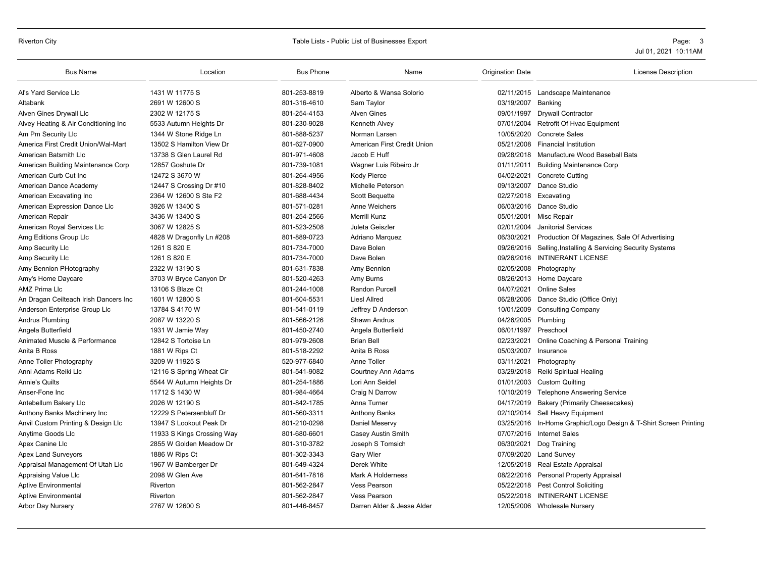| Bus Name | Location | Bus Phone | Name | Origination Date | License Description |
|---|---|---|---|---|---|
| Al's Yard Service Llc | 1431 W 11775 S | 801-253-8819 | Alberto & Wansa Solorio | 02/11/2015 | Landscape Maintenance |
| Altabank | 2691 W 12600 S | 801-316-4610 | Sam Taylor | 03/19/2007 | Banking |
| Alven Gines Drywall Llc | 2302 W 12175 S | 801-254-4153 | Alven Gines | 09/01/1997 | Drywall Contractor |
| Alvey Heating & Air Conditioning Inc | 5533 Autumn Heights Dr | 801-230-9028 | Kenneth Alvey | 07/01/2004 | Retrofit Of Hvac Equipment |
| Am Pm Security Llc | 1344 W Stone Ridge Ln | 801-888-5237 | Norman Larsen | 10/05/2020 | Concrete Sales |
| America First Credit Union/Wal-Mart | 13502 S Hamilton View Dr | 801-627-0900 | American First Credit Union | 05/21/2008 | Financial Institution |
| American Batsmith Llc | 13738 S Glen Laurel Rd | 801-971-4608 | Jacob E Huff | 09/28/2018 | Manufacture Wood Baseball Bats |
| American Building Maintenance Corp | 12857 Goshute Dr | 801-739-1081 | Wagner Luis Ribeiro Jr | 01/11/2011 | Building Maintenance Corp |
| American Curb Cut Inc | 12472 S 3670 W | 801-264-4956 | Kody Pierce | 04/02/2021 | Concrete Cutting |
| American Dance Academy | 12447 S Crossing Dr #10 | 801-828-8402 | Michelle Peterson | 09/13/2007 | Dance Studio |
| American Excavating Inc | 2364 W 12600 S Ste F2 | 801-688-4434 | Scott Bequette | 02/27/2018 | Excavating |
| American Expression Dance Llc | 3926 W 13400 S | 801-571-0281 | Anne Weichers | 06/03/2016 | Dance Studio |
| American Repair | 3436 W 13400 S | 801-254-2566 | Merrill Kunz | 05/01/2001 | Misc Repair |
| American Royal Services Llc | 3067 W 12825 S | 801-523-2508 | Juleta Geiszler | 02/01/2004 | Janitorial Services |
| Amg Editions Group Llc | 4828 W Dragonfly Ln #208 | 801-889-0723 | Adriano Marquez | 06/30/2021 | Production Of Magazines, Sale Of Advertising |
| Amp Security Llc | 1261 S 820 E | 801-734-7000 | Dave Bolen | 09/26/2016 | Selling,Installing & Servicing Security Systems |
| Amp Security Llc | 1261 S 820 E | 801-734-7000 | Dave Bolen | 09/26/2016 | INTINERANT LICENSE |
| Amy Bennion PHotography | 2322 W 13190 S | 801-631-7838 | Amy Bennion | 02/05/2008 | Photography |
| Amy's Home Daycare | 3703 W Bryce Canyon Dr | 801-520-4263 | Amy Burns | 08/26/2013 | Home Daycare |
| AMZ Prima Llc | 13106 S Blaze Ct | 801-244-1008 | Randon Purcell | 04/07/2021 | Online Sales |
| An Dragan Ceilteach Irish Dancers Inc | 1601 W 12800 S | 801-604-5531 | Liesl Allred | 06/28/2006 | Dance Studio (Office Only) |
| Anderson Enterprise Group Llc | 13784 S 4170 W | 801-541-0119 | Jeffrey D Anderson | 10/01/2009 | Consulting Company |
| Andrus Plumbing | 2087 W 13220 S | 801-566-2126 | Shawn Andrus | 04/26/2005 | Plumbing |
| Angela Butterfield | 1931 W Jamie Way | 801-450-2740 | Angela Butterfield | 06/01/1997 | Preschool |
| Animated Muscle & Performance | 12842 S Tortoise Ln | 801-979-2608 | Brian Bell | 02/23/2021 | Online Coaching & Personal Training |
| Anita B Ross | 1881 W Rips Ct | 801-518-2292 | Anita B Ross | 05/03/2007 | Insurance |
| Anne Toller Photography | 3209 W 11925 S | 520-977-6840 | Anne Toller | 03/11/2021 | Photography |
| Anni Adams Reiki Llc | 12116 S Spring Wheat Cir | 801-541-9082 | Courtney Ann Adams | 03/29/2018 | Reiki Spiritual Healing |
| Annie's Quilts | 5544 W Autumn Heights Dr | 801-254-1886 | Lori Ann Seidel | 01/01/2003 | Custom Quilting |
| Anser-Fone Inc | 11712 S 1430 W | 801-984-4664 | Craig N Darrow | 10/10/2019 | Telephone Answering Service |
| Antebellum Bakery Llc | 2026 W 12190 S | 801-842-1785 | Anna Turner | 04/17/2019 | Bakery (Primarily Cheesecakes) |
| Anthony Banks Machinery Inc | 12229 S Petersenbluff Dr | 801-560-3311 | Anthony Banks | 02/10/2014 | Sell Heavy Equipment |
| Anvil Custom Printing & Design Llc | 13947 S Lookout Peak Dr | 801-210-0298 | Daniel Meservy | 03/25/2016 | In-Home Graphic/Logo Design & T-Shirt Screen Printing |
| Anytime Goods Llc | 11933 S Kings Crossing Way | 801-680-6601 | Casey Austin Smith | 07/07/2016 | Internet Sales |
| Apex Canine Llc | 2855 W Golden Meadow Dr | 801-310-3782 | Joseph S Tomsich | 06/30/2021 | Dog Training |
| Apex Land Surveyors | 1886 W Rips Ct | 801-302-3343 | Gary Wier | 07/09/2020 | Land Survey |
| Appraisal Management Of Utah Llc | 1967 W Bamberger Dr | 801-649-4324 | Derek White | 12/05/2018 | Real Estate Appraisal |
| Appraising Value Llc | 2098 W Glen Ave | 801-641-7816 | Mark A Holderness | 08/22/2016 | Personal Property Appraisal |
| Aptive Environmental | Riverton | 801-562-2847 | Vess Pearson | 05/22/2018 | Pest Control Soliciting |
| Aptive Environmental | Riverton | 801-562-2847 | Vess Pearson | 05/22/2018 | INTINERANT LICENSE |
| Arbor Day Nursery | 2767 W 12600 S | 801-446-8457 | Darren Alder & Jesse Alder | 12/05/2006 | Wholesale Nursery |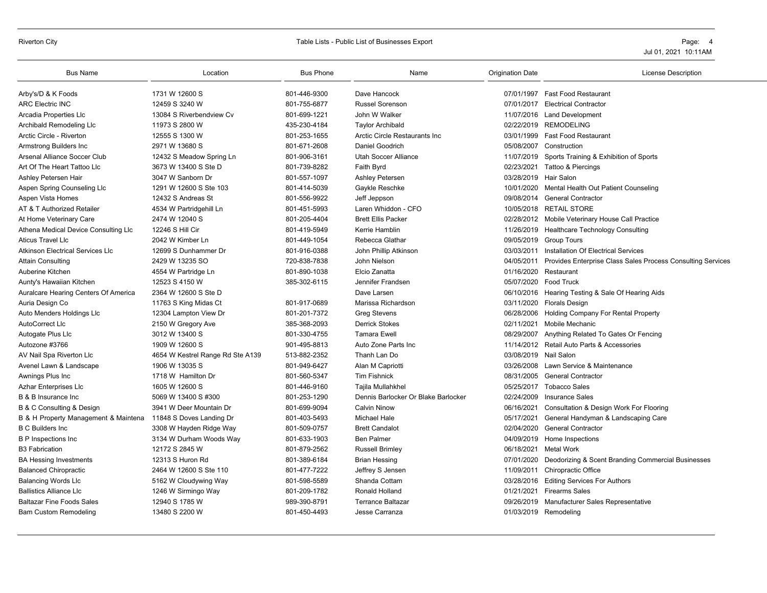| Bus Name | Location | Bus Phone | Name | Origination Date | License Description |
|---|---|---|---|---|---|
| Arby's/D & K Foods | 1731 W 12600 S | 801-446-9300 | Dave Hancock | 07/01/1997 | Fast Food Restaurant |
| ARC Electric INC | 12459 S 3240 W | 801-755-6877 | Russel Sorenson | 07/01/2017 | Electrical Contractor |
| Arcadia Properties Llc | 13084 S Riverbendview Cv | 801-699-1221 | John W Walker | 11/07/2016 | Land Development |
| Archibald Remodeling Llc | 11973 S 2800 W | 435-230-4184 | Taylor Archibald | 02/22/2019 | REMODELING |
| Arctic Circle - Riverton | 12555 S 1300 W | 801-253-1655 | Arctic Circle Restaurants Inc | 03/01/1999 | Fast Food Restaurant |
| Armstrong Builders Inc | 2971 W 13680 S | 801-671-2608 | Daniel Goodrich | 05/08/2007 | Construction |
| Arsenal Alliance Soccer Club | 12432 S Meadow Spring Ln | 801-906-3161 | Utah Soccer Alliance | 11/07/2019 | Sports Training & Exhibition of Sports |
| Art Of The Heart Tattoo Llc | 3673 W 13400 S Ste D | 801-739-8282 | Faith Byrd | 02/23/2021 | Tattoo & Piercings |
| Ashley Petersen Hair | 3047 W Sanborn Dr | 801-557-1097 | Ashley Petersen | 03/28/2019 | Hair Salon |
| Aspen Spring Counseling Llc | 1291 W 12600 S Ste 103 | 801-414-5039 | Gaykle Reschke | 10/01/2020 | Mental Health Out Patient Counseling |
| Aspen Vista Homes | 12432 S Andreas St | 801-556-9922 | Jeff Jeppson | 09/08/2014 | General Contractor |
| AT & T Authorized Retailer | 4534 W Partridgehill Ln | 801-451-5993 | Laren Whiddon - CFO | 10/05/2018 | RETAIL STORE |
| At Home Veterinary Care | 2474 W 12040 S | 801-205-4404 | Brett Ellis Packer | 02/28/2012 | Mobile Veterinary House Call Practice |
| Athena Medical Device Consulting Llc | 12246 S Hill Cir | 801-419-5949 | Kerrie Hamblin | 11/26/2019 | Healthcare Technology Consulting |
| Aticus Travel Llc | 2042 W Kimber Ln | 801-449-1054 | Rebecca Glathar | 09/05/2019 | Group Tours |
| Atkinson Electrical Services Llc | 12699 S Dunhammer Dr | 801-916-0388 | John Phillip Atkinson | 03/03/2011 | Installation Of Electrical Services |
| Attain Consulting | 2429 W 13235 SO | 720-838-7838 | John Nielson | 04/05/2011 | Provides Enterprise Class Sales Process Consulting Services |
| Auberine Kitchen | 4554 W Partridge Ln | 801-890-1038 | Elcio Zanatta | 01/16/2020 | Restaurant |
| Aunty's Hawaiian Kitchen | 12523 S 4150 W | 385-302-6115 | Jennifer Frandsen | 05/07/2020 | Food Truck |
| Auralcare Hearing Centers Of America | 2364 W 12600 S Ste D | | Dave Larsen | 06/10/2016 | Hearing Testing & Sale Of Hearing Aids |
| Auria Design Co | 11763 S King Midas Ct | 801-917-0689 | Marissa Richardson | 03/11/2020 | Florals Design |
| Auto Menders Holdings Llc | 12304 Lampton View Dr | 801-201-7372 | Greg Stevens | 06/28/2006 | Holding Company For Rental Property |
| AutoCorrect Llc | 2150 W Gregory Ave | 385-368-2093 | Derrick Stokes | 02/11/2021 | Mobile Mechanic |
| Autogate Plus Llc | 3012 W 13400 S | 801-330-4755 | Tamara Ewell | 08/29/2007 | Anything Related To Gates Or Fencing |
| Autozone #3766 | 1909 W 12600 S | 901-495-8813 | Auto Zone Parts Inc | 11/14/2012 | Retail Auto Parts & Accessories |
| AV Nail Spa Riverton Llc | 4654 W Kestrel Range Rd Ste A139 | 513-882-2352 | Thanh Lan Do | 03/08/2019 | Nail Salon |
| Avenel Lawn & Landscape | 1906 W 13035 S | 801-949-6427 | Alan M Capriotti | 03/26/2008 | Lawn Service & Maintenance |
| Awnings Plus Inc | 1718 W Hamilton Dr | 801-560-5347 | Tim Fishnick | 08/31/2005 | General Contractor |
| Azhar Enterprises Llc | 1605 W 12600 S | 801-446-9160 | Tajila Mullahkhel | 05/25/2017 | Tobacco Sales |
| B & B Insurance Inc | 5069 W 13400 S #300 | 801-253-1290 | Dennis Barlocker Or Blake Barlocker | 02/24/2009 | Insurance Sales |
| B & C Consulting & Design | 3941 W Deer Mountain Dr | 801-699-9094 | Calvin Ninow | 06/16/2021 | Consultation & Design Work For Flooring |
| B & H Property Management & Maintena | 11848 S Doves Landing Dr | 801-403-5493 | Michael Hale | 05/17/2021 | General Handyman & Landscaping Care |
| B C Builders Inc | 3308 W Hayden Ridge Way | 801-509-0757 | Brett Candalot | 02/04/2020 | General Contractor |
| B P Inspections Inc | 3134 W Durham Woods Way | 801-633-1903 | Ben Palmer | 04/09/2019 | Home Inspections |
| B3 Fabrication | 12172 S 2845 W | 801-879-2562 | Russell Brimley | 06/18/2021 | Metal Work |
| BA Hessing Investments | 12313 S Huron Rd | 801-389-6184 | Brian Hessing | 07/01/2020 | Deodorizing & Scent Branding Commercial Businesses |
| Balanced Chiropractic | 2464 W 12600 S Ste 110 | 801-477-7222 | Jeffrey S Jensen | 11/09/2011 | Chiropractic Office |
| Balancing Words Llc | 5162 W Cloudywing Way | 801-598-5589 | Shanda Cottam | 03/28/2016 | Editing Services For Authors |
| Ballistics Alliance Llc | 1246 W Sirmingo Way | 801-209-1782 | Ronald Holland | 01/21/2021 | Firearms Sales |
| Baltazar Fine Foods Sales | 12940 S 1785 W | 989-390-8791 | Terrance Baltazar | 09/26/2019 | Manufacturer Sales Representative |
| Bam Custom Remodeling | 13480 S 2200 W | 801-450-4493 | Jesse Carranza | 01/03/2019 | Remodeling |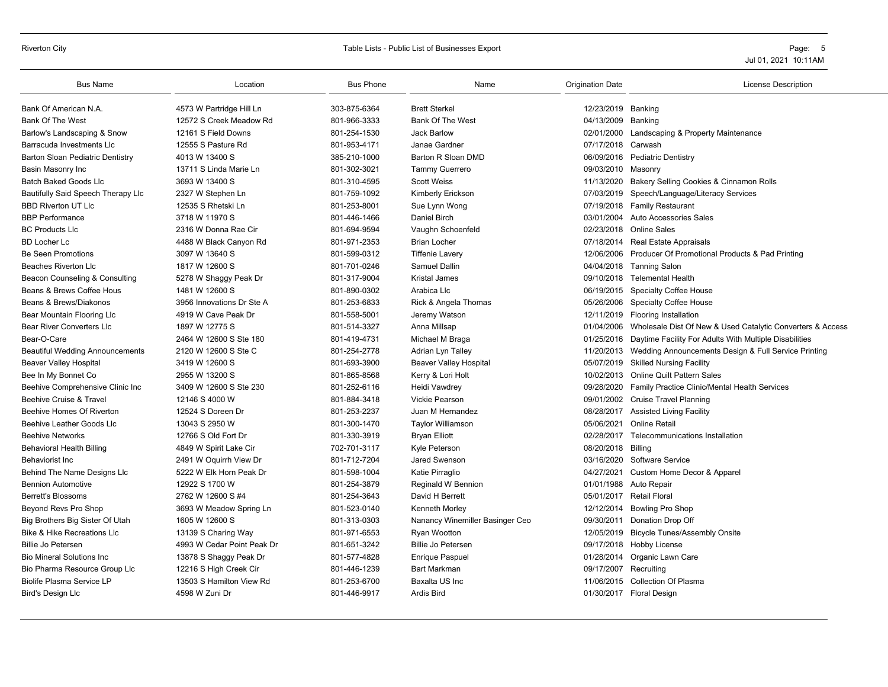| Bus Name | Location | Bus Phone | Name | Origination Date | License Description |
|---|---|---|---|---|---|
| Bank Of American N.A. | 4573 W Partridge Hill Ln | 303-875-6364 | Brett Sterkel | 12/23/2019 | Banking |
| Bank Of The West | 12572 S Creek Meadow Rd | 801-966-3333 | Bank Of The West | 04/13/2009 | Banking |
| Barlow's Landscaping & Snow | 12161 S Field Downs | 801-254-1530 | Jack Barlow | 02/01/2000 | Landscaping & Property Maintenance |
| Barracuda Investments Llc | 12555 S Pasture Rd | 801-953-4171 | Janae Gardner | 07/17/2018 | Carwash |
| Barton Sloan Pediatric Dentistry | 4013 W 13400 S | 385-210-1000 | Barton R Sloan DMD | 06/09/2016 | Pediatric Dentistry |
| Basin Masonry Inc | 13711 S Linda Marie Ln | 801-302-3021 | Tammy Guerrero | 09/03/2010 | Masonry |
| Batch Baked Goods Llc | 3693 W 13400 S | 801-310-4595 | Scott Weiss | 11/13/2020 | Bakery Selling Cookies & Cinnamon Rolls |
| Bautifully Said Speech Therapy Llc | 2327 W Stephen Ln | 801-759-1092 | Kimberly Erickson | 07/03/2019 | Speech/Language/Literacy Services |
| BBD Riverton UT Llc | 12535 S Rhetski Ln | 801-253-8001 | Sue Lynn Wong | 07/19/2018 | Family Restaurant |
| BBP Performance | 3718 W 11970 S | 801-446-1466 | Daniel Birch | 03/01/2004 | Auto Accessories Sales |
| BC Products Llc | 2316 W Donna Rae Cir | 801-694-9594 | Vaughn Schoenfeld | 02/23/2018 | Online Sales |
| BD Locher Lc | 4488 W Black Canyon Rd | 801-971-2353 | Brian Locher | 07/18/2014 | Real Estate Appraisals |
| Be Seen Promotions | 3097 W 13640 S | 801-599-0312 | Tiffenie Lavery | 12/06/2006 | Producer Of Promotional Products & Pad Printing |
| Beaches Riverton Llc | 1817 W 12600 S | 801-701-0246 | Samuel Dallin | 04/04/2018 | Tanning Salon |
| Beacon Counseling & Consulting | 5278 W Shaggy Peak Dr | 801-317-9004 | Kristal James | 09/10/2018 | Telemental Health |
| Beans & Brews Coffee Hous | 1481 W 12600 S | 801-890-0302 | Arabica Llc | 06/19/2015 | Specialty Coffee House |
| Beans & Brews/Diakonos | 3956 Innovations Dr Ste A | 801-253-6833 | Rick & Angela Thomas | 05/26/2006 | Specialty Coffee House |
| Bear Mountain Flooring Llc | 4919 W Cave Peak Dr | 801-558-5001 | Jeremy Watson | 12/11/2019 | Flooring Installation |
| Bear River Converters Llc | 1897 W 12775 S | 801-514-3327 | Anna Millsap | 01/04/2006 | Wholesale Dist Of New & Used Catalytic Converters & Access |
| Bear-O-Care | 2464 W 12600 S Ste 180 | 801-419-4731 | Michael M Braga | 01/25/2016 | Daytime Facility For Adults With Multiple Disabilities |
| Beautiful Wedding Announcements | 2120 W 12600 S Ste C | 801-254-2778 | Adrian Lyn Talley | 11/20/2013 | Wedding Announcements Design & Full Service Printing |
| Beaver Valley Hospital | 3419 W 12600 S | 801-693-3900 | Beaver Valley Hospital | 05/07/2019 | Skilled Nursing Facility |
| Bee In My Bonnet Co | 2955 W 13200 S | 801-865-8568 | Kerry & Lori Holt | 10/02/2013 | Online Quilt Pattern Sales |
| Beehive Comprehensive Clinic Inc | 3409 W 12600 S Ste 230 | 801-252-6116 | Heidi Vawdrey | 09/28/2020 | Family Practice Clinic/Mental Health Services |
| Beehive Cruise & Travel | 12146 S 4000 W | 801-884-3418 | Vickie Pearson | 09/01/2002 | Cruise Travel Planning |
| Beehive Homes Of Riverton | 12524 S Doreen Dr | 801-253-2237 | Juan M Hernandez | 08/28/2017 | Assisted Living Facility |
| Beehive Leather Goods Llc | 13043 S 2950 W | 801-300-1470 | Taylor Williamson | 05/06/2021 | Online Retail |
| Beehive Networks | 12766 S Old Fort Dr | 801-330-3919 | Bryan Elliott | 02/28/2017 | Telecommunications Installation |
| Behavioral Health Billing | 4849 W Spirit Lake Cir | 702-701-3117 | Kyle Peterson | 08/20/2018 | Billing |
| Behaviorist Inc | 2491 W Oquirrh View Dr | 801-712-7204 | Jared Swenson | 03/16/2020 | Software Service |
| Behind The Name Designs Llc | 5222 W Elk Horn Peak Dr | 801-598-1004 | Katie Pirraglio | 04/27/2021 | Custom Home Decor & Apparel |
| Bennion Automotive | 12922 S 1700 W | 801-254-3879 | Reginald W Bennion | 01/01/1988 | Auto Repair |
| Berrett's Blossoms | 2762 W 12600 S #4 | 801-254-3643 | David H Berrett | 05/01/2017 | Retail Floral |
| Beyond Revs Pro Shop | 3693 W Meadow Spring Ln | 801-523-0140 | Kenneth Morley | 12/12/2014 | Bowling Pro Shop |
| Big Brothers Big Sister Of Utah | 1605 W 12600 S | 801-313-0303 | Nanancy Winemiller Basinger Ceo | 09/30/2011 | Donation Drop Off |
| Bike & Hike Recreations Llc | 13139 S Charing Way | 801-971-6553 | Ryan Wootton | 12/05/2019 | Bicycle Tunes/Assembly Onsite |
| Billie Jo Petersen | 4993 W Cedar Point Peak Dr | 801-651-3242 | Billie Jo Petersen | 09/17/2018 | Hobby License |
| Bio Mineral Solutions Inc | 13878 S Shaggy Peak Dr | 801-577-4828 | Enrique Paspuel | 01/28/2014 | Organic Lawn Care |
| Bio Pharma Resource Group Llc | 12216 S High Creek Cir | 801-446-1239 | Bart Markman | 09/17/2007 | Recruiting |
| Biolife Plasma Service LP | 13503 S Hamilton View Rd | 801-253-6700 | Baxalta US Inc | 11/06/2015 | Collection Of Plasma |
| Bird's Design Llc | 4598 W Zuni Dr | 801-446-9917 | Ardis Bird | 01/30/2017 | Floral Design |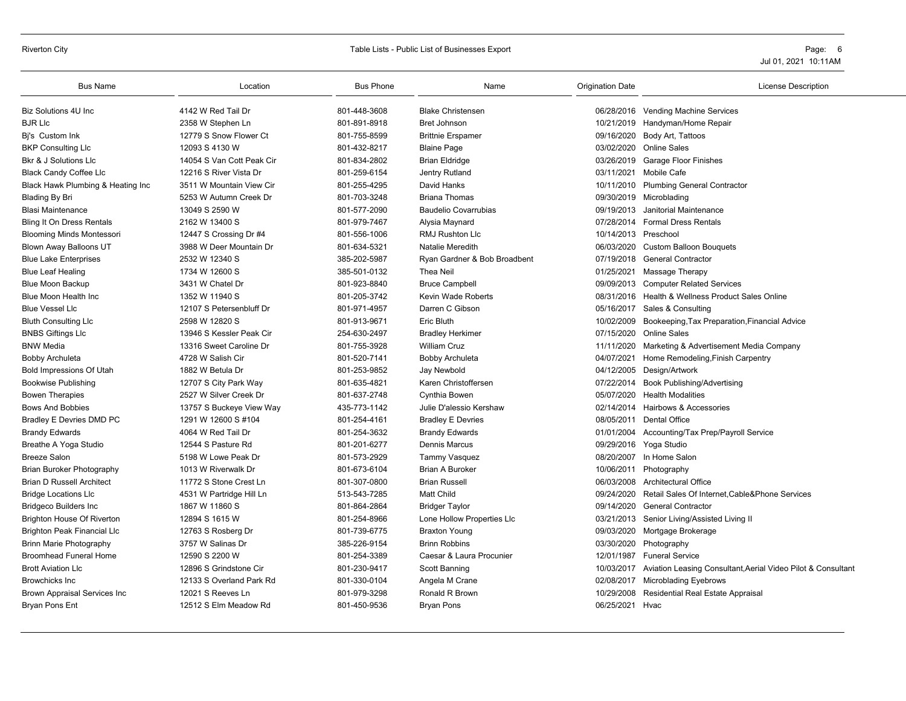| Bus Name | Location | Bus Phone | Name | Origination Date | License Description |
| --- | --- | --- | --- | --- | --- |
| Biz Solutions 4U Inc | 4142 W Red Tail Dr | 801-448-3608 | Blake Christensen | 06/28/2016 | Vending Machine Services |
| BJR Llc | 2358 W Stephen Ln | 801-891-8918 | Bret Johnson | 10/21/2019 | Handyman/Home Repair |
| Bj's Custom Ink | 12779 S Snow Flower Ct | 801-755-8599 | Brittnie Erspamer | 09/16/2020 | Body Art, Tattoos |
| BKP Consulting Llc | 12093 S 4130 W | 801-432-8217 | Blaine Page | 03/02/2020 | Online Sales |
| Bkr & J Solutions Llc | 14054 S Van Cott Peak Cir | 801-834-2802 | Brian Eldridge | 03/26/2019 | Garage Floor Finishes |
| Black Candy Coffee Llc | 12216 S River Vista Dr | 801-259-6154 | Jentry Rutland | 03/11/2021 | Mobile Cafe |
| Black Hawk Plumbing & Heating Inc | 3511 W Mountain View Cir | 801-255-4295 | David Hanks | 10/11/2010 | Plumbing General Contractor |
| Blading By Bri | 5253 W Autumn Creek Dr | 801-703-3248 | Briana Thomas | 09/30/2019 | Microblading |
| Blasi Maintenance | 13049 S 2590 W | 801-577-2090 | Baudelio Covarrubias | 09/19/2013 | Janitorial Maintenance |
| Bling It On Dress Rentals | 2162 W 13400 S | 801-979-7467 | Alysia Maynard | 07/28/2014 | Formal Dress Rentals |
| Blooming Minds Montessori | 12447 S Crossing Dr #4 | 801-556-1006 | RMJ Rushton Llc | 10/14/2013 | Preschool |
| Blown Away Balloons UT | 3988 W Deer Mountain Dr | 801-634-5321 | Natalie Meredith | 06/03/2020 | Custom Balloon Bouquets |
| Blue Lake Enterprises | 2532 W 12340 S | 385-202-5987 | Ryan Gardner & Bob Broadbent | 07/19/2018 | General Contractor |
| Blue Leaf Healing | 1734 W 12600 S | 385-501-0132 | Thea Neil | 01/25/2021 | Massage Therapy |
| Blue Moon Backup | 3431 W Chatel Dr | 801-923-8840 | Bruce Campbell | 09/09/2013 | Computer Related Services |
| Blue Moon Health Inc | 1352 W 11940 S | 801-205-3742 | Kevin Wade Roberts | 08/31/2016 | Health & Wellness Product Sales Online |
| Blue Vessel Llc | 12107 S Petersenbluff Dr | 801-971-4957 | Darren C Gibson | 05/16/2017 | Sales & Consulting |
| Bluth Consulting Llc | 2598 W 12820 S | 801-913-9671 | Eric Bluth | 10/02/2009 | Bookkeeping,Tax Preparation,Financial Advice |
| BNBS Giftings Llc | 13946 S Kessler Peak Cir | 254-630-2497 | Bradley Herkimer | 07/15/2020 | Online Sales |
| BNW Media | 13316 Sweet Caroline Dr | 801-755-3928 | William Cruz | 11/11/2020 | Marketing & Advertisement Media Company |
| Bobby Archuleta | 4728 W Salish Cir | 801-520-7141 | Bobby Archuleta | 04/07/2021 | Home Remodeling,Finish Carpentry |
| Bold Impressions Of Utah | 1882 W Betula Dr | 801-253-9852 | Jay Newbold | 04/12/2005 | Design/Artwork |
| Bookwise Publishing | 12707 S City Park Way | 801-635-4821 | Karen Christoffersen | 07/22/2014 | Book Publishing/Advertising |
| Bowen Therapies | 2527 W Silver Creek Dr | 801-637-2748 | Cynthia Bowen | 05/07/2020 | Health Modalities |
| Bows And Bobbies | 13757 S Buckeye View Way | 435-773-1142 | Julie D'alessio Kershaw | 02/14/2014 | Hairbows & Accessories |
| Bradley E Devries DMD PC | 1291 W 12600 S #104 | 801-254-4161 | Bradley E Devries | 08/05/2011 | Dental Office |
| Brandy Edwards | 4064 W Red Tail Dr | 801-254-3632 | Brandy Edwards | 01/01/2004 | Accounting/Tax Prep/Payroll Service |
| Breathe A Yoga Studio | 12544 S Pasture Rd | 801-201-6277 | Dennis Marcus | 09/29/2016 | Yoga Studio |
| Breeze Salon | 5198 W Lowe Peak Dr | 801-573-2929 | Tammy Vasquez | 08/20/2007 | In Home Salon |
| Brian Buroker Photography | 1013 W Riverwalk Dr | 801-673-6104 | Brian A Buroker | 10/06/2011 | Photography |
| Brian D Russell Architect | 11772 S Stone Crest Ln | 801-307-0800 | Brian Russell | 06/03/2008 | Architectural Office |
| Bridge Locations Llc | 4531 W Partridge Hill Ln | 513-543-7285 | Matt Child | 09/24/2020 | Retail Sales Of Internet,Cable&Phone Services |
| Bridgeco Builders Inc | 1867 W 11860 S | 801-864-2864 | Bridger Taylor | 09/14/2020 | General Contractor |
| Brighton House Of Riverton | 12894 S 1615 W | 801-254-8966 | Lone Hollow Properties Llc | 03/21/2013 | Senior Living/Assisted Living II |
| Brighton Peak Financial Llc | 12763 S Rosberg Dr | 801-739-6775 | Braxton Young | 09/03/2020 | Mortgage Brokerage |
| Brinn Marie Photography | 3757 W Salinas Dr | 385-226-9154 | Brinn Robbins | 03/30/2020 | Photography |
| Broomhead Funeral Home | 12590 S 2200 W | 801-254-3389 | Caesar & Laura Procunier | 12/01/1987 | Funeral Service |
| Brott Aviation Llc | 12896 S Grindstone Cir | 801-230-9417 | Scott Banning | 10/03/2017 | Aviation Leasing Consultant,Aerial Video Pilot & Consultant |
| Browchicks Inc | 12133 S Overland Park Rd | 801-330-0104 | Angela M Crane | 02/08/2017 | Microblading Eyebrows |
| Brown Appraisal Services Inc | 12021 S Reeves Ln | 801-979-3298 | Ronald R Brown | 10/29/2008 | Residential Real Estate Appraisal |
| Bryan Pons Ent | 12512 S Elm Meadow Rd | 801-450-9536 | Bryan Pons | 06/25/2021 | Hvac |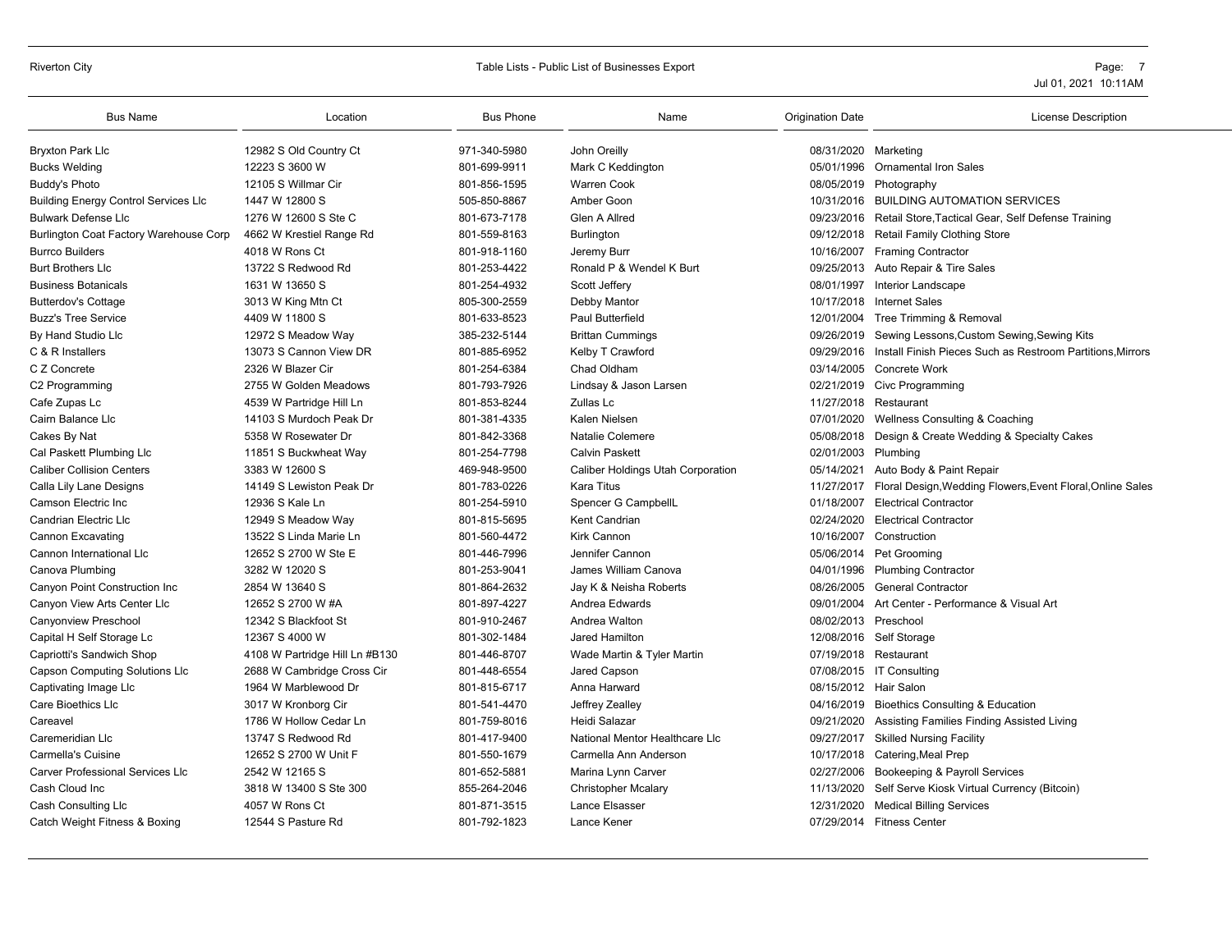| Bus Name | Location | Bus Phone | Name | Origination Date | License Description |
|---|---|---|---|---|---|
| Bryxton Park Llc | 12982 S Old Country Ct | 971-340-5980 | John Oreilly | 08/31/2020 | Marketing |
| Bucks Welding | 12223 S 3600 W | 801-699-9911 | Mark C Keddington | 05/01/1996 | Ornamental Iron Sales |
| Buddy's Photo | 12105 S Willmar Cir | 801-856-1595 | Warren Cook | 08/05/2019 | Photography |
| Building Energy Control Services Llc | 1447 W 12800 S | 505-850-8867 | Amber Goon | 10/31/2016 | BUILDING AUTOMATION SERVICES |
| Bulwark Defense Llc | 1276 W 12600 S Ste C | 801-673-7178 | Glen A Allred | 09/23/2016 | Retail Store,Tactical Gear, Self Defense Training |
| Burlington Coat Factory Warehouse Corp | 4662 W Krestiel Range Rd | 801-559-8163 | Burlington | 09/12/2018 | Retail Family Clothing Store |
| Burrco Builders | 4018 W Rons Ct | 801-918-1160 | Jeremy Burr | 10/16/2007 | Framing Contractor |
| Burt Brothers Llc | 13722 S Redwood Rd | 801-253-4422 | Ronald P & Wendel K Burt | 09/25/2013 | Auto Repair & Tire Sales |
| Business Botanicals | 1631 W 13650 S | 801-254-4932 | Scott Jeffery | 08/01/1997 | Interior Landscape |
| Butterdov's Cottage | 3013 W King Mtn Ct | 805-300-2559 | Debby Mantor | 10/17/2018 | Internet Sales |
| Buzz's Tree Service | 4409 W 11800 S | 801-633-8523 | Paul Butterfield | 12/01/2004 | Tree Trimming & Removal |
| By Hand Studio Llc | 12972 S Meadow Way | 385-232-5144 | Brittan Cummings | 09/26/2019 | Sewing Lessons,Custom Sewing,Sewing Kits |
| C & R Installers | 13073 S Cannon View DR | 801-885-6952 | Kelby T Crawford | 09/29/2016 | Install Finish Pieces Such as Restroom Partitions,Mirrors |
| C Z Concrete | 2326 W Blazer Cir | 801-254-6384 | Chad Oldham | 03/14/2005 | Concrete Work |
| C2 Programming | 2755 W Golden Meadows | 801-793-7926 | Lindsay & Jason Larsen | 02/21/2019 | Civc Programming |
| Cafe Zupas Lc | 4539 W Partridge Hill Ln | 801-853-8244 | Zullas Lc | 11/27/2018 | Restaurant |
| Cairn Balance Llc | 14103 S Murdoch Peak Dr | 801-381-4335 | Kalen Nielsen | 07/01/2020 | Wellness Consulting & Coaching |
| Cakes By Nat | 5358 W Rosewater Dr | 801-842-3368 | Natalie Colemere | 05/08/2018 | Design & Create Wedding & Specialty Cakes |
| Cal Paskett Plumbing Llc | 11851 S Buckwheat Way | 801-254-7798 | Calvin Paskett | 02/01/2003 | Plumbing |
| Caliber Collision Centers | 3383 W 12600 S | 469-948-9500 | Caliber Holdings Utah Corporation | 05/14/2021 | Auto Body & Paint Repair |
| Calla Lily Lane Designs | 14149 S Lewiston Peak Dr | 801-783-0226 | Kara Titus | 11/27/2017 | Floral Design,Wedding Flowers,Event Floral,Online Sales |
| Camson Electric Inc | 12936 S Kale Ln | 801-254-5910 | Spencer G CampbellL | 01/18/2007 | Electrical Contractor |
| Candrian Electric Llc | 12949 S Meadow Way | 801-815-5695 | Kent Candrian | 02/24/2020 | Electrical Contractor |
| Cannon Excavating | 13522 S Linda Marie Ln | 801-560-4472 | Kirk Cannon | 10/16/2007 | Construction |
| Cannon International Llc | 12652 S 2700 W Ste E | 801-446-7996 | Jennifer Cannon | 05/06/2014 | Pet Grooming |
| Canova Plumbing | 3282 W 12020 S | 801-253-9041 | James William Canova | 04/01/1996 | Plumbing Contractor |
| Canyon Point Construction Inc | 2854 W 13640 S | 801-864-2632 | Jay K & Neisha Roberts | 08/26/2005 | General Contractor |
| Canyon View Arts Center Llc | 12652 S 2700 W #A | 801-897-4227 | Andrea Edwards | 09/01/2004 | Art Center - Performance & Visual Art |
| Canyonview Preschool | 12342 S Blackfoot St | 801-910-2467 | Andrea Walton | 08/02/2013 | Preschool |
| Capital H Self Storage Lc | 12367 S 4000 W | 801-302-1484 | Jared Hamilton | 12/08/2016 | Self Storage |
| Capriotti's Sandwich Shop | 4108 W Partridge Hill Ln #B130 | 801-446-8707 | Wade Martin & Tyler Martin | 07/19/2018 | Restaurant |
| Capson Computing Solutions Llc | 2688 W Cambridge Cross Cir | 801-448-6554 | Jared Capson | 07/08/2015 | IT Consulting |
| Captivating Image Llc | 1964 W Marblewood Dr | 801-815-6717 | Anna Harward | 08/15/2012 | Hair Salon |
| Care Bioethics Llc | 3017 W Kronborg Cir | 801-541-4470 | Jeffrey Zealley | 04/16/2019 | Bioethics Consulting & Education |
| Careavel | 1786 W Hollow Cedar Ln | 801-759-8016 | Heidi Salazar | 09/21/2020 | Assisting Families Finding Assisted Living |
| Caremeridian Llc | 13747 S Redwood Rd | 801-417-9400 | National Mentor Healthcare Llc | 09/27/2017 | Skilled Nursing Facility |
| Carmella's Cuisine | 12652 S 2700 W Unit F | 801-550-1679 | Carmella Ann Anderson | 10/17/2018 | Catering,Meal Prep |
| Carver Professional Services Llc | 2542 W 12165 S | 801-652-5881 | Marina Lynn Carver | 02/27/2006 | Bookeeping & Payroll Services |
| Cash Cloud Inc | 3818 W 13400 S Ste 300 | 855-264-2046 | Christopher Mcalary | 11/13/2020 | Self Serve Kiosk Virtual Currency (Bitcoin) |
| Cash Consulting Llc | 4057 W Rons Ct | 801-871-3515 | Lance Elsasser | 12/31/2020 | Medical Billing Services |
| Catch Weight Fitness & Boxing | 12544 S Pasture Rd | 801-792-1823 | Lance Kener | 07/29/2014 | Fitness Center |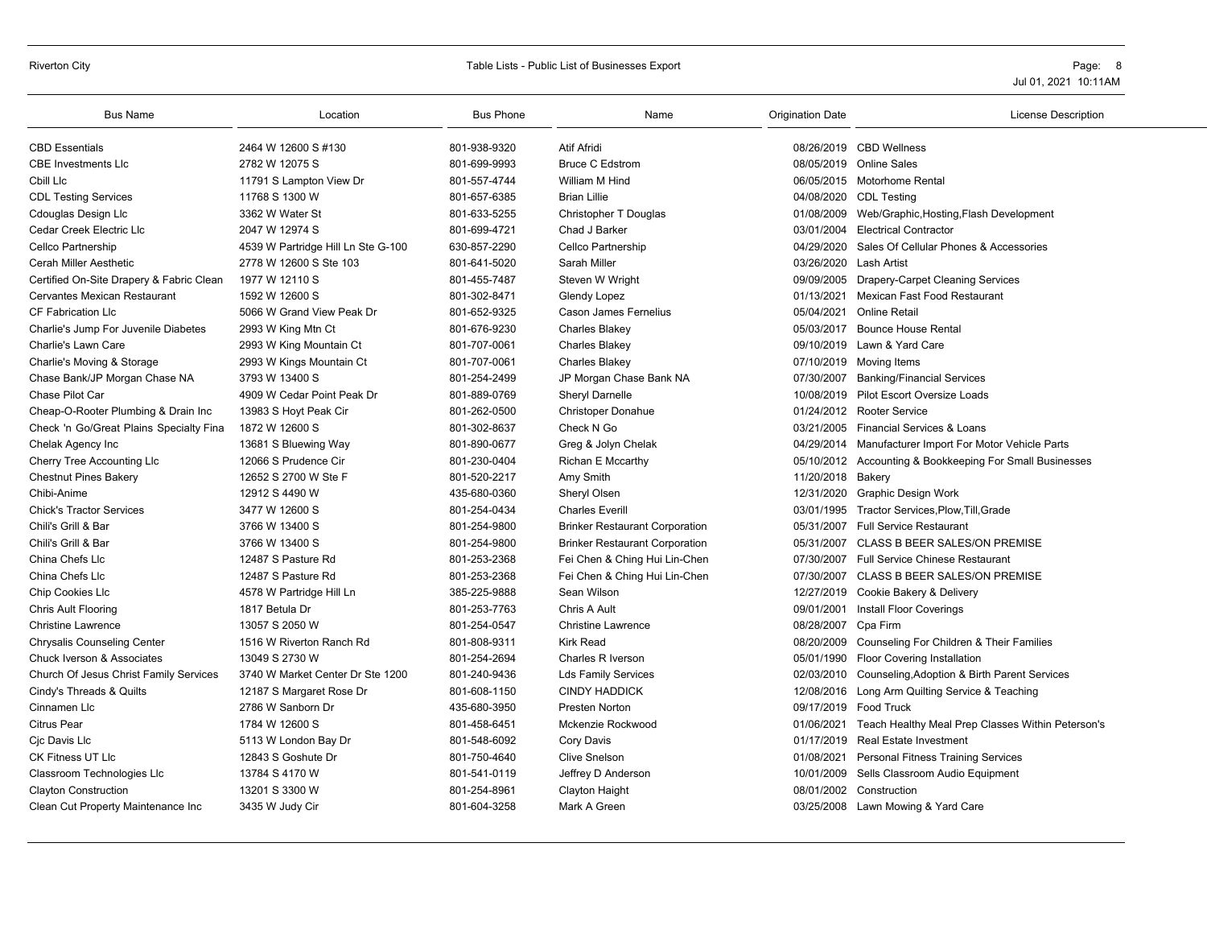| Bus Name | Location | Bus Phone | Name | Origination Date | License Description |
|---|---|---|---|---|---|
| CBD Essentials | 2464 W 12600 S #130 | 801-938-9320 | Atif Afridi | 08/26/2019 | CBD Wellness |
| CBE Investments Llc | 2782 W 12075 S | 801-699-9993 | Bruce C Edstrom | 08/05/2019 | Online Sales |
| Cbill Llc | 11791 S Lampton View Dr | 801-557-4744 | William M Hind | 06/05/2015 | Motorhome Rental |
| CDL Testing Services | 11768 S 1300 W | 801-657-6385 | Brian Lillie | 04/08/2020 | CDL Testing |
| Cdouglas Design Llc | 3362 W Water St | 801-633-5255 | Christopher T Douglas | 01/08/2009 | Web/Graphic,Hosting,Flash Development |
| Cedar Creek Electric Llc | 2047 W 12974 S | 801-699-4721 | Chad J Barker | 03/01/2004 | Electrical Contractor |
| Cellco Partnership | 4539 W Partridge Hill Ln Ste G-100 | 630-857-2290 | Cellco Partnership | 04/29/2020 | Sales Of Cellular Phones & Accessories |
| Cerah Miller Aesthetic | 2778 W 12600 S Ste 103 | 801-641-5020 | Sarah Miller | 03/26/2020 | Lash Artist |
| Certified On-Site Drapery & Fabric Clean | 1977 W 12110 S | 801-455-7487 | Steven W Wright | 09/09/2005 | Drapery-Carpet Cleaning Services |
| Cervantes Mexican Restaurant | 1592 W 12600 S | 801-302-8471 | Glendy Lopez | 01/13/2021 | Mexican Fast Food Restaurant |
| CF Fabrication Llc | 5066 W Grand View Peak Dr | 801-652-9325 | Cason James Fernelius | 05/04/2021 | Online Retail |
| Charlie's Jump For Juvenile Diabetes | 2993 W King Mtn Ct | 801-676-9230 | Charles Blakey | 05/03/2017 | Bounce House Rental |
| Charlie's Lawn Care | 2993 W King Mountain Ct | 801-707-0061 | Charles Blakey | 09/10/2019 | Lawn & Yard Care |
| Charlie's Moving & Storage | 2993 W Kings Mountain Ct | 801-707-0061 | Charles Blakey | 07/10/2019 | Moving Items |
| Chase Bank/JP Morgan Chase NA | 3793 W 13400 S | 801-254-2499 | JP Morgan Chase Bank NA | 07/30/2007 | Banking/Financial Services |
| Chase Pilot Car | 4909 W Cedar Point Peak Dr | 801-889-0769 | Sheryl Darnelle | 10/08/2019 | Pilot Escort Oversize Loads |
| Cheap-O-Rooter Plumbing & Drain Inc | 13983 S Hoyt Peak Cir | 801-262-0500 | Christoper Donahue | 01/24/2012 | Rooter Service |
| Check 'n Go/Great Plains Specialty Fina | 1872 W 12600 S | 801-302-8637 | Check N Go | 03/21/2005 | Financial Services & Loans |
| Chelak Agency Inc | 13681 S Bluewing Way | 801-890-0677 | Greg & Jolyn Chelak | 04/29/2014 | Manufacturer Import For Motor Vehicle Parts |
| Cherry Tree Accounting Llc | 12066 S Prudence Cir | 801-230-0404 | Richan E Mccarthy | 05/10/2012 | Accounting & Bookkeeping For Small Businesses |
| Chestnut Pines Bakery | 12652 S 2700 W Ste F | 801-520-2217 | Amy Smith | 11/20/2018 | Bakery |
| Chibi-Anime | 12912 S 4490 W | 435-680-0360 | Sheryl Olsen | 12/31/2020 | Graphic Design Work |
| Chick's Tractor Services | 3477 W 12600 S | 801-254-0434 | Charles Everill | 03/01/1995 | Tractor Services,Plow,Till,Grade |
| Chili's Grill & Bar | 3766 W 13400 S | 801-254-9800 | Brinker Restaurant Corporation | 05/31/2007 | Full Service Restaurant |
| Chili's Grill & Bar | 3766 W 13400 S | 801-254-9800 | Brinker Restaurant Corporation | 05/31/2007 | CLASS B BEER SALES/ON PREMISE |
| China Chefs Llc | 12487 S Pasture Rd | 801-253-2368 | Fei Chen & Ching Hui Lin-Chen | 07/30/2007 | Full Service Chinese Restaurant |
| China Chefs Llc | 12487 S Pasture Rd | 801-253-2368 | Fei Chen & Ching Hui Lin-Chen | 07/30/2007 | CLASS B BEER SALES/ON PREMISE |
| Chip Cookies Llc | 4578 W Partridge Hill Ln | 385-225-9888 | Sean Wilson | 12/27/2019 | Cookie Bakery & Delivery |
| Chris Ault Flooring | 1817 Betula Dr | 801-253-7763 | Chris A Ault | 09/01/2001 | Install Floor Coverings |
| Christine Lawrence | 13057 S 2050 W | 801-254-0547 | Christine Lawrence | 08/28/2007 | Cpa Firm |
| Chrysalis Counseling Center | 1516 W Riverton Ranch Rd | 801-808-9311 | Kirk Read | 08/20/2009 | Counseling For Children & Their Families |
| Chuck Iverson & Associates | 13049 S 2730 W | 801-254-2694 | Charles R Iverson | 05/01/1990 | Floor Covering Installation |
| Church Of Jesus Christ Family Services | 3740 W Market Center Dr Ste 1200 | 801-240-9436 | Lds Family Services | 02/03/2010 | Counseling,Adoption & Birth Parent Services |
| Cindy's Threads & Quilts | 12187 S Margaret Rose Dr | 801-608-1150 | CINDY HADDICK | 12/08/2016 | Long Arm Quilting Service & Teaching |
| Cinnamen Llc | 2786 W Sanborn Dr | 435-680-3950 | Presten Norton | 09/17/2019 | Food Truck |
| Citrus Pear | 1784 W 12600 S | 801-458-6451 | Mckenzie Rockwood | 01/06/2021 | Teach Healthy Meal Prep Classes Within Peterson's |
| Cjc Davis Llc | 5113 W London Bay Dr | 801-548-6092 | Cory Davis | 01/17/2019 | Real Estate Investment |
| CK Fitness UT Llc | 12843 S Goshute Dr | 801-750-4640 | Clive Snelson | 01/08/2021 | Personal Fitness Training Services |
| Classroom Technologies Llc | 13784 S 4170 W | 801-541-0119 | Jeffrey D Anderson | 10/01/2009 | Sells Classroom Audio Equipment |
| Clayton Construction | 13201 S 3300 W | 801-254-8961 | Clayton Haight | 08/01/2002 | Construction |
| Clean Cut Property Maintenance Inc | 3435 W Judy Cir | 801-604-3258 | Mark A Green | 03/25/2008 | Lawn Mowing & Yard Care |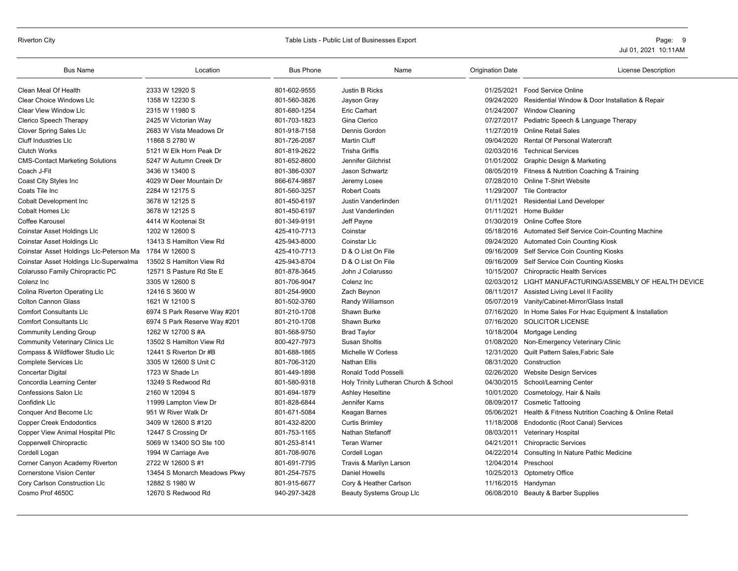| Bus Name | Location | Bus Phone | Name | Origination Date | License Description |
|---|---|---|---|---|---|
| Clean Meal Of Health | 2333 W 12920 S | 801-602-9555 | Justin B Ricks | 01/25/2021 | Food Service Online |
| Clear Choice Windows Llc | 1358 W 12230 S | 801-560-3826 | Jayson Gray | 09/24/2020 | Residential Window & Door Installation & Repair |
| Clear View Window Llc | 2315 W 11980 S | 801-680-1254 | Eric Carhart | 01/24/2007 | Window Cleaning |
| Clerico Speech Therapy | 2425 W Victorian Way | 801-703-1823 | Gina Clerico | 07/27/2017 | Pediatric Speech & Language Therapy |
| Clover Spring Sales Llc | 2683 W Vista Meadows Dr | 801-918-7158 | Dennis Gordon | 11/27/2019 | Online Retail Sales |
| Cluff Industries Llc | 11868 S 2780 W | 801-726-2087 | Martin Cluff | 09/04/2020 | Rental Of Personal Watercraft |
| Clutch Works | 5121 W Elk Horn Peak Dr | 801-819-2622 | Trisha Griffis | 02/03/2016 | Technical Services |
| CMS-Contact Marketing Solutions | 5247 W Autumn Creek Dr | 801-652-8600 | Jennifer Gilchrist | 01/01/2002 | Graphic Design & Marketing |
| Coach J-Fit | 3436 W 13400 S | 801-386-0307 | Jason Schwartz | 08/05/2019 | Fitness & Nutrition Coaching & Training |
| Coast City Styles Inc | 4029 W Deer Mountain Dr | 866-674-9887 | Jeremy Losee | 07/28/2010 | Online T-Shirt Website |
| Coats Tile Inc | 2284 W 12175 S | 801-560-3257 | Robert Coats | 11/29/2007 | Tile Contractor |
| Cobalt Development Inc | 3678 W 12125 S | 801-450-6197 | Justin Vanderlinden | 01/11/2021 | Residential Land Developer |
| Cobalt Homes Llc | 3678 W 12125 S | 801-450-6197 | Just Vanderlinden | 01/11/2021 | Home Builder |
| Coffee Karousel | 4414 W Kootenai St | 801-349-9191 | Jeff Payne | 01/30/2019 | Online Coffee Store |
| Coinstar Asset Holdings Llc | 1202 W 12600 S | 425-410-7713 | Coinstar | 05/18/2016 | Automated Self Service Coin-Counting Machine |
| Coinstar Asset Holdings Llc | 13413 S Hamilton View Rd | 425-943-8000 | Coinstar Llc | 09/24/2020 | Automated Coin Counting Kiosk |
| Coinstar Asset Holdings Llc-Peterson Ma | 1784 W 12600 S | 425-410-7713 | D & O List On File | 09/16/2009 | Self Service Coin Counting Kiosks |
| Coinstar Asset Holdings Llc-Superwalma | 13502 S Hamilton View Rd | 425-943-8704 | D & O List On File | 09/16/2009 | Self Service Coin Counting Kiosks |
| Colarusso Family Chiropractic PC | 12571 S Pasture Rd Ste E | 801-878-3645 | John J Colarusso | 10/15/2007 | Chiropractic Health Services |
| Colenz Inc | 3305 W 12600 S | 801-706-9047 | Colenz Inc | 02/03/2012 | LIGHT MANUFACTURING/ASSEMBLY OF HEALTH DEVICE |
| Colina Riverton Operating Llc | 12416 S 3600 W | 801-254-9900 | Zach Beynon | 08/11/2017 | Assisted Living Level II Facility |
| Colton Cannon Glass | 1621 W 12100 S | 801-502-3760 | Randy Williamson | 05/07/2019 | Vanity/Cabinet-Mirror/Glass Install |
| Comfort Consultants Llc | 6974 S Park Reserve Way #201 | 801-210-1708 | Shawn Burke | 07/16/2020 | In Home Sales For Hvac Equipment & Installation |
| Comfort Consultants Llc | 6974 S Park Reserve Way #201 | 801-210-1708 | Shawn Burke | 07/16/2020 | SOLICITOR LICENSE |
| Community Lending Group | 1262 W 12700 S #A | 801-568-9750 | Brad Taylor | 10/18/2004 | Mortgage Lending |
| Community Veterinary Clinics Llc | 13502 S Hamilton View Rd | 800-427-7973 | Susan Sholtis | 01/08/2020 | Non-Emergency Veterinary Clinic |
| Compass & Wildflower Studio Llc | 12441 S Riverton Dr #B | 801-688-1865 | Michelle W Corless | 12/31/2020 | Quilt Pattern Sales,Fabric Sale |
| Complete Services Llc | 3305 W 12600 S Unit C | 801-706-3120 | Nathan Ellis | 08/31/2020 | Construction |
| Concertar Digital | 1723 W Shade Ln | 801-449-1898 | Ronald Todd Posselli | 02/26/2020 | Website Design Services |
| Concordia Learning Center | 13249 S Redwood Rd | 801-580-9318 | Holy Trinity Lutheran Church & School | 04/30/2015 | School/Learning Center |
| Confessions Salon Llc | 2160 W 12094 S | 801-694-1879 | Ashley Heseltine | 10/01/2020 | Cosmetology, Hair & Nails |
| Confidink Llc | 11999 Lampton View Dr | 801-828-6844 | Jennifer Karns | 08/09/2017 | Cosmetic Tattooing |
| Conquer And Become Llc | 951 W River Walk Dr | 801-671-5084 | Keagan Barnes | 05/06/2021 | Health & Fitness Nutrition Coaching & Online Retail |
| Copper Creek Endodontics | 3409 W 12600 S #120 | 801-432-8200 | Curtis Brimley | 11/18/2008 | Endodontic (Root Canal) Services |
| Copper View Animal Hospital Pllc | 12447 S Crossing Dr | 801-753-1165 | Nathan Stefanoff | 08/03/2011 | Veterinary Hospital |
| Copperwell Chiropractic | 5069 W 13400 SO Ste 100 | 801-253-8141 | Teran Warner | 04/21/2011 | Chiropractic Services |
| Cordell Logan | 1994 W Carriage Ave | 801-708-9076 | Cordell Logan | 04/22/2014 | Consulting In Nature Pathic Medicine |
| Corner Canyon Academy Riverton | 2722 W 12600 S #1 | 801-691-7795 | Travis & Marilyn Larson | 12/04/2014 | Preschool |
| Cornerstone Vision Center | 13454 S Monarch Meadows Pkwy | 801-254-7575 | Daniel Howells | 10/25/2013 | Optometry Office |
| Cory Carlson Construction Llc | 12882 S 1980 W | 801-915-6677 | Cory & Heather Carlson | 11/16/2015 | Handyman |
| Cosmo Prof 4650C | 12670 S Redwood Rd | 940-297-3428 | Beauty Systems Group Llc | 06/08/2010 | Beauty & Barber Supplies |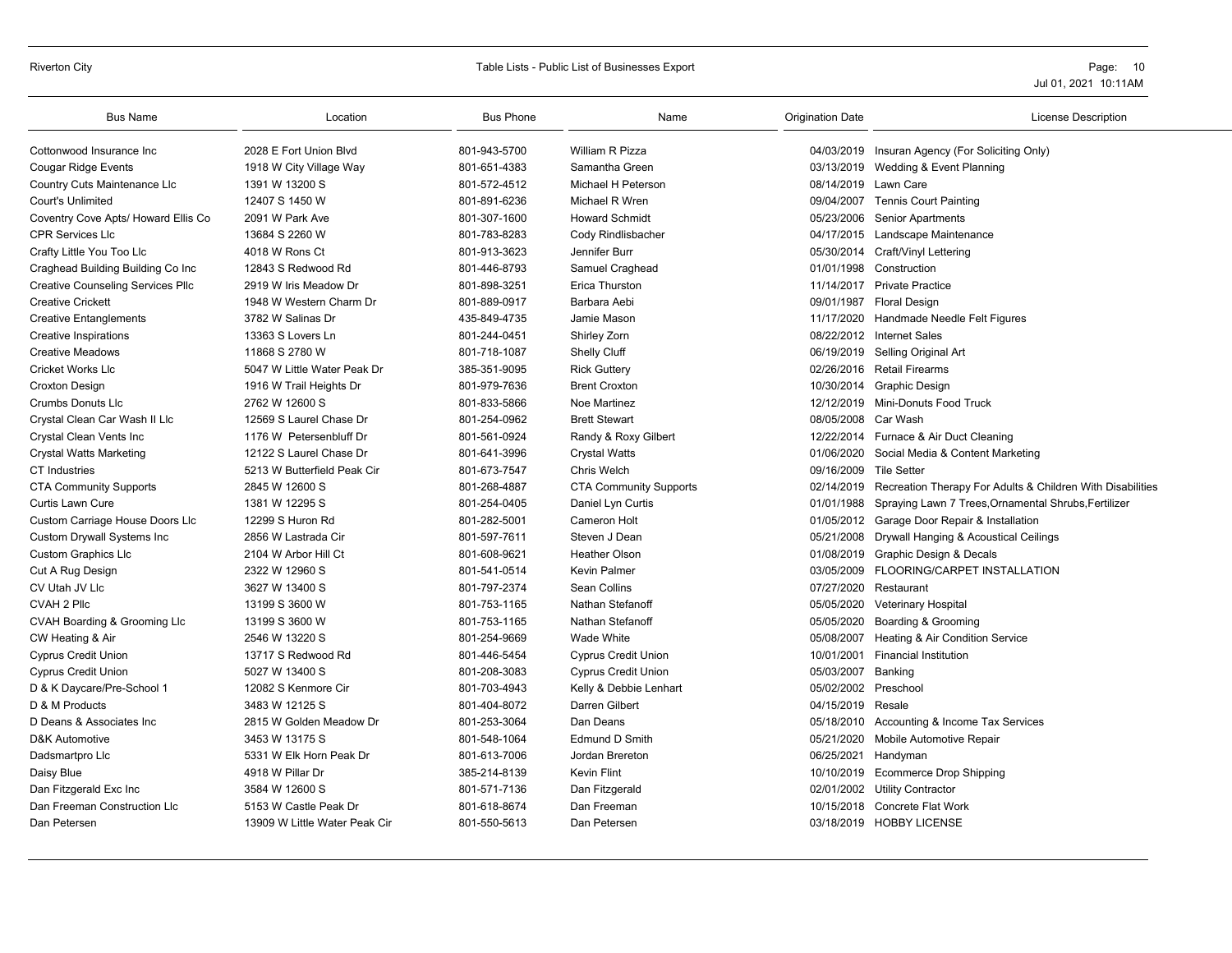| Bus Name | Location | Bus Phone | Name | Origination Date | License Description |
|---|---|---|---|---|---|
| Cottonwood Insurance Inc | 2028 E Fort Union Blvd | 801-943-5700 | William R Pizza | 04/03/2019 | Insuran Agency (For Soliciting Only) |
| Cougar Ridge Events | 1918 W City Village Way | 801-651-4383 | Samantha Green | 03/13/2019 | Wedding & Event Planning |
| Country Cuts Maintenance Llc | 1391 W 13200 S | 801-572-4512 | Michael H Peterson | 08/14/2019 | Lawn Care |
| Court's Unlimited | 12407 S 1450 W | 801-891-6236 | Michael R Wren | 09/04/2007 | Tennis Court Painting |
| Coventry Cove Apts/ Howard Ellis Co | 2091 W Park Ave | 801-307-1600 | Howard Schmidt | 05/23/2006 | Senior Apartments |
| CPR Services Llc | 13684 S 2260 W | 801-783-8283 | Cody Rindlisbacher | 04/17/2015 | Landscape Maintenance |
| Crafty Little You Too Llc | 4018 W Rons Ct | 801-913-3623 | Jennifer Burr | 05/30/2014 | Craft/Vinyl Lettering |
| Craghead Building Building Co Inc | 12843 S Redwood Rd | 801-446-8793 | Samuel Craghead | 01/01/1998 | Construction |
| Creative Counseling Services Pllc | 2919 W Iris Meadow Dr | 801-898-3251 | Erica Thurston | 11/14/2017 | Private Practice |
| Creative Crickett | 1948 W Western Charm Dr | 801-889-0917 | Barbara Aebi | 09/01/1987 | Floral Design |
| Creative Entanglements | 3782 W Salinas Dr | 435-849-4735 | Jamie Mason | 11/17/2020 | Handmade Needle Felt Figures |
| Creative Inspirations | 13363 S Lovers Ln | 801-244-0451 | Shirley Zorn | 08/22/2012 | Internet Sales |
| Creative Meadows | 11868 S 2780 W | 801-718-1087 | Shelly Cluff | 06/19/2019 | Selling Original Art |
| Cricket Works Llc | 5047 W Little Water Peak Dr | 385-351-9095 | Rick Guttery | 02/26/2016 | Retail Firearms |
| Croxton Design | 1916 W Trail Heights Dr | 801-979-7636 | Brent Croxton | 10/30/2014 | Graphic Design |
| Crumbs Donuts Llc | 2762 W 12600 S | 801-833-5866 | Noe Martinez | 12/12/2019 | Mini-Donuts Food Truck |
| Crystal Clean Car Wash II Llc | 12569 S Laurel Chase Dr | 801-254-0962 | Brett Stewart | 08/05/2008 | Car Wash |
| Crystal Clean Vents Inc | 1176 W Petersenbluff Dr | 801-561-0924 | Randy & Roxy Gilbert | 12/22/2014 | Furnace & Air Duct Cleaning |
| Crystal Watts Marketing | 12122 S Laurel Chase Dr | 801-641-3996 | Crystal Watts | 01/06/2020 | Social Media & Content Marketing |
| CT Industries | 5213 W Butterfield Peak Cir | 801-673-7547 | Chris Welch | 09/16/2009 | Tile Setter |
| CTA Community Supports | 2845 W 12600 S | 801-268-4887 | CTA Community Supports | 02/14/2019 | Recreation Therapy For Adults & Children With Disabilities |
| Curtis Lawn Cure | 1381 W 12295 S | 801-254-0405 | Daniel Lyn Curtis | 01/01/1988 | Spraying Lawn 7 Trees,Ornamental Shrubs,Fertilizer |
| Custom Carriage House Doors Llc | 12299 S Huron Rd | 801-282-5001 | Cameron Holt | 01/05/2012 | Garage Door Repair & Installation |
| Custom Drywall Systems Inc | 2856 W Lastrada Cir | 801-597-7611 | Steven J Dean | 05/21/2008 | Drywall Hanging & Acoustical Ceilings |
| Custom Graphics Llc | 2104 W Arbor Hill Ct | 801-608-9621 | Heather Olson | 01/08/2019 | Graphic Design & Decals |
| Cut A Rug Design | 2322 W 12960 S | 801-541-0514 | Kevin Palmer | 03/05/2009 | FLOORING/CARPET INSTALLATION |
| CV Utah JV Llc | 3627 W 13400 S | 801-797-2374 | Sean Collins | 07/27/2020 | Restaurant |
| CVAH 2 Pllc | 13199 S 3600 W | 801-753-1165 | Nathan Stefanoff | 05/05/2020 | Veterinary Hospital |
| CVAH Boarding & Grooming Llc | 13199 S 3600 W | 801-753-1165 | Nathan Stefanoff | 05/05/2020 | Boarding & Grooming |
| CW Heating & Air | 2546 W 13220 S | 801-254-9669 | Wade White | 05/08/2007 | Heating & Air Condition Service |
| Cyprus Credit Union | 13717 S Redwood Rd | 801-446-5454 | Cyprus Credit Union | 10/01/2001 | Financial Institution |
| Cyprus Credit Union | 5027 W 13400 S | 801-208-3083 | Cyprus Credit Union | 05/03/2007 | Banking |
| D & K Daycare/Pre-School 1 | 12082 S Kenmore Cir | 801-703-4943 | Kelly & Debbie Lenhart | 05/02/2002 | Preschool |
| D & M Products | 3483 W 12125 S | 801-404-8072 | Darren Gilbert | 04/15/2019 | Resale |
| D Deans & Associates Inc | 2815 W Golden Meadow Dr | 801-253-3064 | Dan Deans | 05/18/2010 | Accounting & Income Tax Services |
| D&K Automotive | 3453 W 13175 S | 801-548-1064 | Edmund D Smith | 05/21/2020 | Mobile Automotive Repair |
| Dadsmartpro Llc | 5331 W Elk Horn Peak Dr | 801-613-7006 | Jordan Brereton | 06/25/2021 | Handyman |
| Daisy Blue | 4918 W Pillar Dr | 385-214-8139 | Kevin Flint | 10/10/2019 | Ecommerce Drop Shipping |
| Dan Fitzgerald Exc Inc | 3584 W 12600 S | 801-571-7136 | Dan Fitzgerald | 02/01/2002 | Utility Contractor |
| Dan Freeman Construction Llc | 5153 W Castle Peak Dr | 801-618-8674 | Dan Freeman | 10/15/2018 | Concrete Flat Work |
| Dan Petersen | 13909 W Little Water Peak Cir | 801-550-5613 | Dan Petersen | 03/18/2019 | HOBBY LICENSE |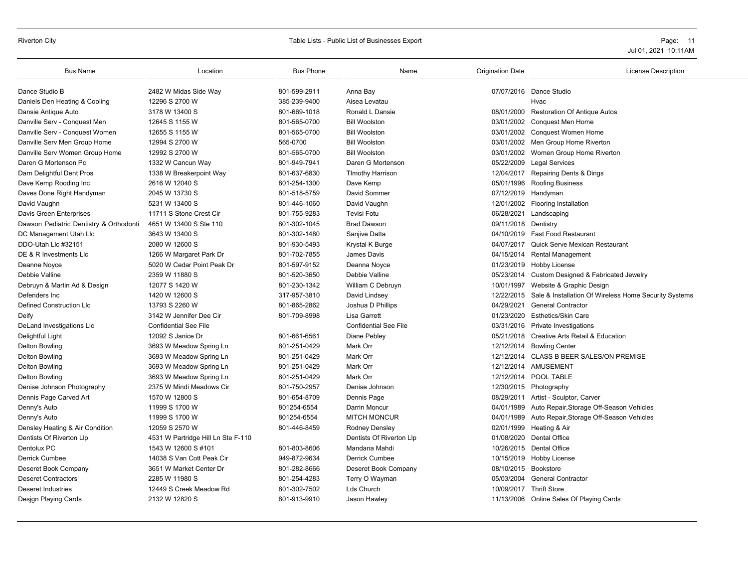| Bus Name | Location | Bus Phone | Name | Origination Date | License Description |
|---|---|---|---|---|---|
| Dance Studio B | 2482 W Midas Side Way | 801-599-2911 | Anna Bay | 07/07/2016 | Dance Studio |
| Daniels Den Heating & Cooling | 12296 S 2700 W | 385-239-9400 | Aisea Levatau | | Hvac |
| Dansie Antique Auto | 3178 W 13400 S | 801-669-1018 | Ronald L Dansie | 08/01/2000 | Restoration Of Antique Autos |
| Danville Serv - Conquest Men | 12645 S 1155 W | 801-565-0700 | Bill Woolston | 03/01/2002 | Conquest Men Home |
| Danville Serv - Conquest Women | 12655 S 1155 W | 801-565-0700 | Bill Woolston | 03/01/2002 | Conquest Women Home |
| Danville Serv Men Group Home | 12994 S 2700 W | 565-0700 | Bill Woolston | 03/01/2002 | Men Group Home Riverton |
| Danville Serv Women Group Home | 12992 S 2700 W | 801-565-0700 | Bill Woolston | 03/01/2002 | Women Group Home Riverton |
| Daren G Mortenson Pc | 1332 W Cancun Way | 801-949-7941 | Daren G Mortenson | 05/22/2009 | Legal Services |
| Darn Delightful Dent Pros | 1338 W Breakerpoint Way | 801-637-6830 | TImothy Harrison | 12/04/2017 | Repairing Dents & Dings |
| Dave Kemp Rooding Inc | 2616 W 12040 S | 801-254-1300 | Dave Kemp | 05/01/1996 | Roofing Business |
| Daves Done Right Handyman | 2045 W 13730 S | 801-518-5759 | David Sommer | 07/12/2019 | Handyman |
| David Vaughn | 5231 W 13400 S | 801-446-1060 | David Vaughn | 12/01/2002 | Flooring Installation |
| Davis Green Enterprises | 11711 S Stone Crest Cir | 801-755-9283 | Tevisi Fotu | 06/28/2021 | Landscaping |
| Dawson Pediatric Dentistry & Orthodonti | 4651 W 13400 S Ste 110 | 801-302-1045 | Brad Dawson | 09/11/2018 | Dentistry |
| DC Management Utah Llc | 3643 W 13400 S | 801-302-1480 | Sanjive Datta | 04/10/2019 | Fast Food Restaurant |
| DDO-Utah Llc #32151 | 2080 W 12600 S | 801-930-5493 | Krystal K Burge | 04/07/2017 | Quick Serve Mexican Restaurant |
| DE & R Investments Llc | 1266 W Margaret Park Dr | 801-702-7855 | James Davis | 04/15/2014 | Rental Management |
| Deanne Noyce | 5020 W Cedar Point Peak Dr | 801-597-9152 | Deanna Noyce | 01/23/2019 | Hobby License |
| Debbie Valline | 2359 W 11880 S | 801-520-3650 | Debbie Valline | 05/23/2014 | Custom Designed & Fabricated Jewelry |
| Debruyn & Martin Ad & Design | 12077 S 1420 W | 801-230-1342 | William C Debruyn | 10/01/1997 | Website & Graphic Design |
| Defenders Inc | 1420 W 12600 S | 317-957-3810 | David Lindsey | 12/22/2015 | Sale & Installation Of Wireless Home Security Systems |
| Defined Construction Llc | 13793 S 2260 W | 801-865-2862 | Joshua D Phillips | 04/29/2021 | General Contractor |
| Deify | 3142 W Jennifer Dee Cir | 801-709-8998 | Lisa Garrett | 01/23/2020 | Esthetics/Skin Care |
| DeLand Investigations Llc | Confidential See File | | Confidential See File | 03/31/2016 | Private Investigations |
| Delightful Light | 12092 S Janice Dr | 801-661-6561 | Diane Pebley | 05/21/2018 | Creative Arts Retail & Education |
| Delton Bowling | 3693 W Meadow Spring Ln | 801-251-0429 | Mark Orr | 12/12/2014 | Bowling Center |
| Delton Bowling | 3693 W Meadow Spring Ln | 801-251-0429 | Mark Orr | 12/12/2014 | CLASS B BEER SALES/ON PREMISE |
| Delton Bowling | 3693 W Meadow Spring Ln | 801-251-0429 | Mark Orr | 12/12/2014 | AMUSEMENT |
| Delton Bowling | 3693 W Meadow Spring Ln | 801-251-0429 | Mark Orr | 12/12/2014 | POOL TABLE |
| Denise Johnson Photography | 2375 W Mindi Meadows Cir | 801-750-2957 | Denise Johnson | 12/30/2015 | Photography |
| Dennis Page Carved Art | 1570 W 12800 S | 801-654-8709 | Dennis Page | 08/29/2011 | Artist - Sculptor, Carver |
| Denny's Auto | 11999 S 1700 W | 801254-6554 | Darrin Moncur | 04/01/1989 | Auto Repair,Storage Off-Season Vehicles |
| Denny's Auto | 11999 S 1700 W | 801254-6554 | MITCH MONCUR | 04/01/1989 | Auto Repair,Storage Off-Season Vehicles |
| Densley Heating & Air Condition | 12059 S 2570 W | 801-446-8459 | Rodney Densley | 02/01/1999 | Heating & Air |
| Dentists Of Riverton Llp | 4531 W Partridge Hill Ln Ste F-110 | | Dentists Of Riverton Llp | 01/08/2020 | Dental Office |
| Dentolux PC | 1543 W 12600 S #101 | 801-803-8606 | Mandana Mahdi | 10/26/2015 | Dental Office |
| Derrick Cumbee | 14038 S Van Cott Peak Cir | 949-872-9634 | Derrick Cumbee | 10/15/2019 | Hobby License |
| Deseret Book Company | 3651 W Market Center Dr | 801-282-8666 | Deseret Book Company | 08/10/2015 | Bookstore |
| Deseret Contractors | 2285 W 11980 S | 801-254-4283 | Terry O Wayman | 05/03/2004 | General Contractor |
| Deseret Industries | 12449 S Creek Meadow Rd | 801-302-7502 | Lds Church | 10/09/2017 | Thrift Store |
| Desjgn Playing Cards | 2132 W 12820 S | 801-913-9910 | Jason Hawley | 11/13/2006 | Online Sales Of Playing Cards |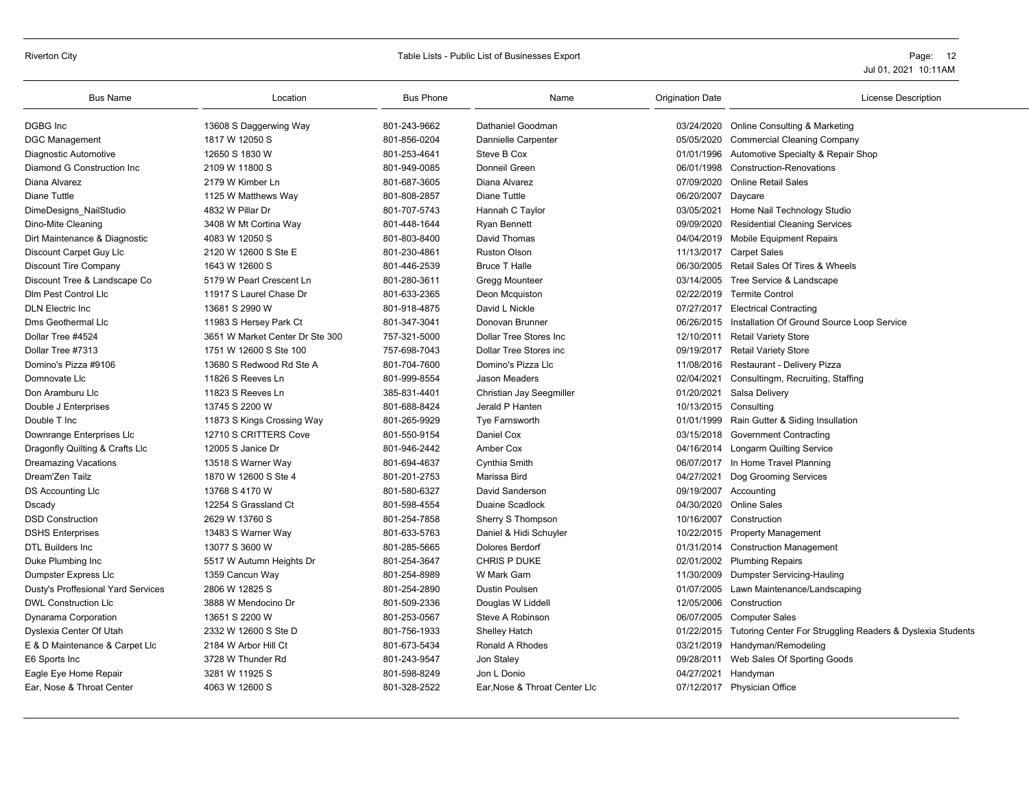| Bus Name | Location | Bus Phone | Name | Origination Date | License Description |
|---|---|---|---|---|---|
| DGBG Inc | 13608 S Daggerwing Way | 801-243-9662 | Dathaniel Goodman | 03/24/2020 | Online Consulting & Marketing |
| DGC Management | 1817 W 12050 S | 801-856-0204 | Dannielle Carpenter | 05/05/2020 | Commercial Cleaning Company |
| Diagnostic Automotive | 12650 S 1830 W | 801-253-4641 | Steve B Cox | 01/01/1996 | Automotive Specialty & Repair Shop |
| Diamond G Construction Inc | 2109 W 11800 S | 801-949-0085 | Donneil Green | 06/01/1998 | Construction-Renovations |
| Diana Alvarez | 2179 W Kimber Ln | 801-687-3605 | Diana Alvarez | 07/09/2020 | Online Retail Sales |
| Diane Tuttle | 1125 W Matthews Way | 801-808-2857 | Diane Tuttle | 06/20/2007 | Daycare |
| DimeDesigns_NailStudio | 4832 W Pillar Dr | 801-707-5743 | Hannah C Taylor | 03/05/2021 | Home Nail Technology Studio |
| Dino-Mite Cleaning | 3408 W Mt Cortina Way | 801-448-1644 | Ryan Bennett | 09/09/2020 | Residential Cleaning Services |
| Dirt Maintenance & Diagnostic | 4083 W 12050 S | 801-803-8400 | David Thomas | 04/04/2019 | Mobile Equipment Repairs |
| Discount Carpet Guy Llc | 2120 W 12600 S Ste E | 801-230-4861 | Ruston Olson | 11/13/2017 | Carpet Sales |
| Discount Tire Company | 1643 W 12600 S | 801-446-2539 | Bruce T Halle | 06/30/2005 | Retail Sales Of Tires & Wheels |
| Discount Tree & Landscape Co | 5179 W Pearl Crescent Ln | 801-280-3611 | Gregg Mounteer | 03/14/2005 | Tree Service & Landscape |
| Dlm Pest Control Llc | 11917 S Laurel Chase Dr | 801-633-2365 | Deon Mcquiston | 02/22/2019 | Termite Control |
| DLN Electric Inc | 13681 S 2990 W | 801-918-4875 | David L Nickle | 07/27/2017 | Electrical Contracting |
| Dms Geothermal Llc | 11983 S Hersey Park Ct | 801-347-3041 | Donovan Brunner | 06/26/2015 | Installation Of Ground Source Loop Service |
| Dollar Tree #4524 | 3651 W Market Center Dr Ste 300 | 757-321-5000 | Dollar Tree Stores Inc | 12/10/2011 | Retail Variety Store |
| Dollar Tree #7313 | 1751 W 12600 S Ste 100 | 757-698-7043 | Dollar Tree Stores inc | 09/19/2017 | Retail Variety Store |
| Domino's Pizza #9106 | 13680 S Redwood Rd Ste A | 801-704-7600 | Domino's Pizza Llc | 11/08/2016 | Restaurant - Delivery Pizza |
| Domnovate Llc | 11826 S Reeves Ln | 801-999-8554 | Jason Meaders | 02/04/2021 | Consultingm, Recruiting, Staffing |
| Don Aramburu Llc | 11823 S Reeves Ln | 385-831-4401 | Christian Jay Seegmiller | 01/20/2021 | Salsa Delivery |
| Double J Enterprises | 13745 S 2200 W | 801-688-8424 | Jerald P Hanten | 10/13/2015 | Consulting |
| Double T Inc | 11873 S Kings Crossing Way | 801-265-9929 | Tye Farnsworth | 01/01/1999 | Rain Gutter & Siding Insullation |
| Downrange Enterprises Llc | 12710 S CRITTERS Cove | 801-550-9154 | Daniel Cox | 03/15/2018 | Government Contracting |
| Dragonfly Quilting & Crafts Llc | 12005 S Janice Dr | 801-946-2442 | Amber Cox | 04/16/2014 | Longarm Quilting Service |
| Dreamazing Vacations | 13518 S Warner Way | 801-694-4637 | Cynthia Smith | 06/07/2017 | In Home Travel Planning |
| Dream'Zen Tailz | 1870 W 12600 S Ste 4 | 801-201-2753 | Marissa Bird | 04/27/2021 | Dog Grooming Services |
| DS Accounting Llc | 13768 S 4170 W | 801-580-6327 | David Sanderson | 09/19/2007 | Accounting |
| Dscady | 12254 S Grassland Ct | 801-598-4554 | Duaine Scadlock | 04/30/2020 | Online Sales |
| DSD Construction | 2629 W 13760 S | 801-254-7858 | Sherry S Thompson | 10/16/2007 | Construction |
| DSHS Enterprises | 13483 S Warner Way | 801-633-5763 | Daniel & Hidi Schuyler | 10/22/2015 | Property Management |
| DTL Builders Inc | 13077 S 3600 W | 801-285-5665 | Dolores Berdorf | 01/31/2014 | Construction Management |
| Duke Plumbing Inc | 5517 W Autumn Heights Dr | 801-254-3647 | CHRIS P DUKE | 02/01/2002 | Plumbing Repairs |
| Dumpster Express Llc | 1359 Cancun Way | 801-254-8989 | W Mark Garn | 11/30/2009 | Dumpster Servicing-Hauling |
| Dusty's Proffesional Yard Services | 2806 W 12825 S | 801-254-2890 | Dustin Poulsen | 01/07/2005 | Lawn Maintenance/Landscaping |
| DWL Construction Llc | 3888 W Mendocino Dr | 801-509-2336 | Douglas W Liddell | 12/05/2006 | Construction |
| Dynarama Corporation | 13651 S 2200 W | 801-253-0567 | Steve A Robinson | 06/07/2005 | Computer Sales |
| Dyslexia Center Of Utah | 2332 W 12600 S Ste D | 801-756-1933 | Shelley Hatch | 01/22/2015 | Tutoring Center For Struggling Readers & Dyslexia Students |
| E & D Maintenance & Carpet Llc | 2184 W Arbor Hill Ct | 801-673-5434 | Ronald A Rhodes | 03/21/2019 | Handyman/Remodeling |
| E6 Sports Inc | 3728 W Thunder Rd | 801-243-9547 | Jon Staley | 09/28/2011 | Web Sales Of Sporting Goods |
| Eagle Eye Home Repair | 3281 W 11925 S | 801-598-8249 | Jon L Donio | 04/27/2021 | Handyman |
| Ear, Nose & Throat Center | 4063 W 12600 S | 801-328-2522 | Ear,Nose & Throat Center Llc | 07/12/2017 | Physician Office |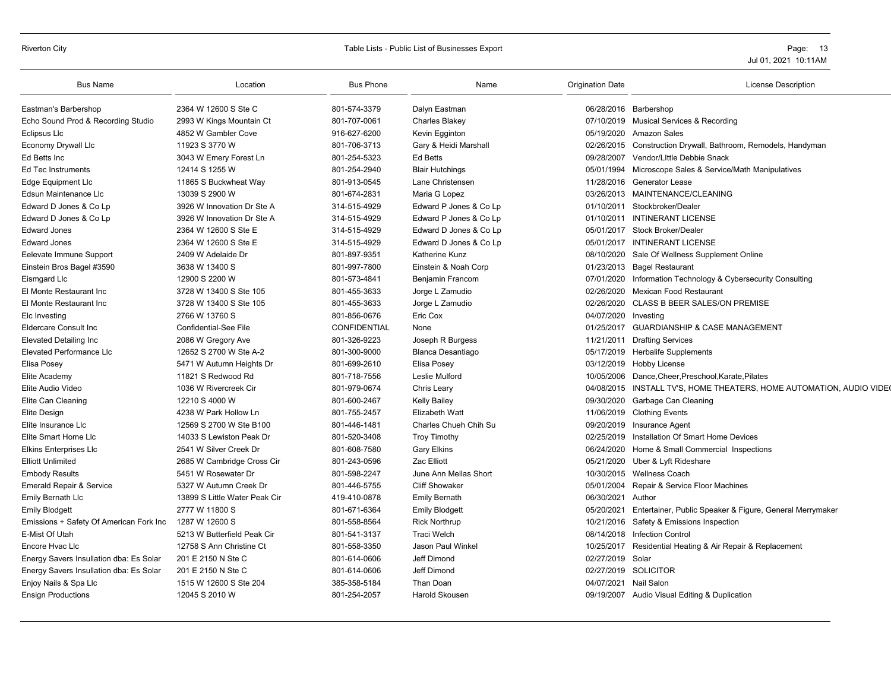| Bus Name | Location | Bus Phone | Name | Origination Date | License Description |
|---|---|---|---|---|---|
| Eastman's Barbershop | 2364 W 12600 S Ste C | 801-574-3379 | Dalyn Eastman | 06/28/2016 | Barbershop |
| Echo Sound Prod & Recording Studio | 2993 W Kings Mountain Ct | 801-707-0061 | Charles Blakey | 07/10/2019 | Musical Services & Recording |
| Eclipsus Llc | 4852 W Gambler Cove | 916-627-6200 | Kevin Egginton | 05/19/2020 | Amazon Sales |
| Economy Drywall Llc | 11923 S 3770 W | 801-706-3713 | Gary & Heidi Marshall | 02/26/2015 | Construction Drywall, Bathroom, Remodels, Handyman |
| Ed Betts Inc | 3043 W Emery Forest Ln | 801-254-5323 | Ed Betts | 09/28/2007 | Vendor/LIttle Debbie Snack |
| Ed Tec Instruments | 12414 S 1255 W | 801-254-2940 | Blair Hutchings | 05/01/1994 | Microscope Sales & Service/Math Manipulatives |
| Edge Equipment Llc | 11865 S Buckwheat Way | 801-913-0545 | Lane Christensen | 11/28/2016 | Generator Lease |
| Edsun Maintenance Llc | 13039 S 2900 W | 801-674-2831 | Maria G Lopez | 03/26/2013 | MAINTENANCE/CLEANING |
| Edward D Jones & Co Lp | 3926 W Innovation Dr Ste A | 314-515-4929 | Edward P Jones & Co Lp | 01/10/2011 | Stockbroker/Dealer |
| Edward D Jones & Co Lp | 3926 W Innovation Dr Ste A | 314-515-4929 | Edward P Jones & Co Lp | 01/10/2011 | INTINERANT LICENSE |
| Edward Jones | 2364 W 12600 S Ste E | 314-515-4929 | Edward D Jones & Co Lp | 05/01/2017 | Stock Broker/Dealer |
| Edward Jones | 2364 W 12600 S Ste E | 314-515-4929 | Edward D Jones & Co Lp | 05/01/2017 | INTINERANT LICENSE |
| Eelevate Immune Support | 2409 W Adelaide Dr | 801-897-9351 | Katherine Kunz | 08/10/2020 | Sale Of Wellness Supplement Online |
| Einstein Bros Bagel #3590 | 3638 W 13400 S | 801-997-7800 | Einstein & Noah Corp | 01/23/2013 | Bagel Restaurant |
| Eismgard Llc | 12900 S 2200 W | 801-573-4841 | Benjamin Francom | 07/01/2020 | Information Technology & Cybersecurity Consulting |
| El Monte Restaurant Inc | 3728 W 13400 S Ste 105 | 801-455-3633 | Jorge L Zamudio | 02/26/2020 | Mexican Food Restaurant |
| El Monte Restaurant Inc | 3728 W 13400 S Ste 105 | 801-455-3633 | Jorge L Zamudio | 02/26/2020 | CLASS B BEER SALES/ON PREMISE |
| Elc Investing | 2766 W 13760 S | 801-856-0676 | Eric Cox | 04/07/2020 | Investing |
| Eldercare Consult Inc | Confidential-See File | CONFIDENTIAL | None | 01/25/2017 | GUARDIANSHIP & CASE MANAGEMENT |
| Elevated Detailing Inc | 2086 W Gregory Ave | 801-326-9223 | Joseph R Burgess | 11/21/2011 | Drafting Services |
| Elevated Performance Llc | 12652 S 2700 W Ste A-2 | 801-300-9000 | Blanca Desantiago | 05/17/2019 | Herbalife Supplements |
| Elisa Posey | 5471 W Autumn Heights Dr | 801-699-2610 | Elisa Posey | 03/12/2019 | Hobby License |
| Elite Academy | 11821 S Redwood Rd | 801-718-7556 | Leslie Mulford | 10/05/2006 | Dance,Cheer,Preschool,Karate,Pilates |
| Elite Audio Video | 1036 W Rivercreek Cir | 801-979-0674 | Chris Leary | 04/08/2015 | INSTALL TV'S, HOME THEATERS, HOME AUTOMATION, AUDIO VIDE |
| Elite Can Cleaning | 12210 S 4000 W | 801-600-2467 | Kelly Bailey | 09/30/2020 | Garbage Can Cleaning |
| Elite Design | 4238 W Park Hollow Ln | 801-755-2457 | Elizabeth Watt | 11/06/2019 | Clothing Events |
| Elite Insurance Llc | 12569 S 2700 W Ste B100 | 801-446-1481 | Charles Chueh Chih Su | 09/20/2019 | Insurance Agent |
| Elite Smart Home Llc | 14033 S Lewiston Peak Dr | 801-520-3408 | Troy Timothy | 02/25/2019 | Installation Of Smart Home Devices |
| Elkins Enterprises Llc | 2541 W Silver Creek Dr | 801-608-7580 | Gary Elkins | 06/24/2020 | Home & Small Commercial Inspections |
| Elliott Unlimited | 2685 W Cambridge Cross Cir | 801-243-0596 | Zac Elliott | 05/21/2020 | Uber & Lyft Rideshare |
| Embody Results | 5451 W Rosewater Dr | 801-598-2247 | June Ann Mellas Short | 10/30/2015 | Wellness Coach |
| Emerald Repair & Service | 5327 W Autumn Creek Dr | 801-446-5755 | Cliff Showaker | 05/01/2004 | Repair & Service Floor Machines |
| Emily Bernath Llc | 13899 S Little Water Peak Cir | 419-410-0878 | Emily Bernath | 06/30/2021 | Author |
| Emily Blodgett | 2777 W 11800 S | 801-671-6364 | Emily Blodgett | 05/20/2021 | Entertainer, Public Speaker & Figure, General Merrymaker |
| Emissions + Safety Of American Fork Inc | 1287 W 12600 S | 801-558-8564 | Rick Northrup | 10/21/2016 | Safety & Emissions Inspection |
| E-Mist Of Utah | 5213 W Butterfield Peak Cir | 801-541-3137 | Traci Welch | 08/14/2018 | Infection Control |
| Encore Hvac Llc | 12758 S Ann Christine Ct | 801-558-3350 | Jason Paul Winkel | 10/25/2017 | Residential Heating & Air Repair & Replacement |
| Energy Savers Insullation dba: Es Solar | 201 E 2150 N Ste C | 801-614-0606 | Jeff Dimond | 02/27/2019 | Solar |
| Energy Savers Insullation dba: Es Solar | 201 E 2150 N Ste C | 801-614-0606 | Jeff Dimond | 02/27/2019 | SOLICITOR |
| Enjoy Nails & Spa Llc | 1515 W 12600 S Ste 204 | 385-358-5184 | Than Doan | 04/07/2021 | Nail Salon |
| Ensign Productions | 12045 S 2010 W | 801-254-2057 | Harold Skousen | 09/19/2007 | Audio Visual Editing & Duplication |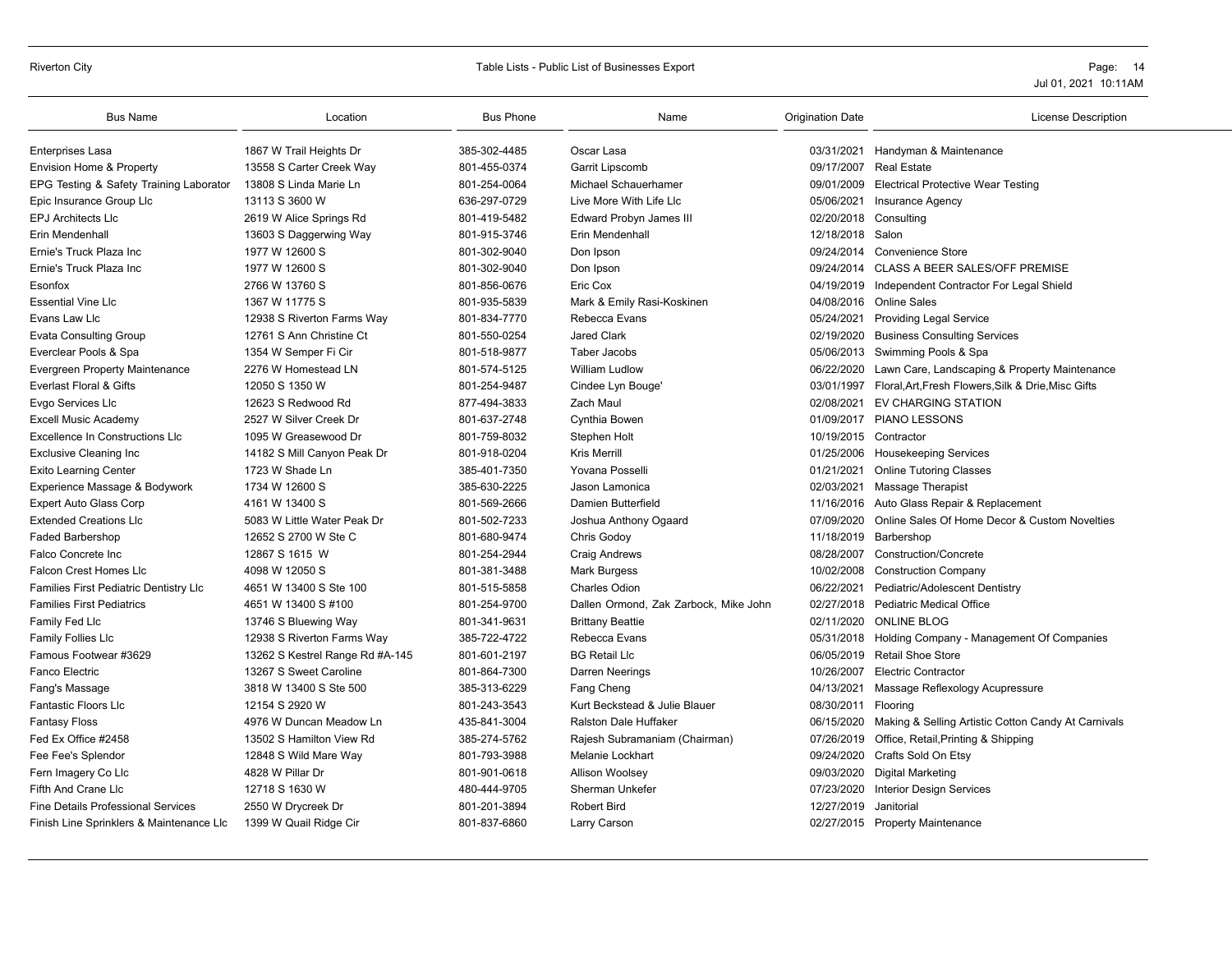| Bus Name | Location | Bus Phone | Name | Origination Date | License Description |
|---|---|---|---|---|---|
| Enterprises Lasa | 1867 W Trail Heights Dr | 385-302-4485 | Oscar Lasa | 03/31/2021 | Handyman & Maintenance |
| Envision Home & Property | 13558 S Carter Creek Way | 801-455-0374 | Garrit Lipscomb | 09/17/2007 | Real Estate |
| EPG Testing & Safety Training Laborator | 13808 S Linda Marie Ln | 801-254-0064 | Michael Schauerhamer | 09/01/2009 | Electrical Protective Wear Testing |
| Epic Insurance Group Llc | 13113 S 3600 W | 636-297-0729 | Live More With Life Llc | 05/06/2021 | Insurance Agency |
| EPJ Architects Llc | 2619 W Alice Springs Rd | 801-419-5482 | Edward Probyn James III | 02/20/2018 | Consulting |
| Erin Mendenhall | 13603 S Daggerwing Way | 801-915-3746 | Erin Mendenhall | 12/18/2018 | Salon |
| Ernie's Truck Plaza Inc | 1977 W 12600 S | 801-302-9040 | Don Ipson | 09/24/2014 | Convenience Store |
| Ernie's Truck Plaza Inc | 1977 W 12600 S | 801-302-9040 | Don Ipson | 09/24/2014 | CLASS A BEER SALES/OFF PREMISE |
| Esonfox | 2766 W 13760 S | 801-856-0676 | Eric Cox | 04/19/2019 | Independent Contractor For Legal Shield |
| Essential Vine Llc | 1367 W 11775 S | 801-935-5839 | Mark & Emily Rasi-Koskinen | 04/08/2016 | Online Sales |
| Evans Law Llc | 12938 S Riverton Farms Way | 801-834-7770 | Rebecca Evans | 05/24/2021 | Providing Legal Service |
| Evata Consulting Group | 12761 S Ann Christine Ct | 801-550-0254 | Jared Clark | 02/19/2020 | Business Consulting Services |
| Everclear Pools & Spa | 1354 W Semper Fi Cir | 801-518-9877 | Taber Jacobs | 05/06/2013 | Swimming Pools & Spa |
| Evergreen Property Maintenance | 2276 W Homestead LN | 801-574-5125 | William Ludlow | 06/22/2020 | Lawn Care, Landscaping & Property Maintenance |
| Everlast Floral & Gifts | 12050 S 1350 W | 801-254-9487 | Cindee Lyn Bouge' | 03/01/1997 | Floral,Art,Fresh Flowers,Silk & Drie,Misc Gifts |
| Evgo Services Llc | 12623 S Redwood Rd | 877-494-3833 | Zach Maul | 02/08/2021 | EV CHARGING STATION |
| Excell Music Academy | 2527 W Silver Creek Dr | 801-637-2748 | Cynthia Bowen | 01/09/2017 | PIANO LESSONS |
| Excellence In Constructions Llc | 1095 W Greasewood Dr | 801-759-8032 | Stephen Holt | 10/19/2015 | Contractor |
| Exclusive Cleaning Inc | 14182 S Mill Canyon Peak Dr | 801-918-0204 | Kris Merrill | 01/25/2006 | Housekeeping Services |
| Exito Learning Center | 1723 W Shade Ln | 385-401-7350 | Yovana Posselli | 01/21/2021 | Online Tutoring Classes |
| Experience Massage & Bodywork | 1734 W 12600 S | 385-630-2225 | Jason Lamonica | 02/03/2021 | Massage Therapist |
| Expert Auto Glass Corp | 4161 W 13400 S | 801-569-2666 | Damien Butterfield | 11/16/2016 | Auto Glass Repair & Replacement |
| Extended Creations Llc | 5083 W Little Water Peak Dr | 801-502-7233 | Joshua Anthony Ogaard | 07/09/2020 | Online Sales Of Home Decor & Custom Novelties |
| Faded Barbershop | 12652 S 2700 W Ste C | 801-680-9474 | Chris Godoy | 11/18/2019 | Barbershop |
| Falco Concrete Inc | 12867 S 1615 W | 801-254-2944 | Craig Andrews | 08/28/2007 | Construction/Concrete |
| Falcon Crest Homes Llc | 4098 W 12050 S | 801-381-3488 | Mark Burgess | 10/02/2008 | Construction Company |
| Families First Pediatric Dentistry Llc | 4651 W 13400 S Ste 100 | 801-515-5858 | Charles Odion | 06/22/2021 | Pediatric/Adolescent Dentistry |
| Families First Pediatrics | 4651 W 13400 S #100 | 801-254-9700 | Dallen Ormond, Zak Zarbock, Mike John | 02/27/2018 | Pediatric Medical Office |
| Family Fed Llc | 13746 S Bluewing Way | 801-341-9631 | Brittany Beattie | 02/11/2020 | ONLINE BLOG |
| Family Follies Llc | 12938 S Riverton Farms Way | 385-722-4722 | Rebecca Evans | 05/31/2018 | Holding Company - Management Of Companies |
| Famous Footwear #3629 | 13262 S Kestrel Range Rd #A-145 | 801-601-2197 | BG Retail Llc | 06/05/2019 | Retail Shoe Store |
| Fanco Electric | 13267 S Sweet Caroline | 801-864-7300 | Darren Neerings | 10/26/2007 | Electric Contractor |
| Fang's Massage | 3818 W 13400 S Ste 500 | 385-313-6229 | Fang Cheng | 04/13/2021 | Massage Reflexology Acupressure |
| Fantastic Floors Llc | 12154 S 2920 W | 801-243-3543 | Kurt Beckstead & Julie Blauer | 08/30/2011 | Flooring |
| Fantasy Floss | 4976 W Duncan Meadow Ln | 435-841-3004 | Ralston Dale Huffaker | 06/15/2020 | Making & Selling Artistic Cotton Candy At Carnivals |
| Fed Ex Office #2458 | 13502 S Hamilton View Rd | 385-274-5762 | Rajesh Subramaniam (Chairman) | 07/26/2019 | Office, Retail,Printing & Shipping |
| Fee Fee's Splendor | 12848 S Wild Mare Way | 801-793-3988 | Melanie Lockhart | 09/24/2020 | Crafts Sold On Etsy |
| Fern Imagery Co Llc | 4828 W Pillar Dr | 801-901-0618 | Allison Woolsey | 09/03/2020 | Digital Marketing |
| Fifth And Crane Llc | 12718 S 1630 W | 480-444-9705 | Sherman Unkefer | 07/23/2020 | Interior Design Services |
| Fine Details Professional Services | 2550 W Drycreek Dr | 801-201-3894 | Robert Bird | 12/27/2019 | Janitorial |
| Finish Line Sprinklers & Maintenance Llc | 1399 W Quail Ridge Cir | 801-837-6860 | Larry Carson | 02/27/2015 | Property Maintenance |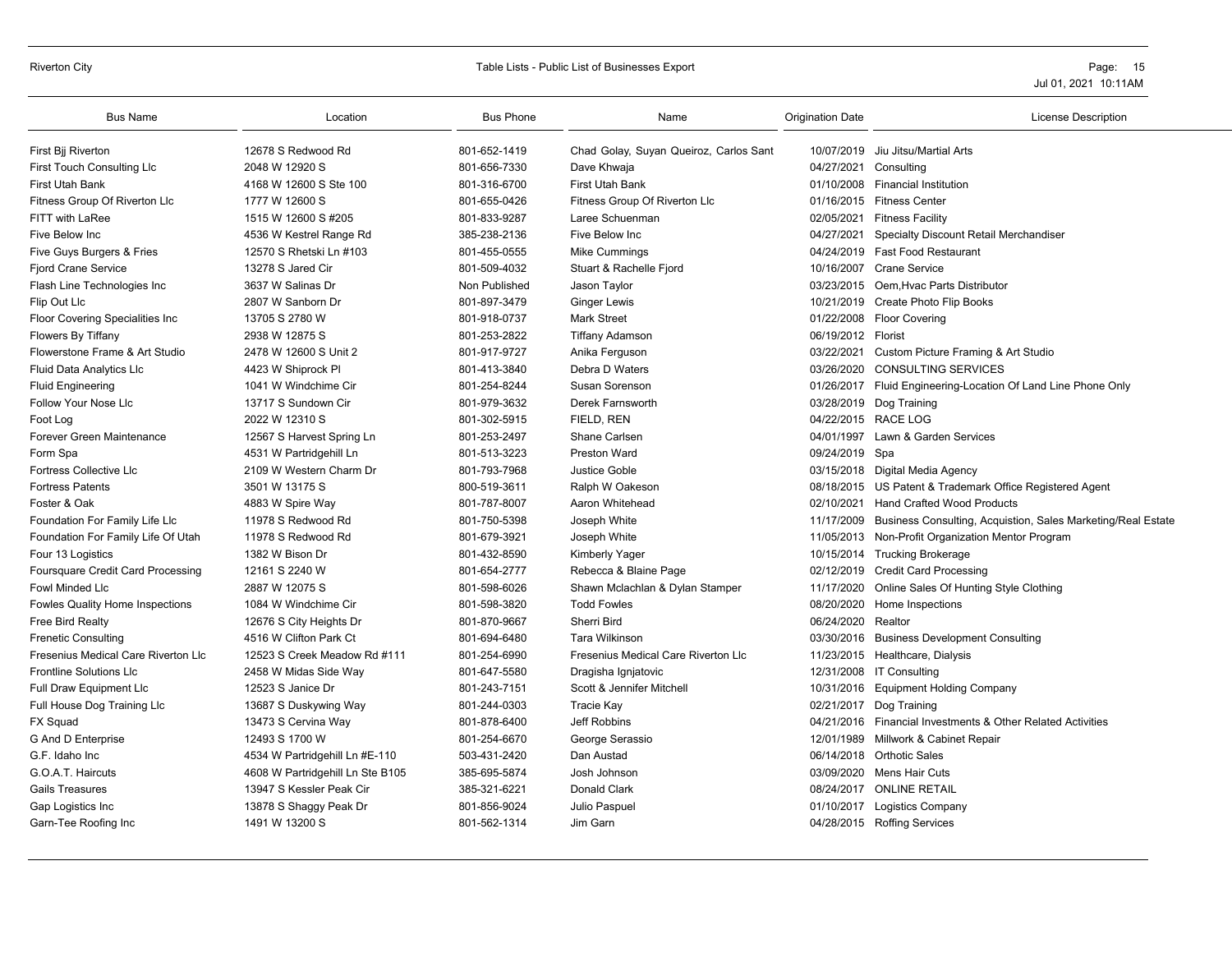| Bus Name | Location | Bus Phone | Name | Origination Date | License Description |
|---|---|---|---|---|---|
| First Bjj Riverton | 12678 S Redwood Rd | 801-652-1419 | Chad Golay, Suyan Queiroz, Carlos Sant | 10/07/2019 | Jiu Jitsu/Martial Arts |
| First Touch Consulting Llc | 2048 W 12920 S | 801-656-7330 | Dave Khwaja | 04/27/2021 | Consulting |
| First Utah Bank | 4168 W 12600 S Ste 100 | 801-316-6700 | First Utah Bank | 01/10/2008 | Financial Institution |
| Fitness Group Of Riverton Llc | 1777 W 12600 S | 801-655-0426 | Fitness Group Of Riverton Llc | 01/16/2015 | Fitness Center |
| FITT with LaRee | 1515 W 12600 S #205 | 801-833-9287 | Laree Schuenman | 02/05/2021 | Fitness Facility |
| Five Below Inc | 4536 W Kestrel Range Rd | 385-238-2136 | Five Below Inc | 04/27/2021 | Specialty Discount Retail Merchandiser |
| Five Guys Burgers & Fries | 12570 S Rhetski Ln #103 | 801-455-0555 | Mike Cummings | 04/24/2019 | Fast Food Restaurant |
| Fjord Crane Service | 13278 S Jared Cir | 801-509-4032 | Stuart & Rachelle Fjord | 10/16/2007 | Crane Service |
| Flash Line Technologies Inc | 3637 W Salinas Dr | Non Published | Jason Taylor | 03/23/2015 | Oem,Hvac Parts Distributor |
| Flip Out Llc | 2807 W Sanborn Dr | 801-897-3479 | Ginger Lewis | 10/21/2019 | Create Photo Flip Books |
| Floor Covering Specialities Inc | 13705 S 2780 W | 801-918-0737 | Mark Street | 01/22/2008 | Floor Covering |
| Flowers By Tiffany | 2938 W 12875 S | 801-253-2822 | Tiffany Adamson | 06/19/2012 | Florist |
| Flowerstone Frame & Art Studio | 2478 W 12600 S Unit 2 | 801-917-9727 | Anika Ferguson | 03/22/2021 | Custom Picture Framing & Art Studio |
| Fluid Data Analytics Llc | 4423 W Shiprock Pl | 801-413-3840 | Debra D Waters | 03/26/2020 | CONSULTING SERVICES |
| Fluid Engineering | 1041 W Windchime Cir | 801-254-8244 | Susan Sorenson | 01/26/2017 | Fluid Engineering-Location Of Land Line Phone Only |
| Follow Your Nose Llc | 13717 S Sundown Cir | 801-979-3632 | Derek Farnsworth | 03/28/2019 | Dog Training |
| Foot Log | 2022 W 12310 S | 801-302-5915 | FIELD, REN | 04/22/2015 | RACE LOG |
| Forever Green Maintenance | 12567 S Harvest Spring Ln | 801-253-2497 | Shane Carlsen | 04/01/1997 | Lawn & Garden Services |
| Form Spa | 4531 W Partridgehill Ln | 801-513-3223 | Preston Ward | 09/24/2019 | Spa |
| Fortress Collective Llc | 2109 W Western Charm Dr | 801-793-7968 | Justice Goble | 03/15/2018 | Digital Media Agency |
| Fortress Patents | 3501 W 13175 S | 800-519-3611 | Ralph W Oakeson | 08/18/2015 | US Patent & Trademark Office Registered Agent |
| Foster & Oak | 4883 W Spire Way | 801-787-8007 | Aaron Whitehead | 02/10/2021 | Hand Crafted Wood Products |
| Foundation For Family Life Llc | 11978 S Redwood Rd | 801-750-5398 | Joseph White | 11/17/2009 | Business Consulting, Acquistion, Sales Marketing/Real Estate |
| Foundation For Family Life Of Utah | 11978 S Redwood Rd | 801-679-3921 | Joseph White | 11/05/2013 | Non-Profit Organization Mentor Program |
| Four 13 Logistics | 1382 W Bison Dr | 801-432-8590 | Kimberly Yager | 10/15/2014 | Trucking Brokerage |
| Foursquare Credit Card Processing | 12161 S 2240 W | 801-654-2777 | Rebecca & Blaine Page | 02/12/2019 | Credit Card Processing |
| Fowl Minded Llc | 2887 W 12075 S | 801-598-6026 | Shawn Mclachlan & Dylan Stamper | 11/17/2020 | Online Sales Of Hunting Style Clothing |
| Fowles Quality Home Inspections | 1084 W Windchime Cir | 801-598-3820 | Todd Fowles | 08/20/2020 | Home Inspections |
| Free Bird Realty | 12676 S City Heights Dr | 801-870-9667 | Sherri Bird | 06/24/2020 | Realtor |
| Frenetic Consulting | 4516 W Clifton Park Ct | 801-694-6480 | Tara Wilkinson | 03/30/2016 | Business Development Consulting |
| Fresenius Medical Care Riverton Llc | 12523 S Creek Meadow Rd #111 | 801-254-6990 | Fresenius Medical Care Riverton Llc | 11/23/2015 | Healthcare, Dialysis |
| Frontline Solutions Llc | 2458 W Midas Side Way | 801-647-5580 | Dragisha Ignjatovic | 12/31/2008 | IT Consulting |
| Full Draw Equipment Llc | 12523 S Janice Dr | 801-243-7151 | Scott & Jennifer Mitchell | 10/31/2016 | Equipment Holding Company |
| Full House Dog Training Llc | 13687 S Duskywing Way | 801-244-0303 | Tracie Kay | 02/21/2017 | Dog Training |
| FX Squad | 13473 S Cervina Way | 801-878-6400 | Jeff Robbins | 04/21/2016 | Financial Investments & Other Related Activities |
| G And D Enterprise | 12493 S 1700 W | 801-254-6670 | George Serassio | 12/01/1989 | Millwork & Cabinet Repair |
| G.F. Idaho Inc | 4534 W Partridgehill Ln #E-110 | 503-431-2420 | Dan Austad | 06/14/2018 | Orthotic Sales |
| G.O.A.T. Haircuts | 4608 W Partridgehill Ln Ste B105 | 385-695-5874 | Josh Johnson | 03/09/2020 | Mens Hair Cuts |
| Gails Treasures | 13947 S Kessler Peak Cir | 385-321-6221 | Donald Clark | 08/24/2017 | ONLINE RETAIL |
| Gap Logistics Inc | 13878 S Shaggy Peak Dr | 801-856-9024 | Julio Paspuel | 01/10/2017 | Logistics Company |
| Garn-Tee Roofing Inc | 1491 W 13200 S | 801-562-1314 | Jim Garn | 04/28/2015 | Roffing Services |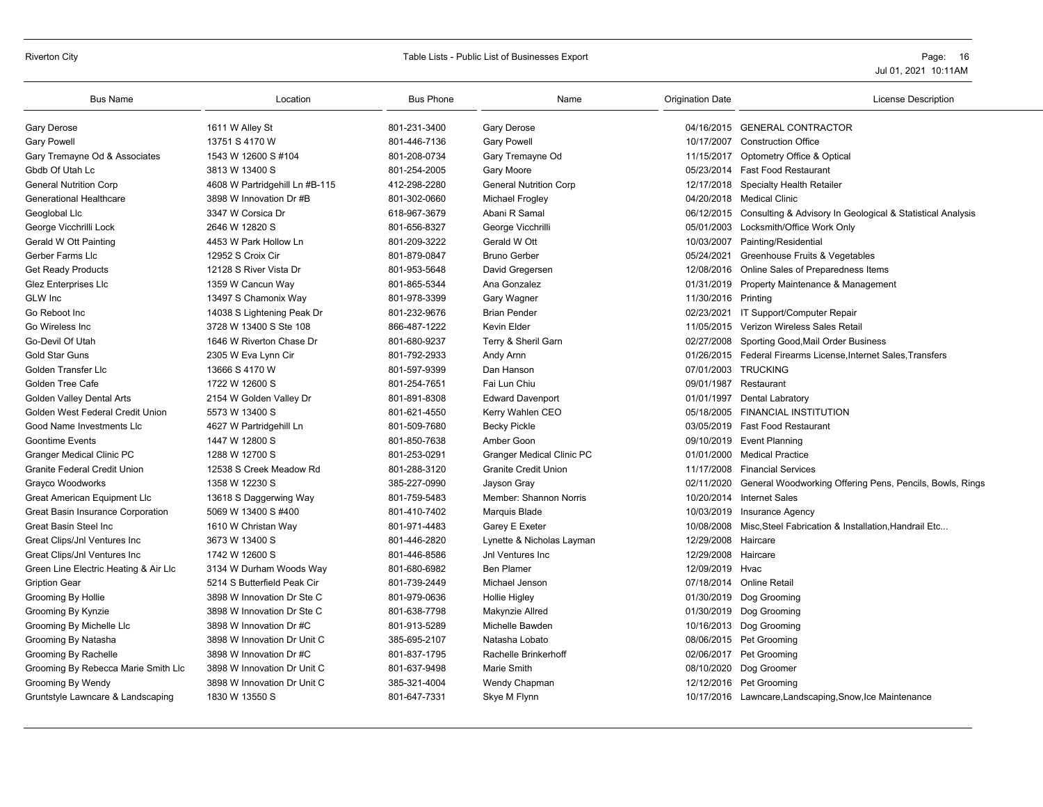| Bus Name | Location | Bus Phone | Name | Origination Date | License Description |
|---|---|---|---|---|---|
| Gary Derose | 1611 W Alley St | 801-231-3400 | Gary Derose | 04/16/2015 | GENERAL CONTRACTOR |
| Gary Powell | 13751 S 4170 W | 801-446-7136 | Gary Powell | 10/17/2007 | Construction Office |
| Gary Tremayne Od & Associates | 1543 W 12600 S #104 | 801-208-0734 | Gary Tremayne Od | 11/15/2017 | Optometry Office & Optical |
| Gbdb Of Utah Lc | 3813 W 13400 S | 801-254-2005 | Gary Moore | 05/23/2014 | Fast Food Restaurant |
| General Nutrition Corp | 4608 W Partridgehill Ln #B-115 | 412-298-2280 | General Nutrition Corp | 12/17/2018 | Specialty Health Retailer |
| Generational Healthcare | 3898 W Innovation Dr #B | 801-302-0660 | Michael Frogley | 04/20/2018 | Medical Clinic |
| Geoglobal Llc | 3347 W Corsica Dr | 618-967-3679 | Abani R Samal | 06/12/2015 | Consulting & Advisory In Geological & Statistical Analysis |
| George Vicchrilli Lock | 2646 W 12820 S | 801-656-8327 | George Vicchrilli | 05/01/2003 | Locksmith/Office Work Only |
| Gerald W Ott Painting | 4453 W Park Hollow Ln | 801-209-3222 | Gerald W Ott | 10/03/2007 | Painting/Residential |
| Gerber Farms Llc | 12952 S Croix Cir | 801-879-0847 | Bruno Gerber | 05/24/2021 | Greenhouse Fruits & Vegetables |
| Get Ready Products | 12128 S River Vista Dr | 801-953-5648 | David Gregersen | 12/08/2016 | Online Sales of Preparedness Items |
| Glez Enterprises Llc | 1359 W Cancun Way | 801-865-5344 | Ana Gonzalez | 01/31/2019 | Property Maintenance & Management |
| GLW Inc | 13497 S Chamonix Way | 801-978-3399 | Gary Wagner | 11/30/2016 | Printing |
| Go Reboot Inc | 14038 S Lightening Peak Dr | 801-232-9676 | Brian Pender | 02/23/2021 | IT Support/Computer Repair |
| Go Wireless Inc | 3728 W 13400 S Ste 108 | 866-487-1222 | Kevin Elder | 11/05/2015 | Verizon Wireless Sales Retail |
| Go-Devil Of Utah | 1646 W Riverton Chase Dr | 801-680-9237 | Terry & Sheril Garn | 02/27/2008 | Sporting Good,Mail Order Business |
| Gold Star Guns | 2305 W Eva Lynn Cir | 801-792-2933 | Andy Arnn | 01/26/2015 | Federal Firearms License,Internet Sales,Transfers |
| Golden Transfer Llc | 13666 S 4170 W | 801-597-9399 | Dan Hanson | 07/01/2003 | TRUCKING |
| Golden Tree Cafe | 1722 W 12600 S | 801-254-7651 | Fai Lun Chiu | 09/01/1987 | Restaurant |
| Golden Valley Dental Arts | 2154 W Golden Valley Dr | 801-891-8308 | Edward Davenport | 01/01/1997 | Dental Labratory |
| Golden West Federal Credit Union | 5573 W 13400 S | 801-621-4550 | Kerry Wahlen CEO | 05/18/2005 | FINANCIAL INSTITUTION |
| Good Name Investments Llc | 4627 W Partridgehill Ln | 801-509-7680 | Becky Pickle | 03/05/2019 | Fast Food Restaurant |
| Goontime Events | 1447 W 12800 S | 801-850-7638 | Amber Goon | 09/10/2019 | Event Planning |
| Granger Medical Clinic PC | 1288 W 12700 S | 801-253-0291 | Granger Medical Clinic PC | 01/01/2000 | Medical Practice |
| Granite Federal Credit Union | 12538 S Creek Meadow Rd | 801-288-3120 | Granite Credit Union | 11/17/2008 | Financial Services |
| Grayco Woodworks | 1358 W 12230 S | 385-227-0990 | Jayson Gray | 02/11/2020 | General Woodworking Offering Pens, Pencils, Bowls, Rings |
| Great American Equipment Llc | 13618 S Daggerwing Way | 801-759-5483 | Member: Shannon Norris | 10/20/2014 | Internet Sales |
| Great Basin Insurance Corporation | 5069 W 13400 S #400 | 801-410-7402 | Marquis Blade | 10/03/2019 | Insurance Agency |
| Great Basin Steel Inc | 1610 W Christan Way | 801-971-4483 | Garey E Exeter | 10/08/2008 | Misc,Steel Fabrication & Installation,Handrail Etc... |
| Great Clips/Jnl Ventures Inc | 3673 W 13400 S | 801-446-2820 | Lynette & Nicholas Layman | 12/29/2008 | Haircare |
| Great Clips/Jnl Ventures Inc | 1742 W 12600 S | 801-446-8586 | Jnl Ventures Inc | 12/29/2008 | Haircare |
| Green Line Electric Heating & Air Llc | 3134 W Durham Woods Way | 801-680-6982 | Ben Plamer | 12/09/2019 | Hvac |
| Gription Gear | 5214 S Butterfield Peak Cir | 801-739-2449 | Michael Jenson | 07/18/2014 | Online Retail |
| Grooming By Hollie | 3898 W Innovation Dr Ste C | 801-979-0636 | Hollie Higley | 01/30/2019 | Dog Grooming |
| Grooming By Kynzie | 3898 W Innovation Dr Ste C | 801-638-7798 | Makynzie Allred | 01/30/2019 | Dog Grooming |
| Grooming By Michelle Llc | 3898 W Innovation Dr #C | 801-913-5289 | Michelle Bawden | 10/16/2013 | Dog Grooming |
| Grooming By Natasha | 3898 W Innovation Dr Unit C | 385-695-2107 | Natasha Lobato | 08/06/2015 | Pet Grooming |
| Grooming By Rachelle | 3898 W Innovation Dr #C | 801-837-1795 | Rachelle Brinkerhoff | 02/06/2017 | Pet Grooming |
| Grooming By Rebecca Marie Smith Llc | 3898 W Innovation Dr Unit C | 801-637-9498 | Marie Smith | 08/10/2020 | Dog Groomer |
| Grooming By Wendy | 3898 W Innovation Dr Unit C | 385-321-4004 | Wendy Chapman | 12/12/2016 | Pet Grooming |
| Gruntstyle Lawncare & Landscaping | 1830 W 13550 S | 801-647-7331 | Skye M Flynn | 10/17/2016 | Lawncare,Landscaping,Snow,Ice Maintenance |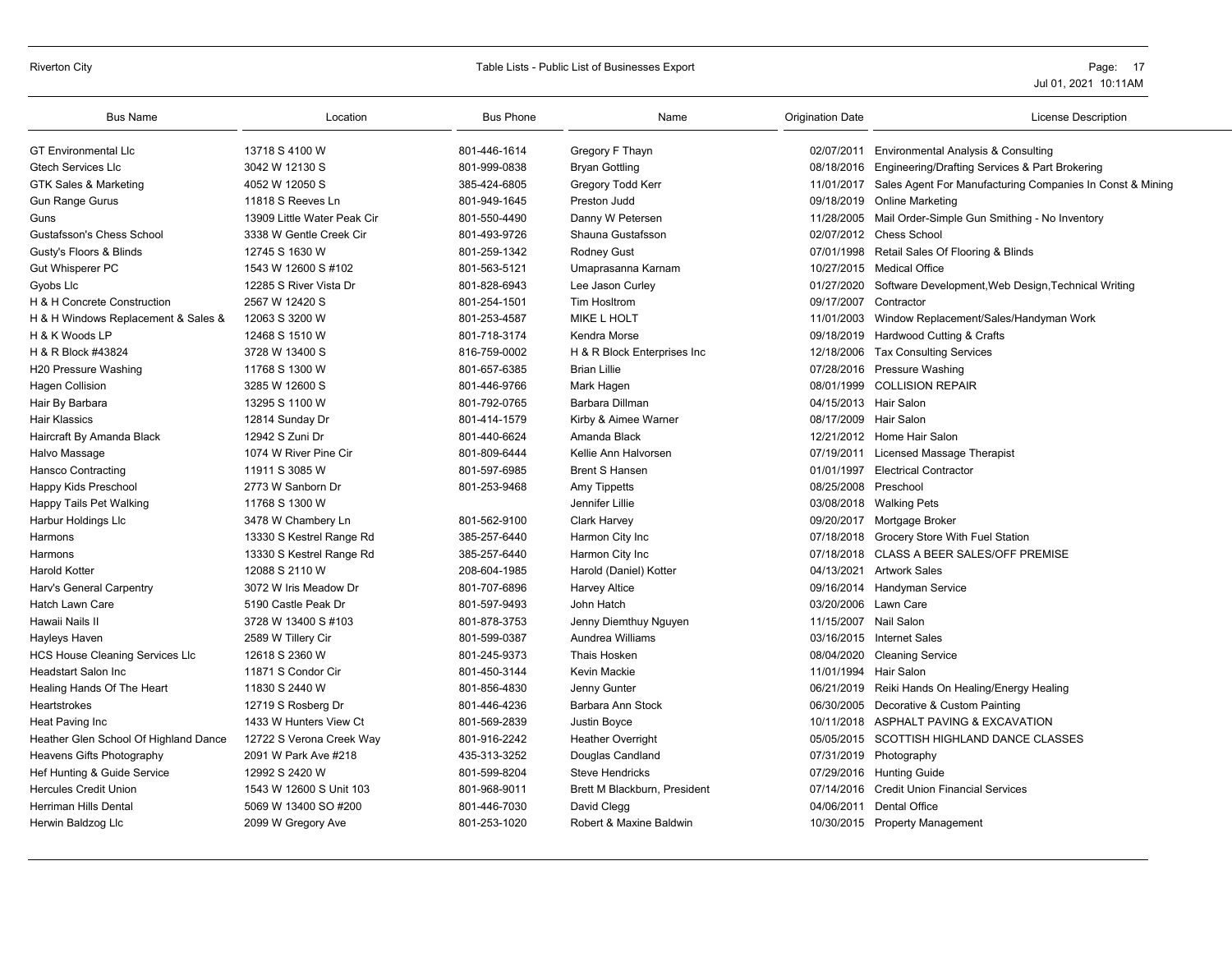| Bus Name | Location | Bus Phone | Name | Origination Date | License Description |
|---|---|---|---|---|---|
| GT Environmental Llc | 13718 S 4100 W | 801-446-1614 | Gregory F Thayn | 02/07/2011 | Environmental Analysis & Consulting |
| Gtech Services Llc | 3042 W 12130 S | 801-999-0838 | Bryan Gottling | 08/18/2016 | Engineering/Drafting Services & Part Brokering |
| GTK Sales & Marketing | 4052 W 12050 S | 385-424-6805 | Gregory Todd Kerr | 11/01/2017 | Sales Agent For Manufacturing Companies In Const & Mining |
| Gun Range Gurus | 11818 S Reeves Ln | 801-949-1645 | Preston Judd | 09/18/2019 | Online Marketing |
| Guns | 13909 Little Water Peak Cir | 801-550-4490 | Danny W Petersen | 11/28/2005 | Mail Order-Simple Gun Smithing - No Inventory |
| Gustafsson's Chess School | 3338 W Gentle Creek Cir | 801-493-9726 | Shauna Gustafsson | 02/07/2012 | Chess School |
| Gusty's Floors & Blinds | 12745 S 1630 W | 801-259-1342 | Rodney Gust | 07/01/1998 | Retail Sales Of Flooring & Blinds |
| Gut Whisperer PC | 1543 W 12600 S #102 | 801-563-5121 | Umaprasanna Karnam | 10/27/2015 | Medical Office |
| Gyobs Llc | 12285 S River Vista Dr | 801-828-6943 | Lee Jason Curley | 01/27/2020 | Software Development,Web Design,Technical Writing |
| H & H Concrete Construction | 2567 W 12420 S | 801-254-1501 | Tim Hosltrom | 09/17/2007 | Contractor |
| H & H Windows Replacement & Sales & | 12063 S 3200 W | 801-253-4587 | MIKE L HOLT | 11/01/2003 | Window Replacement/Sales/Handyman Work |
| H & K Woods LP | 12468 S 1510 W | 801-718-3174 | Kendra Morse | 09/18/2019 | Hardwood Cutting & Crafts |
| H & R Block #43824 | 3728 W 13400 S | 816-759-0002 | H & R Block Enterprises Inc | 12/18/2006 | Tax Consulting Services |
| H20 Pressure Washing | 11768 S 1300 W | 801-657-6385 | Brian Lillie | 07/28/2016 | Pressure Washing |
| Hagen Collision | 3285 W 12600 S | 801-446-9766 | Mark Hagen | 08/01/1999 | COLLISION REPAIR |
| Hair By Barbara | 13295 S 1100 W | 801-792-0765 | Barbara Dillman | 04/15/2013 | Hair Salon |
| Hair Klassics | 12814 Sunday Dr | 801-414-1579 | Kirby & Aimee Warner | 08/17/2009 | Hair Salon |
| Haircraft By Amanda Black | 12942 S Zuni Dr | 801-440-6624 | Amanda Black | 12/21/2012 | Home Hair Salon |
| Halvo Massage | 1074 W River Pine Cir | 801-809-6444 | Kellie Ann Halvorsen | 07/19/2011 | Licensed Massage Therapist |
| Hansco Contracting | 11911 S 3085 W | 801-597-6985 | Brent S Hansen | 01/01/1997 | Electrical Contractor |
| Happy Kids Preschool | 2773 W Sanborn Dr | 801-253-9468 | Amy Tippetts | 08/25/2008 | Preschool |
| Happy Tails Pet Walking | 11768 S 1300 W | | Jennifer Lillie | 03/08/2018 | Walking Pets |
| Harbur Holdings Llc | 3478 W Chambery Ln | 801-562-9100 | Clark Harvey | 09/20/2017 | Mortgage Broker |
| Harmons | 13330 S Kestrel Range Rd | 385-257-6440 | Harmon City Inc | 07/18/2018 | Grocery Store With Fuel Station |
| Harmons | 13330 S Kestrel Range Rd | 385-257-6440 | Harmon City Inc | 07/18/2018 | CLASS A BEER SALES/OFF PREMISE |
| Harold Kotter | 12088 S 2110 W | 208-604-1985 | Harold (Daniel) Kotter | 04/13/2021 | Artwork Sales |
| Harv's General Carpentry | 3072 W Iris Meadow Dr | 801-707-6896 | Harvey Altice | 09/16/2014 | Handyman Service |
| Hatch Lawn Care | 5190 Castle Peak Dr | 801-597-9493 | John Hatch | 03/20/2006 | Lawn Care |
| Hawaii Nails II | 3728 W 13400 S #103 | 801-878-3753 | Jenny Diemthuy Nguyen | 11/15/2007 | Nail Salon |
| Hayleys Haven | 2589 W Tillery Cir | 801-599-0387 | Aundrea Williams | 03/16/2015 | Internet Sales |
| HCS House Cleaning Services Llc | 12618 S 2360 W | 801-245-9373 | Thais Hosken | 08/04/2020 | Cleaning Service |
| Headstart Salon Inc | 11871 S Condor Cir | 801-450-3144 | Kevin Mackie | 11/01/1994 | Hair Salon |
| Healing Hands Of The Heart | 11830 S 2440 W | 801-856-4830 | Jenny Gunter | 06/21/2019 | Reiki Hands On Healing/Energy Healing |
| Heartstrokes | 12719 S Rosberg Dr | 801-446-4236 | Barbara Ann Stock | 06/30/2005 | Decorative & Custom Painting |
| Heat Paving Inc | 1433 W Hunters View Ct | 801-569-2839 | Justin Boyce | 10/11/2018 | ASPHALT PAVING & EXCAVATION |
| Heather Glen School Of Highland Dance | 12722 S Verona Creek Way | 801-916-2242 | Heather Overright | 05/05/2015 | SCOTTISH HIGHLAND DANCE CLASSES |
| Heavens Gifts Photography | 2091 W Park Ave #218 | 435-313-3252 | Douglas Candland | 07/31/2019 | Photography |
| Hef Hunting & Guide Service | 12992 S 2420 W | 801-599-8204 | Steve Hendricks | 07/29/2016 | Hunting Guide |
| Hercules Credit Union | 1543 W 12600 S Unit 103 | 801-968-9011 | Brett M Blackburn, President | 07/14/2016 | Credit Union Financial Services |
| Herriman Hills Dental | 5069 W 13400 SO #200 | 801-446-7030 | David Clegg | 04/06/2011 | Dental Office |
| Herwin Baldzog Llc | 2099 W Gregory Ave | 801-253-1020 | Robert & Maxine Baldwin | 10/30/2015 | Property Management |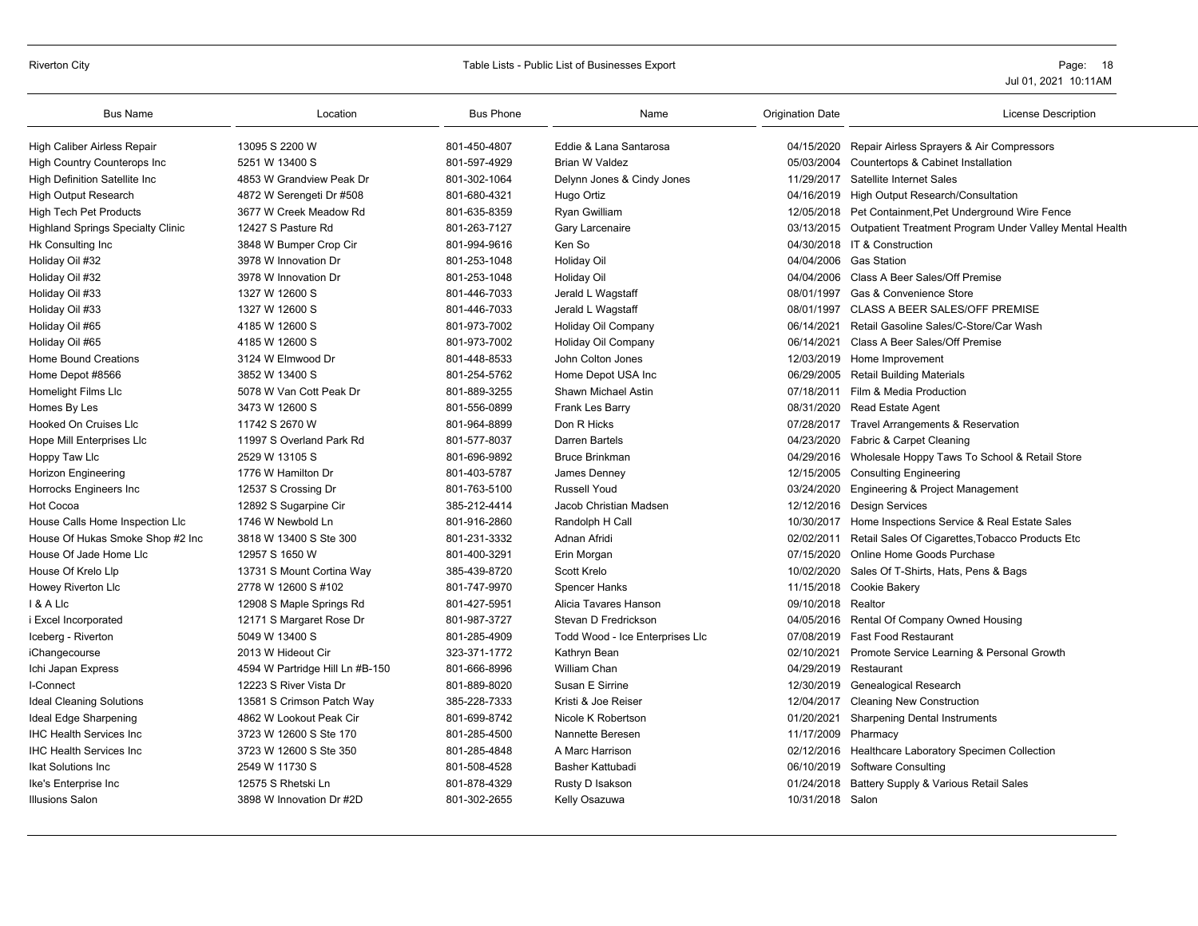| Bus Name | Location | Bus Phone | Name | Origination Date | License Description |
|---|---|---|---|---|---|
| High Caliber Airless Repair | 13095 S 2200 W | 801-450-4807 | Eddie & Lana Santarosa | 04/15/2020 | Repair Airless Sprayers & Air Compressors |
| High Country Counterops Inc | 5251 W 13400 S | 801-597-4929 | Brian W Valdez | 05/03/2004 | Countertops & Cabinet Installation |
| High Definition Satellite Inc | 4853 W Grandview Peak Dr | 801-302-1064 | Delynn Jones & Cindy Jones | 11/29/2017 | Satellite Internet Sales |
| High Output Research | 4872 W Serengeti Dr #508 | 801-680-4321 | Hugo Ortiz | 04/16/2019 | High Output Research/Consultation |
| High Tech Pet Products | 3677 W Creek Meadow Rd | 801-635-8359 | Ryan Gwilliam | 12/05/2018 | Pet Containment,Pet Underground Wire Fence |
| Highland Springs Specialty Clinic | 12427 S Pasture Rd | 801-263-7127 | Gary Larcenaire | 03/13/2015 | Outpatient Treatment Program Under Valley Mental Health |
| Hk Consulting Inc | 3848 W Bumper Crop Cir | 801-994-9616 | Ken So | 04/30/2018 | IT & Construction |
| Holiday Oil #32 | 3978 W Innovation Dr | 801-253-1048 | Holiday Oil | 04/04/2006 | Gas Station |
| Holiday Oil #32 | 3978 W Innovation Dr | 801-253-1048 | Holiday Oil | 04/04/2006 | Class A Beer Sales/Off Premise |
| Holiday Oil #33 | 1327 W 12600 S | 801-446-7033 | Jerald L Wagstaff | 08/01/1997 | Gas & Convenience Store |
| Holiday Oil #33 | 1327 W 12600 S | 801-446-7033 | Jerald L Wagstaff | 08/01/1997 | CLASS A BEER SALES/OFF PREMISE |
| Holiday Oil #65 | 4185 W 12600 S | 801-973-7002 | Holiday Oil Company | 06/14/2021 | Retail Gasoline Sales/C-Store/Car Wash |
| Holiday Oil #65 | 4185 W 12600 S | 801-973-7002 | Holiday Oil Company | 06/14/2021 | Class A Beer Sales/Off Premise |
| Home Bound Creations | 3124 W Elmwood Dr | 801-448-8533 | John Colton Jones | 12/03/2019 | Home Improvement |
| Home Depot #8566 | 3852 W 13400 S | 801-254-5762 | Home Depot USA Inc | 06/29/2005 | Retail Building Materials |
| Homelight Films Llc | 5078 W Van Cott Peak Dr | 801-889-3255 | Shawn Michael Astin | 07/18/2011 | Film & Media Production |
| Homes By Les | 3473 W 12600 S | 801-556-0899 | Frank Les Barry | 08/31/2020 | Read Estate Agent |
| Hooked On Cruises Llc | 11742 S 2670 W | 801-964-8899 | Don R Hicks | 07/28/2017 | Travel Arrangements & Reservation |
| Hope Mill Enterprises Llc | 11997 S Overland Park Rd | 801-577-8037 | Darren Bartels | 04/23/2020 | Fabric & Carpet Cleaning |
| Hoppy Taw Llc | 2529 W 13105 S | 801-696-9892 | Bruce Brinkman | 04/29/2016 | Wholesale Hoppy Taws To School & Retail Store |
| Horizon Engineering | 1776 W Hamilton Dr | 801-403-5787 | James Denney | 12/15/2005 | Consulting Engineering |
| Horrocks Engineers Inc | 12537 S Crossing Dr | 801-763-5100 | Russell Youd | 03/24/2020 | Engineering & Project Management |
| Hot Cocoa | 12892 S Sugarpine Cir | 385-212-4414 | Jacob Christian Madsen | 12/12/2016 | Design Services |
| House Calls Home Inspection Llc | 1746 W Newbold Ln | 801-916-2860 | Randolph H Call | 10/30/2017 | Home Inspections Service & Real Estate Sales |
| House Of Hukas Smoke Shop #2 Inc | 3818 W 13400 S Ste 300 | 801-231-3332 | Adnan Afridi | 02/02/2011 | Retail Sales Of Cigarettes,Tobacco Products Etc |
| House Of Jade Home Llc | 12957 S 1650 W | 801-400-3291 | Erin Morgan | 07/15/2020 | Online Home Goods Purchase |
| House Of Krelo Llp | 13731 S Mount Cortina Way | 385-439-8720 | Scott Krelo | 10/02/2020 | Sales Of T-Shirts, Hats, Pens & Bags |
| Howey Riverton Llc | 2778 W 12600 S #102 | 801-747-9970 | Spencer Hanks | 11/15/2018 | Cookie Bakery |
| I & A Llc | 12908 S Maple Springs Rd | 801-427-5951 | Alicia Tavares Hanson | 09/10/2018 | Realtor |
| i Excel Incorporated | 12171 S Margaret Rose Dr | 801-987-3727 | Stevan D Fredrickson | 04/05/2016 | Rental Of Company Owned Housing |
| Iceberg - Riverton | 5049 W 13400 S | 801-285-4909 | Todd Wood - Ice Enterprises Llc | 07/08/2019 | Fast Food Restaurant |
| iChangecourse | 2013 W Hideout Cir | 323-371-1772 | Kathryn Bean | 02/10/2021 | Promote Service Learning & Personal Growth |
| Ichi Japan Express | 4594 W Partridge Hill Ln #B-150 | 801-666-8996 | William Chan | 04/29/2019 | Restaurant |
| I-Connect | 12223 S River Vista Dr | 801-889-8020 | Susan E Sirrine | 12/30/2019 | Genealogical Research |
| Ideal Cleaning Solutions | 13581 S Crimson Patch Way | 385-228-7333 | Kristi & Joe Reiser | 12/04/2017 | Cleaning New Construction |
| Ideal Edge Sharpening | 4862 W Lookout Peak Cir | 801-699-8742 | Nicole K Robertson | 01/20/2021 | Sharpening Dental Instruments |
| IHC Health Services Inc | 3723 W 12600 S Ste 170 | 801-285-4500 | Nannette Beresen | 11/17/2009 | Pharmacy |
| IHC Health Services Inc | 3723 W 12600 S Ste 350 | 801-285-4848 | A Marc Harrison | 02/12/2016 | Healthcare Laboratory Specimen Collection |
| Ikat Solutions Inc | 2549 W 11730 S | 801-508-4528 | Basher Kattubadi | 06/10/2019 | Software Consulting |
| Ike's Enterprise Inc | 12575 S Rhetski Ln | 801-878-4329 | Rusty D Isakson | 01/24/2018 | Battery Supply & Various Retail Sales |
| Illusions Salon | 3898 W Innovation Dr #2D | 801-302-2655 | Kelly Osazuwa | 10/31/2018 | Salon |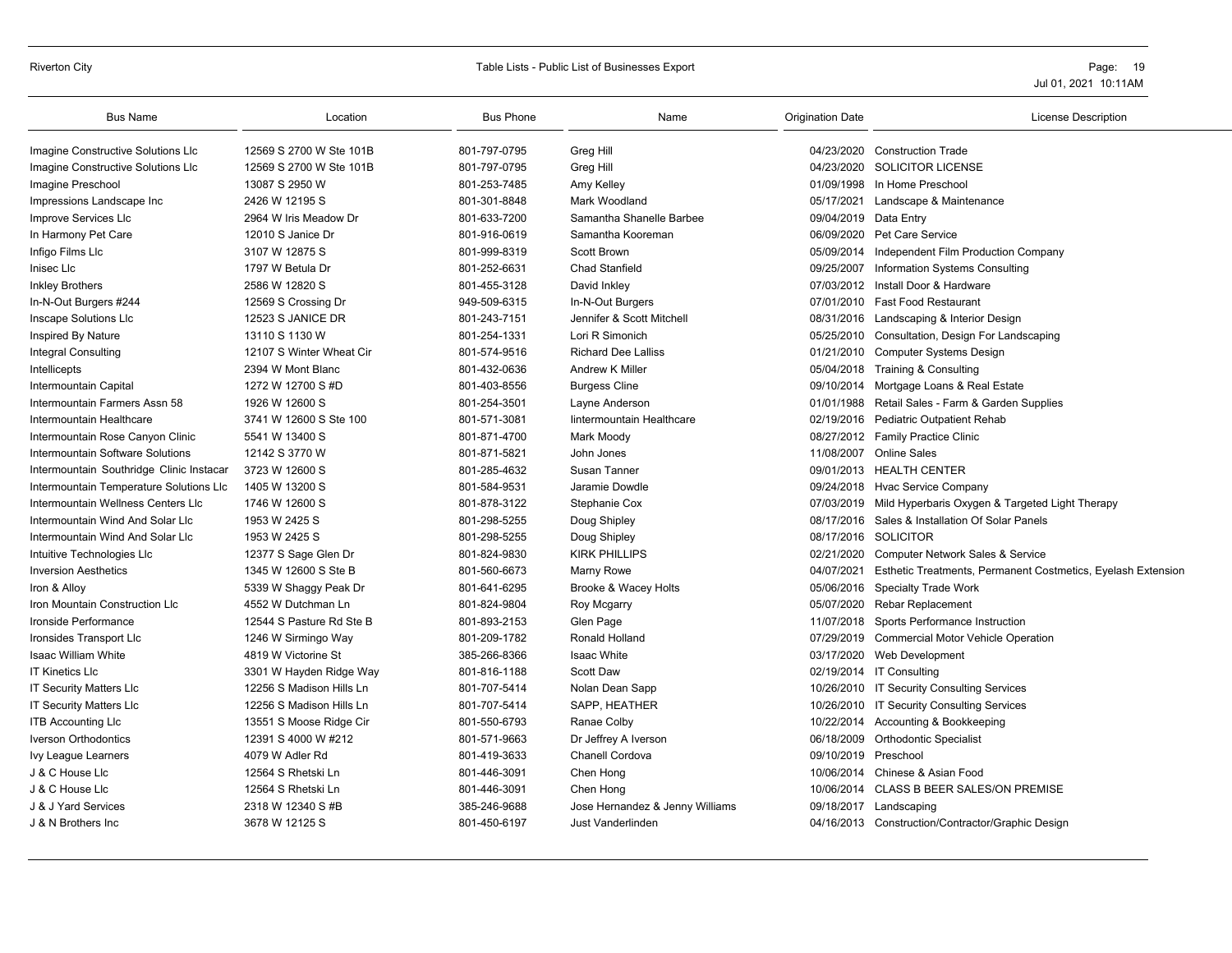| Bus Name | Location | Bus Phone | Name | Origination Date | License Description |
|---|---|---|---|---|---|
| Imagine Constructive Solutions Llc | 12569 S 2700 W Ste 101B | 801-797-0795 | Greg Hill | 04/23/2020 | Construction Trade |
| Imagine Constructive Solutions Llc | 12569 S 2700 W Ste 101B | 801-797-0795 | Greg Hill | 04/23/2020 | SOLICITOR LICENSE |
| Imagine Preschool | 13087 S 2950 W | 801-253-7485 | Amy Kelley | 01/09/1998 | In Home Preschool |
| Impressions Landscape Inc | 2426 W 12195 S | 801-301-8848 | Mark Woodland | 05/17/2021 | Landscape & Maintenance |
| Improve Services Llc | 2964 W Iris Meadow Dr | 801-633-7200 | Samantha Shanelle Barbee | 09/04/2019 | Data Entry |
| In Harmony Pet Care | 12010 S Janice Dr | 801-916-0619 | Samantha Kooreman | 06/09/2020 | Pet Care Service |
| Infigo Films Llc | 3107 W 12875 S | 801-999-8319 | Scott Brown | 05/09/2014 | Independent Film Production Company |
| Inisec Llc | 1797 W Betula Dr | 801-252-6631 | Chad Stanfield | 09/25/2007 | Information Systems Consulting |
| Inkley Brothers | 2586 W 12820 S | 801-455-3128 | David Inkley | 07/03/2012 | Install Door & Hardware |
| In-N-Out Burgers #244 | 12569 S Crossing Dr | 949-509-6315 | In-N-Out Burgers | 07/01/2010 | Fast Food Restaurant |
| Inscape Solutions Llc | 12523 S JANICE DR | 801-243-7151 | Jennifer & Scott Mitchell | 08/31/2016 | Landscaping & Interior Design |
| Inspired By Nature | 13110 S 1130 W | 801-254-1331 | Lori R Simonich | 05/25/2010 | Consultation, Design For Landscaping |
| Integral Consulting | 12107 S Winter Wheat Cir | 801-574-9516 | Richard Dee Lalliss | 01/21/2010 | Computer Systems Design |
| Intellicepts | 2394 W Mont Blanc | 801-432-0636 | Andrew K Miller | 05/04/2018 | Training & Consulting |
| Intermountain Capital | 1272 W 12700 S #D | 801-403-8556 | Burgess Cline | 09/10/2014 | Mortgage Loans & Real Estate |
| Intermountain Farmers Assn 58 | 1926 W 12600 S | 801-254-3501 | Layne Anderson | 01/01/1988 | Retail Sales - Farm & Garden Supplies |
| Intermountain Healthcare | 3741 W 12600 S Ste 100 | 801-571-3081 | Iintermountain Healthcare | 02/19/2016 | Pediatric Outpatient Rehab |
| Intermountain Rose Canyon Clinic | 5541 W 13400 S | 801-871-4700 | Mark Moody | 08/27/2012 | Family Practice Clinic |
| Intermountain Software Solutions | 12142 S 3770 W | 801-871-5821 | John Jones | 11/08/2007 | Online Sales |
| Intermountain Southridge Clinic Instacar | 3723 W 12600 S | 801-285-4632 | Susan Tanner | 09/01/2013 | HEALTH CENTER |
| Intermountain Temperature Solutions Llc | 1405 W 13200 S | 801-584-9531 | Jaramie Dowdle | 09/24/2018 | Hvac Service Company |
| Intermountain Wellness Centers Llc | 1746 W 12600 S | 801-878-3122 | Stephanie Cox | 07/03/2019 | Mild Hyperbaris Oxygen & Targeted Light Therapy |
| Intermountain Wind And Solar Llc | 1953 W 2425 S | 801-298-5255 | Doug Shipley | 08/17/2016 | Sales & Installation Of Solar Panels |
| Intermountain Wind And Solar Llc | 1953 W 2425 S | 801-298-5255 | Doug Shipley | 08/17/2016 | SOLICITOR |
| Intuitive Technologies Llc | 12377 S Sage Glen Dr | 801-824-9830 | KIRK PHILLIPS | 02/21/2020 | Computer Network Sales & Service |
| Inversion Aesthetics | 1345 W 12600 S Ste B | 801-560-6673 | Marny Rowe | 04/07/2021 | Esthetic Treatments, Permanent Costmetics, Eyelash Extension |
| Iron & Alloy | 5339 W Shaggy Peak Dr | 801-641-6295 | Brooke & Wacey Holts | 05/06/2016 | Specialty Trade Work |
| Iron Mountain Construction Llc | 4552 W Dutchman Ln | 801-824-9804 | Roy Mcgarry | 05/07/2020 | Rebar Replacement |
| Ironside Performance | 12544 S Pasture Rd Ste B | 801-893-2153 | Glen Page | 11/07/2018 | Sports Performance Instruction |
| Ironsides Transport Llc | 1246 W Sirmingo Way | 801-209-1782 | Ronald Holland | 07/29/2019 | Commercial Motor Vehicle Operation |
| Isaac William White | 4819 W Victorine St | 385-266-8366 | Isaac White | 03/17/2020 | Web Development |
| IT Kinetics Llc | 3301 W Hayden Ridge Way | 801-816-1188 | Scott Daw | 02/19/2014 | IT Consulting |
| IT Security Matters Llc | 12256 S Madison Hills Ln | 801-707-5414 | Nolan Dean Sapp | 10/26/2010 | IT Security Consulting Services |
| IT Security Matters Llc | 12256 S Madison Hills Ln | 801-707-5414 | SAPP, HEATHER | 10/26/2010 | IT Security Consulting Services |
| ITB Accounting Llc | 13551 S Moose Ridge Cir | 801-550-6793 | Ranae Colby | 10/22/2014 | Accounting & Bookkeeping |
| Iverson Orthodontics | 12391 S 4000 W #212 | 801-571-9663 | Dr Jeffrey A Iverson | 06/18/2009 | Orthodontic Specialist |
| Ivy League Learners | 4079 W Adler Rd | 801-419-3633 | Chanell Cordova | 09/10/2019 | Preschool |
| J & C House Llc | 12564 S Rhetski Ln | 801-446-3091 | Chen Hong | 10/06/2014 | Chinese & Asian Food |
| J & C House Llc | 12564 S Rhetski Ln | 801-446-3091 | Chen Hong | 10/06/2014 | CLASS B BEER SALES/ON PREMISE |
| J & J Yard Services | 2318 W 12340 S #B | 385-246-9688 | Jose Hernandez & Jenny Williams | 09/18/2017 | Landscaping |
| J & N Brothers Inc | 3678 W 12125 S | 801-450-6197 | Just Vanderlinden | 04/16/2013 | Construction/Contractor/Graphic Design |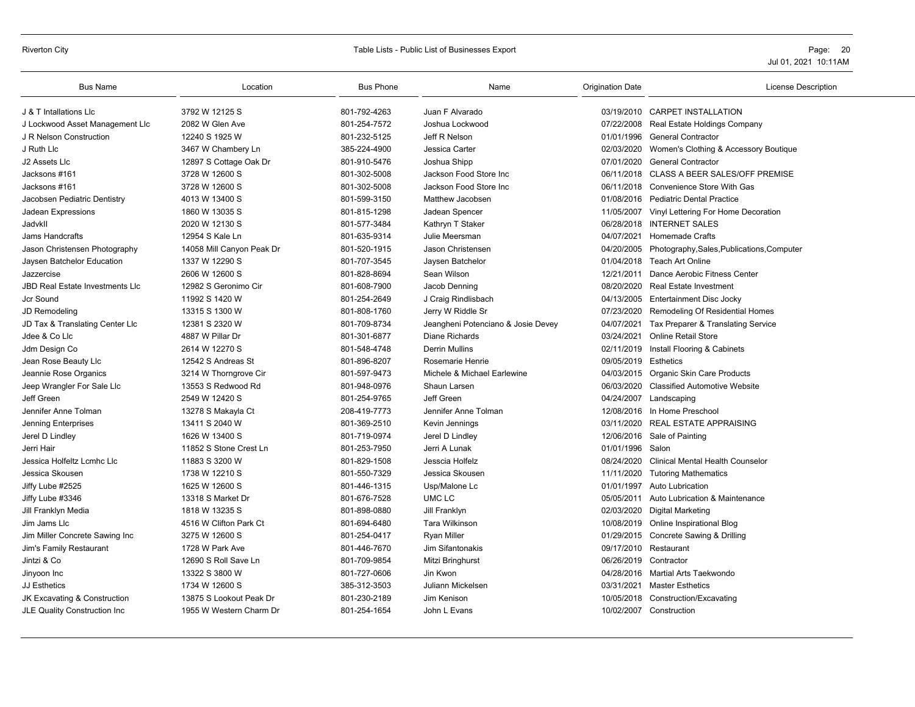| Bus Name | Location | Bus Phone | Name | Origination Date | License Description |
|---|---|---|---|---|---|
| J & T Intallations Llc | 3792 W 12125 S | 801-792-4263 | Juan F Alvarado | 03/19/2010 | CARPET INSTALLATION |
| J Lockwood Asset Management Llc | 2082 W Glen Ave | 801-254-7572 | Joshua Lockwood | 07/22/2008 | Real Estate Holdings Company |
| J R Nelson Construction | 12240 S 1925 W | 801-232-5125 | Jeff R Nelson | 01/01/1996 | General Contractor |
| J Ruth Llc | 3467 W Chambery Ln | 385-224-4900 | Jessica Carter | 02/03/2020 | Women's Clothing & Accessory Boutique |
| J2 Assets Llc | 12897 S Cottage Oak Dr | 801-910-5476 | Joshua Shipp | 07/01/2020 | General Contractor |
| Jacksons #161 | 3728 W 12600 S | 801-302-5008 | Jackson Food Store Inc | 06/11/2018 | CLASS A BEER SALES/OFF PREMISE |
| Jacksons #161 | 3728 W 12600 S | 801-302-5008 | Jackson Food Store Inc | 06/11/2018 | Convenience Store With Gas |
| Jacobsen Pediatric Dentistry | 4013 W 13400 S | 801-599-3150 | Matthew Jacobsen | 01/08/2016 | Pediatric Dental Practice |
| Jadean Expressions | 1860 W 13035 S | 801-815-1298 | Jadean Spencer | 11/05/2007 | Vinyl Lettering For Home Decoration |
| JadvkII | 2020 W 12130 S | 801-577-3484 | Kathryn T Staker | 06/28/2018 | INTERNET SALES |
| Jams Handcrafts | 12954 S Kale Ln | 801-635-9314 | Julie Meersman | 04/07/2021 | Homemade Crafts |
| Jason Christensen Photography | 14058 Mill Canyon Peak Dr | 801-520-1915 | Jason Christensen | 04/20/2005 | Photography,Sales,Publications,Computer |
| Jaysen Batchelor Education | 1337 W 12290 S | 801-707-3545 | Jaysen Batchelor | 01/04/2018 | Teach Art Online |
| Jazzercise | 2606 W 12600 S | 801-828-8694 | Sean Wilson | 12/21/2011 | Dance Aerobic Fitness Center |
| JBD Real Estate Investments Llc | 12982 S Geronimo Cir | 801-608-7900 | Jacob Denning | 08/20/2020 | Real Estate Investment |
| Jcr Sound | 11992 S 1420 W | 801-254-2649 | J Craig Rindlisbach | 04/13/2005 | Entertainment Disc Jocky |
| JD Remodeling | 13315 S 1300 W | 801-808-1760 | Jerry W Riddle Sr | 07/23/2020 | Remodeling Of Residential Homes |
| JD Tax & Translating Center Llc | 12381 S 2320 W | 801-709-8734 | Jeangheni Potenciano & Josie Devey | 04/07/2021 | Tax Preparer & Translating Service |
| Jdee & Co Llc | 4887 W Pillar Dr | 801-301-6877 | Diane Richards | 03/24/2021 | Online Retail Store |
| Jdm Design Co | 2614 W 12270 S | 801-548-4748 | Derrin Mullins | 02/11/2019 | Install Flooring & Cabinets |
| Jean Rose Beauty Llc | 12542 S Andreas St | 801-896-8207 | Rosemarie Henrie | 09/05/2019 | Esthetics |
| Jeannie Rose Organics | 3214 W Thorngrove Cir | 801-597-9473 | Michele & Michael Earlewine | 04/03/2015 | Organic Skin Care Products |
| Jeep Wrangler For Sale Llc | 13553 S Redwood Rd | 801-948-0976 | Shaun Larsen | 06/03/2020 | Classified Automotive Website |
| Jeff Green | 2549 W 12420 S | 801-254-9765 | Jeff Green | 04/24/2007 | Landscaping |
| Jennifer Anne Tolman | 13278 S Makayla Ct | 208-419-7773 | Jennifer Anne Tolman | 12/08/2016 | In Home Preschool |
| Jenning Enterprises | 13411 S 2040 W | 801-369-2510 | Kevin Jennings | 03/11/2020 | REAL ESTATE APPRAISING |
| Jerel D Lindley | 1626 W 13400 S | 801-719-0974 | Jerel D Lindley | 12/06/2016 | Sale of Painting |
| Jerri Hair | 11852 S Stone Crest Ln | 801-253-7950 | Jerri A Lunak | 01/01/1996 | Salon |
| Jessica Holfeltz Lcmhc Llc | 11883 S 3200 W | 801-829-1508 | Jesscia Holfelz | 08/24/2020 | Clinical Mental Health Counselor |
| Jessica Skousen | 1738 W 12210 S | 801-550-7329 | Jessica Skousen | 11/11/2020 | Tutoring Mathematics |
| Jiffy Lube #2525 | 1625 W 12600 S | 801-446-1315 | Usp/Malone Lc | 01/01/1997 | Auto Lubrication |
| Jiffy Lube #3346 | 13318 S Market Dr | 801-676-7528 | UMC LC | 05/05/2011 | Auto Lubrication & Maintenance |
| Jill Franklyn Media | 1818 W 13235 S | 801-898-0880 | Jill Franklyn | 02/03/2020 | Digital Marketing |
| Jim Jams Llc | 4516 W Clifton Park Ct | 801-694-6480 | Tara Wilkinson | 10/08/2019 | Online Inspirational Blog |
| Jim Miller Concrete Sawing Inc | 3275 W 12600 S | 801-254-0417 | Ryan Miller | 01/29/2015 | Concrete Sawing & Drilling |
| Jim's Family Restaurant | 1728 W Park Ave | 801-446-7670 | Jim Sifantonakis | 09/17/2010 | Restaurant |
| Jintzi & Co | 12690 S Roll Save Ln | 801-709-9854 | Mitzi Bringhurst | 06/26/2019 | Contractor |
| Jinyoon Inc | 13322 S 3800 W | 801-727-0606 | Jin Kwon | 04/28/2016 | Martial Arts Taekwondo |
| JJ Esthetics | 1734 W 12600 S | 385-312-3503 | Juliann Mickelsen | 03/31/2021 | Master Esthetics |
| JK Excavating & Construction | 13875 S Lookout Peak Dr | 801-230-2189 | Jim Kenison | 10/05/2018 | Construction/Excavating |
| JLE Quality Construction Inc | 1955 W Western Charm Dr | 801-254-1654 | John L Evans | 10/02/2007 | Construction |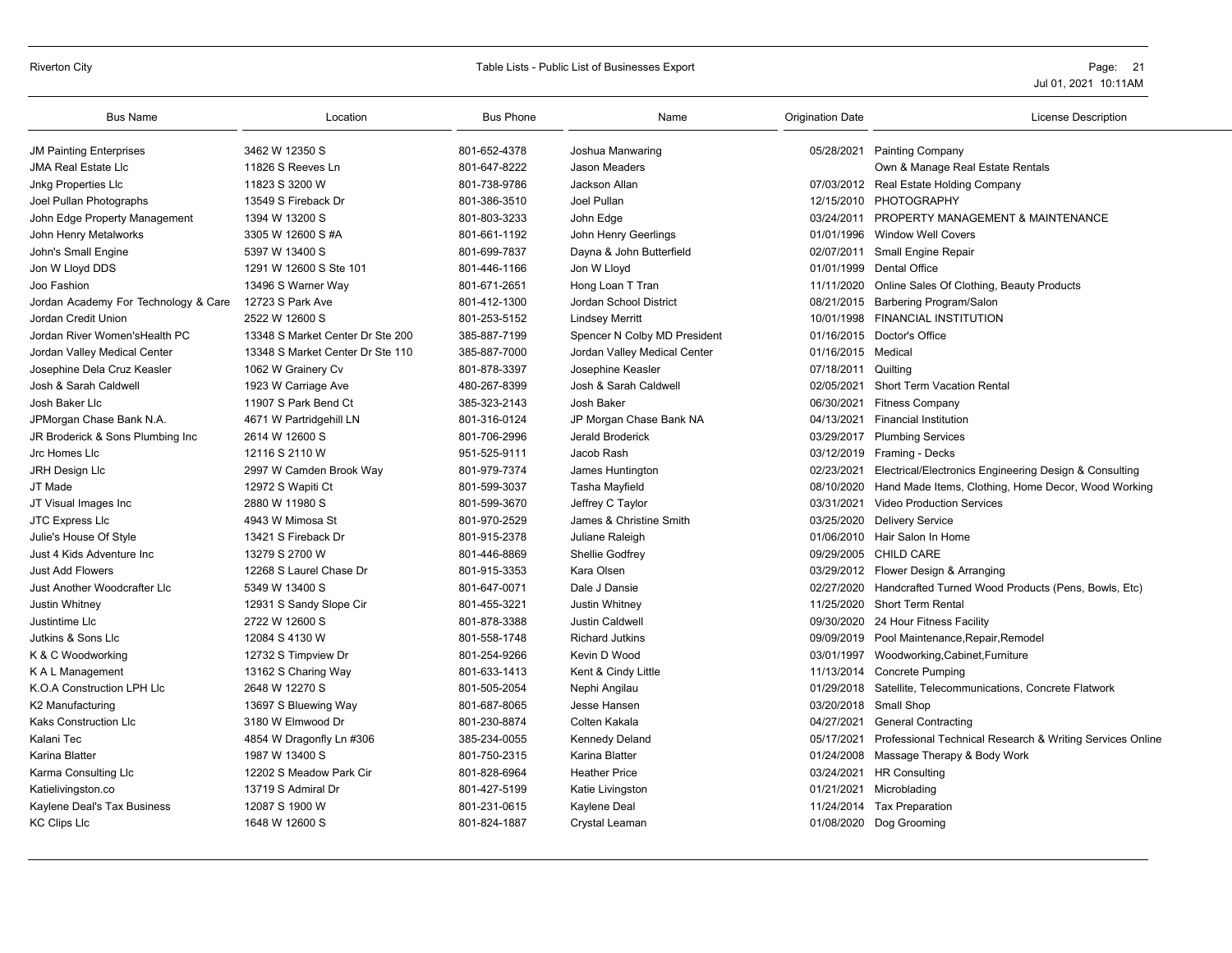| Bus Name | Location | Bus Phone | Name | Origination Date | License Description |
|---|---|---|---|---|---|
| JM Painting Enterprises | 3462 W 12350 S | 801-652-4378 | Joshua Manwaring | 05/28/2021 | Painting Company |
| JMA Real Estate Llc | 11826 S Reeves Ln | 801-647-8222 | Jason Meaders | | Own & Manage Real Estate Rentals |
| Jnkg Properties Llc | 11823 S 3200 W | 801-738-9786 | Jackson Allan | 07/03/2012 | Real Estate Holding Company |
| Joel Pullan Photographs | 13549 S Fireback Dr | 801-386-3510 | Joel Pullan | 12/15/2010 | PHOTOGRAPHY |
| John Edge Property Management | 1394 W 13200 S | 801-803-3233 | John Edge | 03/24/2011 | PROPERTY MANAGEMENT & MAINTENANCE |
| John Henry Metalworks | 3305 W 12600 S #A | 801-661-1192 | John Henry Geerlings | 01/01/1996 | Window Well Covers |
| John's Small Engine | 5397 W 13400 S | 801-699-7837 | Dayna & John Butterfield | 02/07/2011 | Small Engine Repair |
| Jon W Lloyd DDS | 1291 W 12600 S Ste 101 | 801-446-1166 | Jon W Lloyd | 01/01/1999 | Dental Office |
| Joo Fashion | 13496 S Warner Way | 801-671-2651 | Hong Loan T Tran | 11/11/2020 | Online Sales Of Clothing, Beauty Products |
| Jordan Academy For Technology & Care | 12723 S Park Ave | 801-412-1300 | Jordan School District | 08/21/2015 | Barbering Program/Salon |
| Jordan Credit Union | 2522 W 12600 S | 801-253-5152 | Lindsey Merritt | 10/01/1998 | FINANCIAL INSTITUTION |
| Jordan River Women'sHealth PC | 13348 S Market Center Dr Ste 200 | 385-887-7199 | Spencer N Colby MD President | 01/16/2015 | Doctor's Office |
| Jordan Valley Medical Center | 13348 S Market Center Dr Ste 110 | 385-887-7000 | Jordan Valley Medical Center | 01/16/2015 | Medical |
| Josephine Dela Cruz Keasler | 1062 W Grainery Cv | 801-878-3397 | Josephine Keasler | 07/18/2011 | Quilting |
| Josh & Sarah Caldwell | 1923 W Carriage Ave | 480-267-8399 | Josh & Sarah Caldwell | 02/05/2021 | Short Term Vacation Rental |
| Josh Baker Llc | 11907 S Park Bend Ct | 385-323-2143 | Josh Baker | 06/30/2021 | Fitness Company |
| JPMorgan Chase Bank N.A. | 4671 W Partridgehill LN | 801-316-0124 | JP Morgan Chase Bank NA | 04/13/2021 | Financial Institution |
| JR Broderick & Sons Plumbing Inc | 2614 W 12600 S | 801-706-2996 | Jerald Broderick | 03/29/2017 | Plumbing Services |
| Jrc Homes Llc | 12116 S 2110 W | 951-525-9111 | Jacob Rash | 03/12/2019 | Framing - Decks |
| JRH Design Llc | 2997 W Camden Brook Way | 801-979-7374 | James Huntington | 02/23/2021 | Electrical/Electronics Engineering Design & Consulting |
| JT Made | 12972 S Wapiti Ct | 801-599-3037 | Tasha Mayfield | 08/10/2020 | Hand Made Items, Clothing, Home Decor, Wood Working |
| JT Visual Images Inc | 2880 W 11980 S | 801-599-3670 | Jeffrey C Taylor | 03/31/2021 | Video Production Services |
| JTC Express Llc | 4943 W Mimosa St | 801-970-2529 | James & Christine Smith | 03/25/2020 | Delivery Service |
| Julie's House Of Style | 13421 S Fireback Dr | 801-915-2378 | Juliane Raleigh | 01/06/2010 | Hair Salon In Home |
| Just 4 Kids Adventure Inc | 13279 S 2700 W | 801-446-8869 | Shellie Godfrey | 09/29/2005 | CHILD CARE |
| Just Add Flowers | 12268 S Laurel Chase Dr | 801-915-3353 | Kara Olsen | 03/29/2012 | Flower Design & Arranging |
| Just Another Woodcrafter Llc | 5349 W 13400 S | 801-647-0071 | Dale J Dansie | 02/27/2020 | Handcrafted Turned Wood Products (Pens, Bowls, Etc) |
| Justin Whitney | 12931 S Sandy Slope Cir | 801-455-3221 | Justin Whitney | 11/25/2020 | Short Term Rental |
| Justintime Llc | 2722 W 12600 S | 801-878-3388 | Justin Caldwell | 09/30/2020 | 24 Hour Fitness Facility |
| Jutkins & Sons Llc | 12084 S 4130 W | 801-558-1748 | Richard Jutkins | 09/09/2019 | Pool Maintenance,Repair,Remodel |
| K & C Woodworking | 12732 S Timpview Dr | 801-254-9266 | Kevin D Wood | 03/01/1997 | Woodworking,Cabinet,Furniture |
| K A L Management | 13162 S Charing Way | 801-633-1413 | Kent & Cindy Little | 11/13/2014 | Concrete Pumping |
| K.O.A Construction LPH Llc | 2648 W 12270 S | 801-505-2054 | Nephi Angilau | 01/29/2018 | Satellite, Telecommunications, Concrete Flatwork |
| K2 Manufacturing | 13697 S Bluewing Way | 801-687-8065 | Jesse Hansen | 03/20/2018 | Small Shop |
| Kaks Construction Llc | 3180 W Elmwood Dr | 801-230-8874 | Colten Kakala | 04/27/2021 | General Contracting |
| Kalani Tec | 4854 W Dragonfly Ln #306 | 385-234-0055 | Kennedy Deland | 05/17/2021 | Professional Technical Research & Writing Services Online |
| Karina Blatter | 1987 W 13400 S | 801-750-2315 | Karina Blatter | 01/24/2008 | Massage Therapy & Body Work |
| Karma Consulting Llc | 12202 S Meadow Park Cir | 801-828-6964 | Heather Price | 03/24/2021 | HR Consulting |
| Katielivingston.co | 13719 S Admiral Dr | 801-427-5199 | Katie Livingston | 01/21/2021 | Microblading |
| Kaylene Deal's Tax Business | 12087 S 1900 W | 801-231-0615 | Kaylene Deal | 11/24/2014 | Tax Preparation |
| KC Clips Llc | 1648 W 12600 S | 801-824-1887 | Crystal Leaman | 01/08/2020 | Dog Grooming |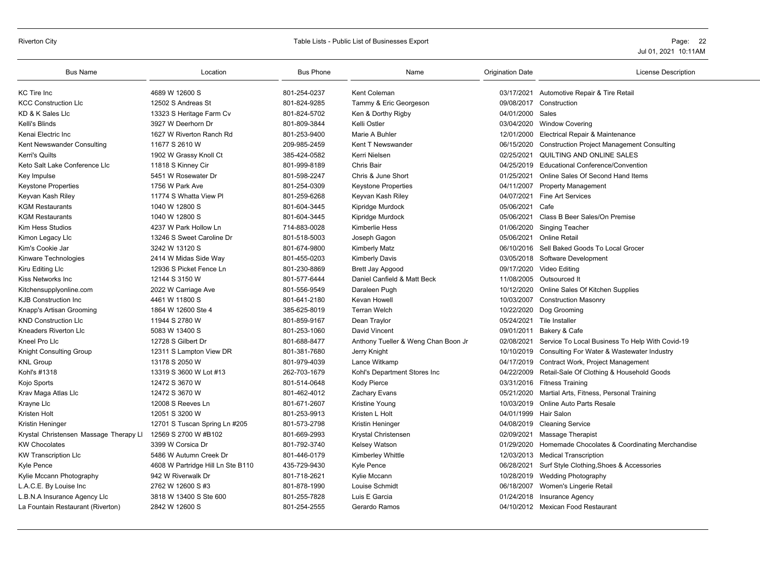| Bus Name | Location | Bus Phone | Name | Origination Date | License Description |
|---|---|---|---|---|---|
| KC Tire Inc | 4689 W 12600 S | 801-254-0237 | Kent Coleman | 03/17/2021 | Automotive Repair & Tire Retail |
| KCC Construction Llc | 12502 S Andreas St | 801-824-9285 | Tammy & Eric Georgeson | 09/08/2017 | Construction |
| KD & K Sales Llc | 13323 S Heritage Farm Cv | 801-824-5702 | Ken & Dorthy Rigby | 04/01/2000 | Sales |
| Kelli's Blinds | 3927 W Deerhorn Dr | 801-809-3844 | Kelli Ostler | 03/04/2020 | Window Covering |
| Kenai Electric Inc | 1627 W Riverton Ranch Rd | 801-253-9400 | Marie A Buhler | 12/01/2000 | Electrical Repair & Maintenance |
| Kent Newswander Consulting | 11677 S 2610 W | 209-985-2459 | Kent T Newswander | 06/15/2020 | Construction Project Management Consulting |
| Kerri's Quilts | 1902 W Grassy Knoll Ct | 385-424-0582 | Kerri Nielsen | 02/25/2021 | QUILTING AND ONLINE SALES |
| Keto Salt Lake Conference Llc | 11818 S Kinney Cir | 801-999-8189 | Chris Bair | 04/25/2019 | Educational Conference/Convention |
| Key Impulse | 5451 W Rosewater Dr | 801-598-2247 | Chris & June Short | 01/25/2021 | Online Sales Of Second Hand Items |
| Keystone Properties | 1756 W Park Ave | 801-254-0309 | Keystone Properties | 04/11/2007 | Property Management |
| Keyvan Kash Riley | 11774 S Whatta View Pl | 801-259-6268 | Keyvan Kash Riley | 04/07/2021 | Fine Art Services |
| KGM Restaurants | 1040 W 12800 S | 801-604-3445 | Kipridge Murdock | 05/06/2021 | Cafe |
| KGM Restaurants | 1040 W 12800 S | 801-604-3445 | Kipridge Murdock | 05/06/2021 | Class B Beer Sales/On Premise |
| Kim Hess Studios | 4237 W Park Hollow Ln | 714-883-0028 | Kimberlie Hess | 01/06/2020 | Singing Teacher |
| Kimon Legacy Llc | 13246 S Sweet Caroline Dr | 801-518-5003 | Joseph Gagon | 05/06/2021 | Online Retail |
| Kim's Cookie Jar | 3242 W 13120 S | 801-674-9800 | Kimberly Matz | 06/10/2016 | Sell Baked Goods To Local Grocer |
| Kinware Technologies | 2414 W Midas Side Way | 801-455-0203 | Kimberly Davis | 03/05/2018 | Software Development |
| Kiru Editing Llc | 12936 S Picket Fence Ln | 801-230-8869 | Brett Jay Apgood | 09/17/2020 | Video Editing |
| Kiss Networks Inc | 12144 S 3150 W | 801-577-6444 | Daniel Canfield & Matt Beck | 11/08/2005 | Outsourced It |
| Kitchensupplyonline.com | 2022 W Carriage Ave | 801-556-9549 | Daraleen Pugh | 10/12/2020 | Online Sales Of Kitchen Supplies |
| KJB Construction Inc | 4461 W 11800 S | 801-641-2180 | Kevan Howell | 10/03/2007 | Construction Masonry |
| Knapp's Artisan Grooming | 1864 W 12600 Ste 4 | 385-625-8019 | Terran Welch | 10/22/2020 | Dog Grooming |
| KND Construction Llc | 11944 S 2780 W | 801-859-9167 | Dean Traylor | 05/24/2021 | Tile Installer |
| Kneaders Riverton Llc | 5083 W 13400 S | 801-253-1060 | David Vincent | 09/01/2011 | Bakery & Cafe |
| Kneel Pro Llc | 12728 S Gilbert Dr | 801-688-8477 | Anthony Tueller & Weng Chan Boon Jr | 02/08/2021 | Service To Local Business To Help With Covid-19 |
| Knight Consulting Group | 12311 S Lampton View DR | 801-381-7680 | Jerry Knight | 10/10/2019 | Consulting For Water & Wastewater Industry |
| KNL Group | 13178 S 2050 W | 801-979-4039 | Lance Witkamp | 04/17/2019 | Contract Work, Project Management |
| Kohl's #1318 | 13319 S 3600 W Lot #13 | 262-703-1679 | Kohl's Department Stores Inc | 04/22/2009 | Retail-Sale Of Clothing & Household Goods |
| Kojo Sports | 12472 S 3670 W | 801-514-0648 | Kody Pierce | 03/31/2016 | Fitness Training |
| Krav Maga Atlas Llc | 12472 S 3670 W | 801-462-4012 | Zachary Evans | 05/21/2020 | Martial Arts, Fitness, Personal Training |
| Krayne Llc | 12008 S Reeves Ln | 801-671-2607 | Kristine Young | 10/03/2019 | Online Auto Parts Resale |
| Kristen Holt | 12051 S 3200 W | 801-253-9913 | Kristen L Holt | 04/01/1999 | Hair Salon |
| Kristin Heninger | 12701 S Tuscan Spring Ln #205 | 801-573-2798 | Kristin Heninger | 04/08/2019 | Cleaning Service |
| Krystal Christensen Massage Therapy Ll | 12569 S 2700 W #B102 | 801-669-2993 | Krystal Christensen | 02/09/2021 | Massage Therapist |
| KW Chocolates | 3399 W Corsica Dr | 801-792-3740 | Kelsey Watson | 01/29/2020 | Homemade Chocolates & Coordinating Merchandise |
| KW Transcription Llc | 5486 W Autumn Creek Dr | 801-446-0179 | Kimberley Whittle | 12/03/2013 | Medical Transcription |
| Kyle Pence | 4608 W Partridge Hill Ln Ste B110 | 435-729-9430 | Kyle Pence | 06/28/2021 | Surf Style Clothing,Shoes & Accessories |
| Kylie Mccann Photography | 942 W Riverwalk Dr | 801-718-2621 | Kylie Mccann | 10/28/2019 | Wedding Photography |
| L.A.C.E. By Louise Inc | 2762 W 12600 S #3 | 801-878-1990 | Louise Schmidt | 06/18/2007 | Women's Lingerie Retail |
| L.B.N.A Insurance Agency Llc | 3818 W 13400 S Ste 600 | 801-255-7828 | Luis E Garcia | 01/24/2018 | Insurance Agency |
| La Fountain Restaurant (Riverton) | 2842 W 12600 S | 801-254-2555 | Gerardo Ramos | 04/10/2012 | Mexican Food Restaurant |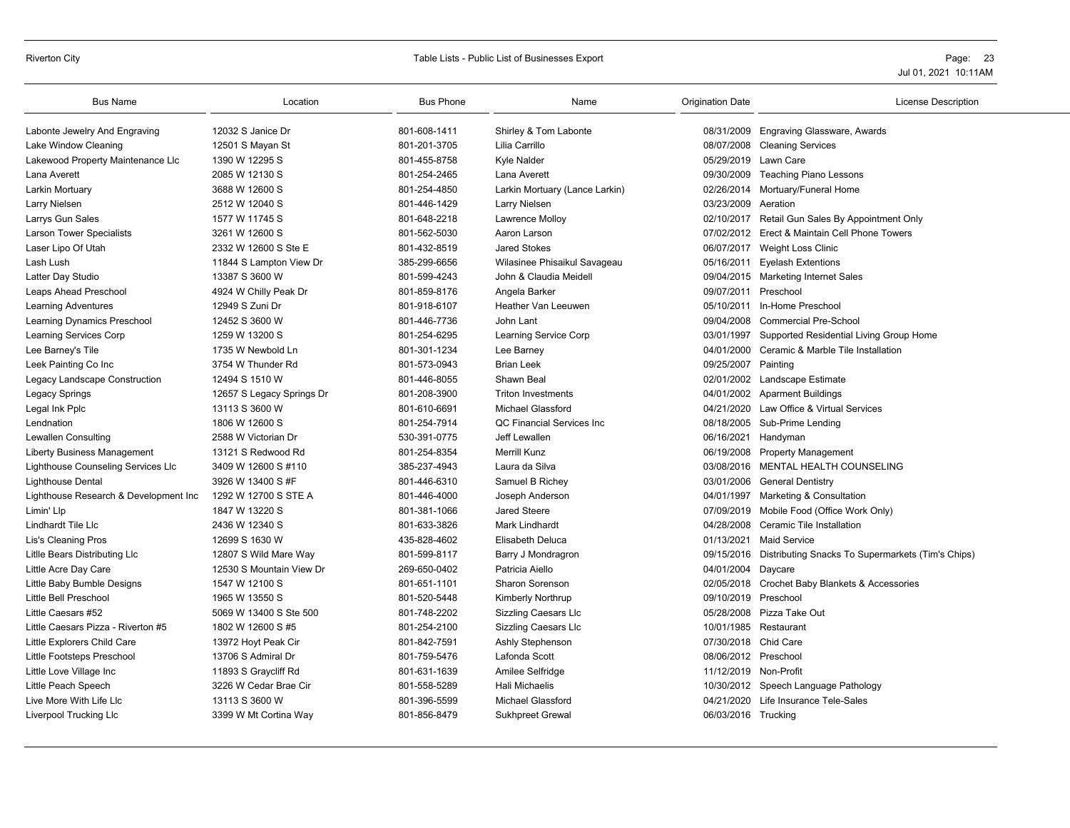| Bus Name | Location | Bus Phone | Name | Origination Date | License Description |
|---|---|---|---|---|---|
| Labonte Jewelry And Engraving | 12032 S Janice Dr | 801-608-1411 | Shirley & Tom Labonte | 08/31/2009 | Engraving Glassware, Awards |
| Lake Window Cleaning | 12501 S Mayan St | 801-201-3705 | Lilia Carrillo | 08/07/2008 | Cleaning Services |
| Lakewood Property Maintenance Llc | 1390 W 12295 S | 801-455-8758 | Kyle Nalder | 05/29/2019 | Lawn Care |
| Lana Averett | 2085 W 12130 S | 801-254-2465 | Lana Averett | 09/30/2009 | Teaching Piano Lessons |
| Larkin Mortuary | 3688 W 12600 S | 801-254-4850 | Larkin Mortuary (Lance Larkin) | 02/26/2014 | Mortuary/Funeral Home |
| Larry Nielsen | 2512 W 12040 S | 801-446-1429 | Larry Nielsen | 03/23/2009 | Aeration |
| Larrys Gun Sales | 1577 W 11745 S | 801-648-2218 | Lawrence Molloy | 02/10/2017 | Retail Gun Sales By Appointment Only |
| Larson Tower Specialists | 3261 W 12600 S | 801-562-5030 | Aaron Larson | 07/02/2012 | Erect & Maintain Cell Phone Towers |
| Laser Lipo Of Utah | 2332 W 12600 S Ste E | 801-432-8519 | Jared Stokes | 06/07/2017 | Weight Loss Clinic |
| Lash Lush | 11844 S Lampton View Dr | 385-299-6656 | Wilasinee Phisaikul Savageau | 05/16/2011 | Eyelash Extentions |
| Latter Day Studio | 13387 S 3600 W | 801-599-4243 | John & Claudia Meidell | 09/04/2015 | Marketing Internet Sales |
| Leaps Ahead Preschool | 4924 W Chilly Peak Dr | 801-859-8176 | Angela Barker | 09/07/2011 | Preschool |
| Learning Adventures | 12949 S Zuni Dr | 801-918-6107 | Heather Van Leeuwen | 05/10/2011 | In-Home Preschool |
| Learning Dynamics Preschool | 12452 S 3600 W | 801-446-7736 | John Lant | 09/04/2008 | Commercial Pre-School |
| Learning Services Corp | 1259 W 13200 S | 801-254-6295 | Learning Service Corp | 03/01/1997 | Supported Residential Living Group Home |
| Lee Barney's Tile | 1735 W Newbold Ln | 801-301-1234 | Lee Barney | 04/01/2000 | Ceramic & Marble Tile Installation |
| Leek Painting Co Inc | 3754 W Thunder Rd | 801-573-0943 | Brian Leek | 09/25/2007 | Painting |
| Legacy Landscape Construction | 12494 S 1510 W | 801-446-8055 | Shawn Beal | 02/01/2002 | Landscape Estimate |
| Legacy Springs | 12657 S Legacy Springs Dr | 801-208-3900 | Triton Investments | 04/01/2002 | Aparment Buildings |
| Legal Ink Pplc | 13113 S 3600 W | 801-610-6691 | Michael Glassford | 04/21/2020 | Law Office & Virtual Services |
| Lendnation | 1806 W 12600 S | 801-254-7914 | QC Financial Services Inc | 08/18/2005 | Sub-Prime Lending |
| Lewallen Consulting | 2588 W Victorian Dr | 530-391-0775 | Jeff Lewallen | 06/16/2021 | Handyman |
| Liberty Business Management | 13121 S Redwood Rd | 801-254-8354 | Merrill Kunz | 06/19/2008 | Property Management |
| Lighthouse Counseling Services Llc | 3409 W 12600 S #110 | 385-237-4943 | Laura da Silva | 03/08/2016 | MENTAL HEALTH COUNSELING |
| Lighthouse Dental | 3926 W 13400 S #F | 801-446-6310 | Samuel B Richey | 03/01/2006 | General Dentistry |
| Lighthouse Research & Development Inc | 1292 W 12700 S STE A | 801-446-4000 | Joseph Anderson | 04/01/1997 | Marketing & Consultation |
| Limin' Llp | 1847 W 13220 S | 801-381-1066 | Jared Steere | 07/09/2019 | Mobile Food (Office Work Only) |
| Lindhardt Tile Llc | 2436 W 12340 S | 801-633-3826 | Mark Lindhardt | 04/28/2008 | Ceramic Tile Installation |
| Lis's Cleaning Pros | 12699 S 1630 W | 435-828-4602 | Elisabeth Deluca | 01/13/2021 | Maid Service |
| Litlle Bears Distributing Llc | 12807 S Wild Mare Way | 801-599-8117 | Barry J Mondragron | 09/15/2016 | Distributing Snacks To Supermarkets (Tim's Chips) |
| Little Acre Day Care | 12530 S Mountain View Dr | 269-650-0402 | Patricia Aiello | 04/01/2004 | Daycare |
| Little Baby Bumble Designs | 1547 W 12100 S | 801-651-1101 | Sharon Sorenson | 02/05/2018 | Crochet Baby Blankets & Accessories |
| Little Bell Preschool | 1965 W 13550 S | 801-520-5448 | Kimberly Northrup | 09/10/2019 | Preschool |
| Little Caesars #52 | 5069 W 13400 S Ste 500 | 801-748-2202 | Sizzling Caesars Llc | 05/28/2008 | Pizza Take Out |
| Little Caesars Pizza - Riverton #5 | 1802 W 12600 S #5 | 801-254-2100 | Sizzling Caesars Llc | 10/01/1985 | Restaurant |
| Little Explorers Child Care | 13972 Hoyt Peak Cir | 801-842-7591 | Ashly Stephenson | 07/30/2018 | Chid Care |
| Little Footsteps Preschool | 13706 S Admiral Dr | 801-759-5476 | Lafonda Scott | 08/06/2012 | Preschool |
| Little Love Village Inc | 11893 S Graycliff Rd | 801-631-1639 | Amilee Selfridge | 11/12/2019 | Non-Profit |
| Little Peach Speech | 3226 W Cedar Brae Cir | 801-558-5289 | Hali Michaelis | 10/30/2012 | Speech Language Pathology |
| Live More With Life Llc | 13113 S 3600 W | 801-396-5599 | Michael Glassford | 04/21/2020 | Life Insurance Tele-Sales |
| Liverpool Trucking Llc | 3399 W Mt Cortina Way | 801-856-8479 | Sukhpreet Grewal | 06/03/2016 | Trucking |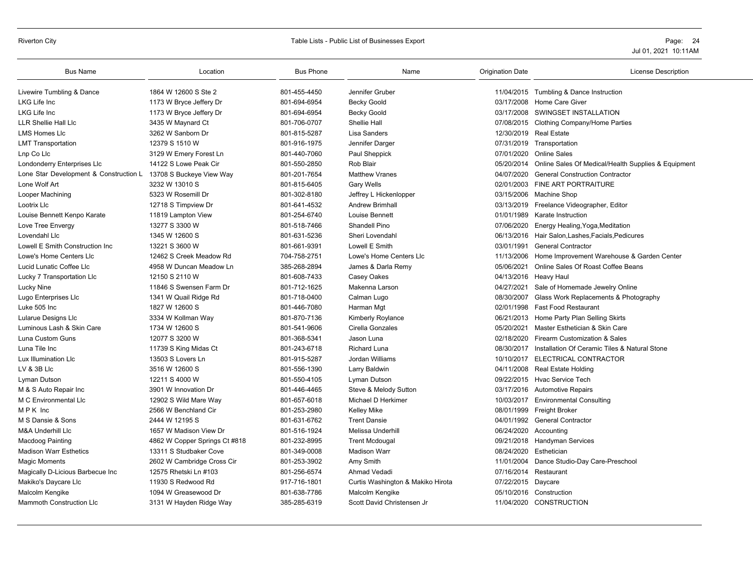| Bus Name | Location | Bus Phone | Name | Origination Date | License Description |
|---|---|---|---|---|---|
| Livewire Tumbling & Dance | 1864 W 12600 S Ste 2 | 801-455-4450 | Jennifer Gruber | 11/04/2015 | Tumbling & Dance Instruction |
| LKG Life Inc | 1173 W Bryce Jeffery Dr | 801-694-6954 | Becky Goold | 03/17/2008 | Home Care Giver |
| LKG Life Inc | 1173 W Bryce Jeffery Dr | 801-694-6954 | Becky Goold | 03/17/2008 | SWINGSET INSTALLATION |
| LLR Shellie Hall Llc | 3435 W Maynard Ct | 801-706-0707 | Shellie Hall | 07/08/2015 | Clothing Company/Home Parties |
| LMS Homes Llc | 3262 W Sanborn Dr | 801-815-5287 | Lisa Sanders | 12/30/2019 | Real Estate |
| LMT Transportation | 12379 S 1510 W | 801-916-1975 | Jennifer Darger | 07/31/2019 | Transportation |
| Lnp Co Llc | 3129 W Emery Forest Ln | 801-440-7060 | Paul Sheppick | 07/01/2020 | Online Sales |
| Londonderry Enterprises Llc | 14122 S Lowe Peak Cir | 801-550-2850 | Rob Blair | 05/20/2014 | Online Sales Of Medical/Health Supplies & Equipment |
| Lone Star Development & Construction L | 13708 S Buckeye View Way | 801-201-7654 | Matthew Vranes | 04/07/2020 | General Construction Contractor |
| Lone Wolf Art | 3232 W 13010 S | 801-815-6405 | Gary Wells | 02/01/2003 | FINE ART PORTRAITURE |
| Looper Machining | 5323 W Rosemill Dr | 801-302-8180 | Jeffrey L Hickenlopper | 03/15/2006 | Machine Shop |
| Lootrix Llc | 12718 S Timpview Dr | 801-641-4532 | Andrew Brimhall | 03/13/2019 | Freelance Videographer, Editor |
| Louise Bennett Kenpo Karate | 11819 Lampton View | 801-254-6740 | Louise Bennett | 01/01/1989 | Karate Instruction |
| Love Tree Envergy | 13277 S 3300 W | 801-518-7466 | Shandell Pino | 07/06/2020 | Energy Healing,Yoga,Meditation |
| Lovendahl Llc | 1345 W 12600 S | 801-631-5236 | Sheri Lovendahl | 06/13/2016 | Hair Salon,Lashes,Facials,Pedicures |
| Lowell E Smith Construction Inc | 13221 S 3600 W | 801-661-9391 | Lowell E Smith | 03/01/1991 | General Contractor |
| Lowe's Home Centers Llc | 12462 S Creek Meadow Rd | 704-758-2751 | Lowe's Home Centers Llc | 11/13/2006 | Home Improvement Warehouse & Garden Center |
| Lucid Lunatic Coffee Llc | 4958 W Duncan Meadow Ln | 385-268-2894 | James & Darla Remy | 05/06/2021 | Online Sales Of Roast Coffee Beans |
| Lucky 7 Transportation Llc | 12150 S 2110 W | 801-608-7433 | Casey Oakes | 04/13/2016 | Heavy Haul |
| Lucky Nine | 11846 S Swensen Farm Dr | 801-712-1625 | Makenna Larson | 04/27/2021 | Sale of Homemade Jewelry Online |
| Lugo Enterprises Llc | 1341 W Quail Ridge Rd | 801-718-0400 | Calman Lugo | 08/30/2007 | Glass Work Replacements & Photography |
| Luke 505 Inc | 1827 W 12600 S | 801-446-7080 | Harman Mgt | 02/01/1998 | Fast Food Restaurant |
| Lularue Designs Llc | 3334 W Kollman Way | 801-870-7136 | Kimberly Roylance | 06/21/2013 | Home Party Plan Selling Skirts |
| Luminous Lash & Skin Care | 1734 W 12600 S | 801-541-9606 | Cirella Gonzales | 05/20/2021 | Master Esthetician & Skin Care |
| Luna Custom Guns | 12077 S 3200 W | 801-368-5341 | Jason Luna | 02/18/2020 | Firearm Customization & Sales |
| Luna Tile Inc | 11739 S King Midas Ct | 801-243-6718 | Richard Luna | 08/30/2017 | Installation Of Ceramic Tiles & Natural Stone |
| Lux Illumination Llc | 13503 S Lovers Ln | 801-915-5287 | Jordan Williams | 10/10/2017 | ELECTRICAL CONTRACTOR |
| LV & 3B Llc | 3516 W 12600 S | 801-556-1390 | Larry Baldwin | 04/11/2008 | Real Estate Holding |
| Lyman Dutson | 12211 S 4000 W | 801-550-4105 | Lyman Dutson | 09/22/2015 | Hvac Service Tech |
| M & S Auto Repair Inc | 3901 W Innovation Dr | 801-446-4465 | Steve & Melody Sutton | 03/17/2016 | Automotive Repairs |
| M C Environmental Llc | 12902 S Wild Mare Way | 801-657-6018 | Michael D Herkimer | 10/03/2017 | Environmental Consulting |
| M P K Inc | 2566 W Benchland Cir | 801-253-2980 | Kelley Mike | 08/01/1999 | Freight Broker |
| M S Dansie & Sons | 2444 W 12195 S | 801-631-6762 | Trent Dansie | 04/01/1992 | General Contractor |
| M&A Underhill Llc | 1657 W Madison View Dr | 801-516-1924 | Melissa Underhill | 06/24/2020 | Accounting |
| Macdoog Painting | 4862 W Copper Springs Ct #818 | 801-232-8995 | Trent Mcdougal | 09/21/2018 | Handyman Services |
| Madison Warr Esthetics | 13311 S Studbaker Cove | 801-349-0008 | Madison Warr | 08/24/2020 | Esthetician |
| Magic Moments | 2602 W Cambridge Cross Cir | 801-253-3902 | Amy Smith | 11/01/2004 | Dance Studio-Day Care-Preschool |
| Magically D-Licious Barbecue Inc | 12575 Rhetski Ln #103 | 801-256-6574 | Ahmad Vedadi | 07/16/2014 | Restaurant |
| Makiko's Daycare Llc | 11930 S Redwood Rd | 917-716-1801 | Curtis Washington & Makiko Hirota | 07/22/2015 | Daycare |
| Malcolm Kengike | 1094 W Greasewood Dr | 801-638-7786 | Malcolm Kengike | 05/10/2016 | Construction |
| Mammoth Construction Llc | 3131 W Hayden Ridge Way | 385-285-6319 | Scott David Christensen Jr | 11/04/2020 | CONSTRUCTION |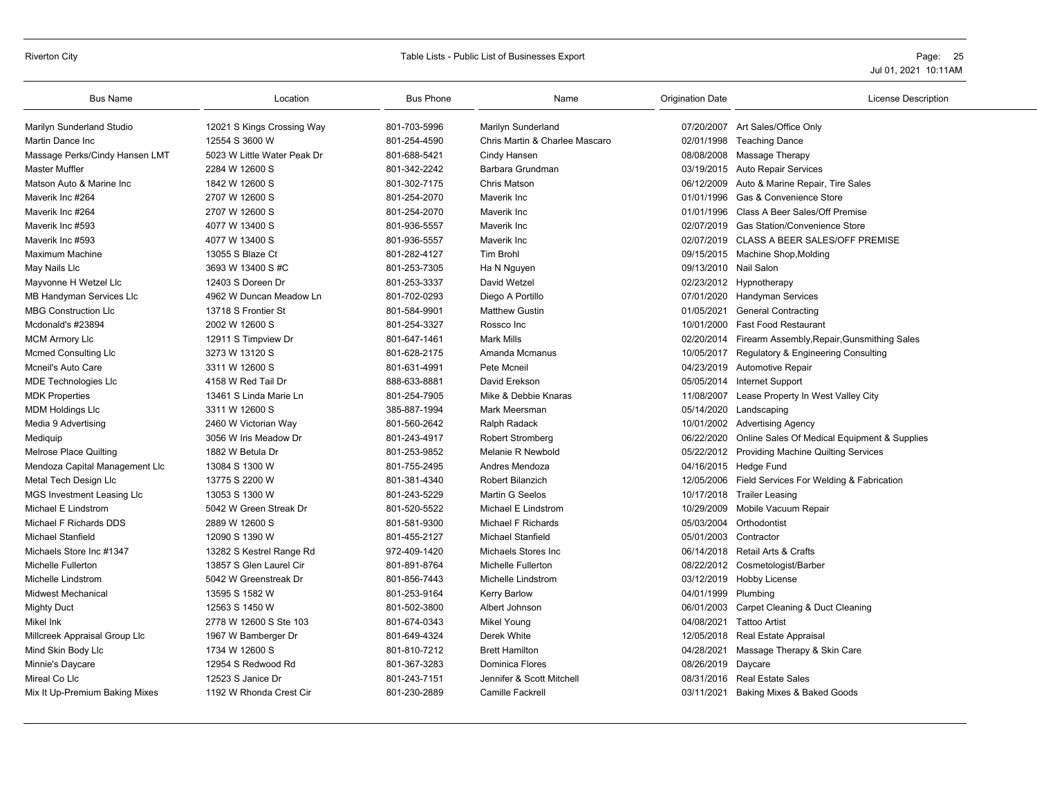| Bus Name | Location | Bus Phone | Name | Origination Date | License Description |
|---|---|---|---|---|---|
| Marilyn Sunderland Studio | 12021 S Kings Crossing Way | 801-703-5996 | Marilyn Sunderland | 07/20/2007 | Art Sales/Office Only |
| Martin Dance Inc | 12554 S 3600 W | 801-254-4590 | Chris Martin & Charlee Mascaro | 02/01/1998 | Teaching Dance |
| Massage Perks/Cindy Hansen LMT | 5023 W Little Water Peak Dr | 801-688-5421 | Cindy Hansen | 08/08/2008 | Massage Therapy |
| Master Muffler | 2284 W 12600 S | 801-342-2242 | Barbara Grundman | 03/19/2015 | Auto Repair Services |
| Matson Auto & Marine Inc | 1842 W 12600 S | 801-302-7175 | Chris Matson | 06/12/2009 | Auto & Marine Repair, Tire Sales |
| Maverik Inc #264 | 2707 W 12600 S | 801-254-2070 | Maverik Inc | 01/01/1996 | Gas & Convenience Store |
| Maverik Inc #264 | 2707 W 12600 S | 801-254-2070 | Maverik Inc | 01/01/1996 | Class A Beer Sales/Off Premise |
| Maverik Inc #593 | 4077 W 13400 S | 801-936-5557 | Maverik Inc | 02/07/2019 | Gas Station/Convenience Store |
| Maverik Inc #593 | 4077 W 13400 S | 801-936-5557 | Maverik Inc | 02/07/2019 | CLASS A BEER SALES/OFF PREMISE |
| Maximum Machine | 13055 S Blaze Ct | 801-282-4127 | Tim Brohl | 09/15/2015 | Machine Shop,Molding |
| May Nails Llc | 3693 W 13400 S #C | 801-253-7305 | Ha N Nguyen | 09/13/2010 | Nail Salon |
| Mayvonne H Wetzel Llc | 12403 S Doreen Dr | 801-253-3337 | David Wetzel | 02/23/2012 | Hypnotherapy |
| MB Handyman Services Llc | 4962 W Duncan Meadow Ln | 801-702-0293 | Diego A Portillo | 07/01/2020 | Handyman Services |
| MBG Construction Llc | 13718 S Frontier St | 801-584-9901 | Matthew Gustin | 01/05/2021 | General Contracting |
| Mcdonald's #23894 | 2002 W 12600 S | 801-254-3327 | Rossco Inc | 10/01/2000 | Fast Food Restaurant |
| MCM Armory Llc | 12911 S Timpview Dr | 801-647-1461 | Mark Mills | 02/20/2014 | Firearm Assembly,Repair,Gunsmithing Sales |
| Mcmed Consulting Llc | 3273 W 13120 S | 801-628-2175 | Amanda Mcmanus | 10/05/2017 | Regulatory & Engineering Consulting |
| Mcneil's Auto Care | 3311 W 12600 S | 801-631-4991 | Pete Mcneil | 04/23/2019 | Automotive Repair |
| MDE Technologies Llc | 4158 W Red Tail Dr | 888-633-8881 | David Erekson | 05/05/2014 | Internet Support |
| MDK Properties | 13461 S Linda Marie Ln | 801-254-7905 | Mike & Debbie Knaras | 11/08/2007 | Lease Property In West Valley City |
| MDM Holdings Llc | 3311 W 12600 S | 385-887-1994 | Mark Meersman | 05/14/2020 | Landscaping |
| Media 9 Advertising | 2460 W Victorian Way | 801-560-2642 | Ralph Radack | 10/01/2002 | Advertising Agency |
| Mediquip | 3056 W Iris Meadow Dr | 801-243-4917 | Robert Stromberg | 06/22/2020 | Online Sales Of Medical Equipment & Supplies |
| Melrose Place Quilting | 1882 W Betula Dr | 801-253-9852 | Melanie R Newbold | 05/22/2012 | Providing Machine Quilting Services |
| Mendoza Capital Management Llc | 13084 S 1300 W | 801-755-2495 | Andres Mendoza | 04/16/2015 | Hedge Fund |
| Metal Tech Design Llc | 13775 S 2200 W | 801-381-4340 | Robert Bilanzich | 12/05/2006 | Field Services For Welding & Fabrication |
| MGS Investment Leasing Llc | 13053 S 1300 W | 801-243-5229 | Martin G Seelos | 10/17/2018 | Trailer Leasing |
| Michael E Lindstrom | 5042 W Green Streak Dr | 801-520-5522 | Michael E Lindstrom | 10/29/2009 | Mobile Vacuum Repair |
| Michael F Richards DDS | 2889 W 12600 S | 801-581-9300 | Michael F Richards | 05/03/2004 | Orthodontist |
| Michael Stanfield | 12090 S 1390 W | 801-455-2127 | Michael Stanfield | 05/01/2003 | Contractor |
| Michaels Store Inc #1347 | 13282 S Kestrel Range Rd | 972-409-1420 | Michaels Stores Inc | 06/14/2018 | Retail Arts & Crafts |
| Michelle Fullerton | 13857 S Glen Laurel Cir | 801-891-8764 | Michelle Fullerton | 08/22/2012 | Cosmetologist/Barber |
| Michelle Lindstrom | 5042 W Greenstreak Dr | 801-856-7443 | Michelle Lindstrom | 03/12/2019 | Hobby License |
| Midwest Mechanical | 13595 S 1582 W | 801-253-9164 | Kerry Barlow | 04/01/1999 | Plumbing |
| Mighty Duct | 12563 S 1450 W | 801-502-3800 | Albert Johnson | 06/01/2003 | Carpet Cleaning & Duct Cleaning |
| Mikel Ink | 2778 W 12600 S Ste 103 | 801-674-0343 | Mikel Young | 04/08/2021 | Tattoo Artist |
| Millcreek Appraisal Group Llc | 1967 W Bamberger Dr | 801-649-4324 | Derek White | 12/05/2018 | Real Estate Appraisal |
| Mind Skin Body Llc | 1734 W 12600 S | 801-810-7212 | Brett Hamilton | 04/28/2021 | Massage Therapy & Skin Care |
| Minnie's Daycare | 12954 S Redwood Rd | 801-367-3283 | Dominica Flores | 08/26/2019 | Daycare |
| Mireal Co Llc | 12523 S Janice Dr | 801-243-7151 | Jennifer & Scott Mitchell | 08/31/2016 | Real Estate Sales |
| Mix It Up-Premium Baking Mixes | 1192 W Rhonda Crest Cir | 801-230-2889 | Camille Fackrell | 03/11/2021 | Baking Mixes & Baked Goods |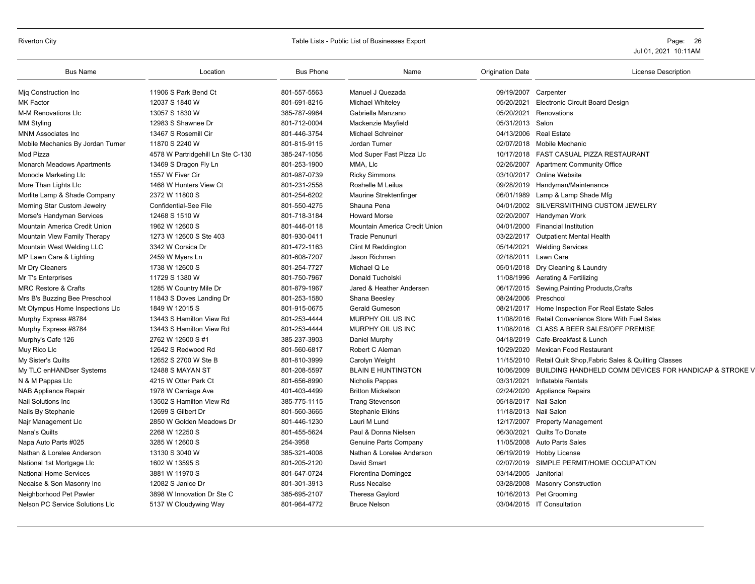| Bus Name | Location | Bus Phone | Name | Origination Date | License Description |
|---|---|---|---|---|---|
| Mjq Construction Inc | 11906 S Park Bend Ct | 801-557-5563 | Manuel J Quezada | 09/19/2007 | Carpenter |
| MK Factor | 12037 S 1840 W | 801-691-8216 | Michael Whiteley | 05/20/2021 | Electronic Circuit Board Design |
| M-M Renovations Llc | 13057 S 1830 W | 385-787-9964 | Gabriella Manzano | 05/20/2021 | Renovations |
| MM Styling | 12983 S Shawnee Dr | 801-712-0004 | Mackenzie Mayfield | 05/31/2013 | Salon |
| MNM Associates Inc | 13467 S Rosemill Cir | 801-446-3754 | Michael Schreiner | 04/13/2006 | Real Estate |
| Mobile Mechanics By Jordan Turner | 11870 S 2240 W | 801-815-9115 | Jordan Turner | 02/07/2018 | Mobile Mechanic |
| Mod Pizza | 4578 W Partridgehill Ln Ste C-130 | 385-247-1056 | Mod Super Fast Pizza Llc | 10/17/2018 | FAST CASUAL PIZZA RESTAURANT |
| Monarch Meadows Apartments | 13469 S Dragon Fly Ln | 801-253-1900 | MMA, Llc | 02/26/2007 | Apartment Community Office |
| Monocle Marketing Llc | 1557 W Fiver Cir | 801-987-0739 | Ricky Simmons | 03/10/2017 | Online Website |
| More Than Lights Llc | 1468 W Hunters View Ct | 801-231-2558 | Roshelle M Leilua | 09/28/2019 | Handyman/Maintenance |
| Morlite Lamp & Shade Company | 2372 W 11800 S | 801-254-6202 | Maurine Strektenfinger | 06/01/1989 | Lamp & Lamp Shade Mfg |
| Morning Star Custom Jewelry | Confidential-See File | 801-550-4275 | Shauna Pena | 04/01/2002 | SILVERSMITHING CUSTOM JEWELRY |
| Morse's Handyman Services | 12468 S 1510 W | 801-718-3184 | Howard Morse | 02/20/2007 | Handyman Work |
| Mountain America Credit Union | 1962 W 12600 S | 801-446-0118 | Mountain America Credit Union | 04/01/2000 | Financial Institution |
| Mountain View Family Therapy | 1273 W 12600 S Ste 403 | 801-930-0411 | Tracie Penunuri | 03/22/2017 | Outpatient Mental Health |
| Mountain West Welding LLC | 3342 W Corsica Dr | 801-472-1163 | Clint M Reddington | 05/14/2021 | Welding Services |
| MP Lawn Care & Lighting | 2459 W Myers Ln | 801-608-7207 | Jason Richman | 02/18/2011 | Lawn Care |
| Mr Dry Cleaners | 1738 W 12600 S | 801-254-7727 | Michael Q Le | 05/01/2018 | Dry Cleaning & Laundry |
| Mr T's Enterprises | 11729 S 1380 W | 801-750-7967 | Donald Tucholski | 11/08/1996 | Aerating & Fertilizing |
| MRC Restore & Crafts | 1285 W Country Mile Dr | 801-879-1967 | Jared & Heather Andersen | 06/17/2015 | Sewing,Painting Products,Crafts |
| Mrs B's Buzzing Bee Preschool | 11843 S Doves Landing Dr | 801-253-1580 | Shana Beesley | 08/24/2006 | Preschool |
| Mt Olympus Home Inspections Llc | 1849 W 12015 S | 801-915-0675 | Gerald Gumeson | 08/21/2017 | Home Inspection For Real Estate Sales |
| Murphy Express #8784 | 13443 S Hamilton View Rd | 801-253-4444 | MURPHY OIL US INC | 11/08/2016 | Retail Convenience Store With Fuel Sales |
| Murphy Express #8784 | 13443 S Hamilton View Rd | 801-253-4444 | MURPHY OIL US INC | 11/08/2016 | CLASS A BEER SALES/OFF PREMISE |
| Murphy's Cafe 126 | 2762 W 12600 S #1 | 385-237-3903 | Daniel Murphy | 04/18/2019 | Cafe-Breakfast & Lunch |
| Muy Rico Llc | 12642 S Redwood Rd | 801-560-6817 | Robert C Aleman | 10/29/2020 | Mexican Food Restaurant |
| My Sister's Quilts | 12652 S 2700 W Ste B | 801-810-3999 | Carolyn Weight | 11/15/2010 | Retail Quilt Shop,Fabric Sales & Quilting Classes |
| My TLC enHANDser Systems | 12488 S MAYAN ST | 801-208-5597 | BLAIN E HUNTINGTON | 10/06/2009 | BUILDING HANDHELD COMM DEVICES FOR HANDICAP & STROKE V |
| N & M Pappas Llc | 4215 W Otter Park Ct | 801-656-8990 | Nicholis Pappas | 03/31/2021 | Inflatable Rentals |
| NAB Appliance Repair | 1978 W Carriage Ave | 401-403-4499 | Britton Mickelson | 02/24/2020 | Appliance Repairs |
| Nail Solutions Inc | 13502 S Hamilton View Rd | 385-775-1115 | Trang Stevenson | 05/18/2017 | Nail Salon |
| Nails By Stephanie | 12699 S Gilbert Dr | 801-560-3665 | Stephanie Elkins | 11/18/2013 | Nail Salon |
| Najr Management Llc | 2850 W Golden Meadows Dr | 801-446-1230 | Lauri M Lund | 12/17/2007 | Property Management |
| Nana's Quilts | 2268 W 12250 S | 801-455-5624 | Paul & Donna Nielsen | 06/30/2021 | Quilts To Donate |
| Napa Auto Parts #025 | 3285 W 12600 S | 254-3958 | Genuine Parts Company | 11/05/2008 | Auto Parts Sales |
| Nathan & Lorelee Anderson | 13130 S 3040 W | 385-321-4008 | Nathan & Lorelee Anderson | 06/19/2019 | Hobby License |
| National 1st Mortgage Llc | 1602 W 13595 S | 801-205-2120 | David Smart | 02/07/2019 | SIMPLE PERMIT/HOME OCCUPATION |
| National Home Services | 3881 W 11970 S | 801-647-0724 | Florentina Domingez | 03/14/2005 | Janitorial |
| Necaise & Son Masonry Inc | 12082 S Janice Dr | 801-301-3913 | Russ Necaise | 03/28/2008 | Masonry Construction |
| Neighborhood Pet Pawler | 3898 W Innovation Dr Ste C | 385-695-2107 | Theresa Gaylord | 10/16/2013 | Pet Grooming |
| Nelson PC Service Solutions Llc | 5137 W Cloudywing Way | 801-964-4772 | Bruce Nelson | 03/04/2015 | IT Consultation |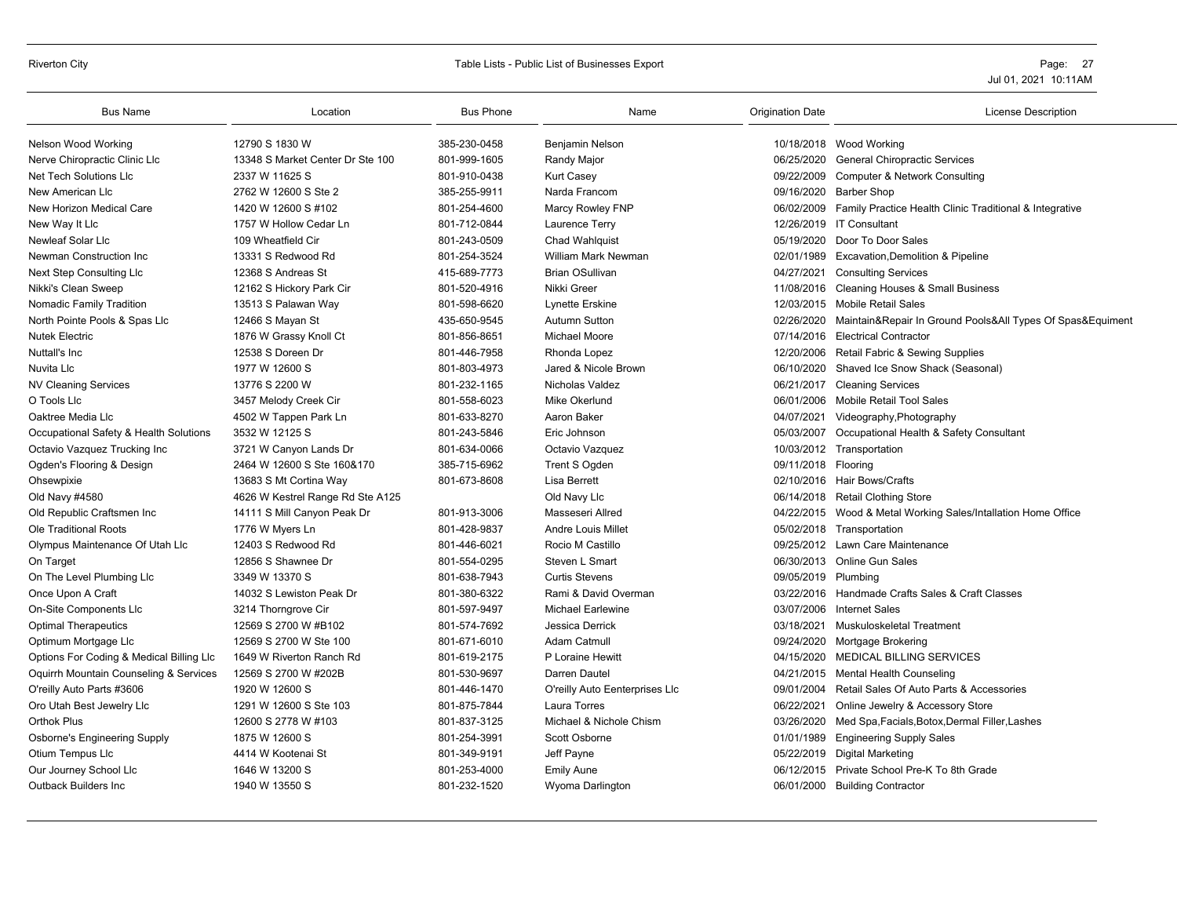| Bus Name | Location | Bus Phone | Name | Origination Date | License Description |
|---|---|---|---|---|---|
| Nelson Wood Working | 12790 S 1830 W | 385-230-0458 | Benjamin Nelson | 10/18/2018 | Wood Working |
| Nerve Chiropractic Clinic Llc | 13348 S Market Center Dr Ste 100 | 801-999-1605 | Randy Major | 06/25/2020 | General Chiropractic Services |
| Net Tech Solutions Llc | 2337 W 11625 S | 801-910-0438 | Kurt Casey | 09/22/2009 | Computer & Network Consulting |
| New American Llc | 2762 W 12600 S Ste 2 | 385-255-9911 | Narda Francom | 09/16/2020 | Barber Shop |
| New Horizon Medical Care | 1420 W 12600 S #102 | 801-254-4600 | Marcy Rowley FNP | 06/02/2009 | Family Practice Health Clinic Traditional & Integrative |
| New Way It Llc | 1757 W Hollow Cedar Ln | 801-712-0844 | Laurence Terry | 12/26/2019 | IT Consultant |
| Newleaf Solar Llc | 109 Wheatfield Cir | 801-243-0509 | Chad Wahlquist | 05/19/2020 | Door To Door Sales |
| Newman Construction Inc | 13331 S Redwood Rd | 801-254-3524 | William Mark Newman | 02/01/1989 | Excavation,Demolition & Pipeline |
| Next Step Consulting Llc | 12368 S Andreas St | 415-689-7773 | Brian OSullivan | 04/27/2021 | Consulting Services |
| Nikki's Clean Sweep | 12162 S Hickory Park Cir | 801-520-4916 | Nikki Greer | 11/08/2016 | Cleaning Houses & Small Business |
| Nomadic Family Tradition | 13513 S Palawan Way | 801-598-6620 | Lynette Erskine | 12/03/2015 | Mobile Retail Sales |
| North Pointe Pools & Spas Llc | 12466 S Mayan St | 435-650-9545 | Autumn Sutton | 02/26/2020 | Maintain&Repair In Ground Pools&All Types Of Spas&Equiment |
| Nutek Electric | 1876 W Grassy Knoll Ct | 801-856-8651 | Michael Moore | 07/14/2016 | Electrical Contractor |
| Nuttall's Inc | 12538 S Doreen Dr | 801-446-7958 | Rhonda Lopez | 12/20/2006 | Retail Fabric & Sewing Supplies |
| Nuvita Llc | 1977 W 12600 S | 801-803-4973 | Jared & Nicole Brown | 06/10/2020 | Shaved Ice Snow Shack (Seasonal) |
| NV Cleaning Services | 13776 S 2200 W | 801-232-1165 | Nicholas Valdez | 06/21/2017 | Cleaning Services |
| O Tools Llc | 3457 Melody Creek Cir | 801-558-6023 | Mike Okerlund | 06/01/2006 | Mobile Retail Tool Sales |
| Oaktree Media Llc | 4502 W Tappen Park Ln | 801-633-8270 | Aaron Baker | 04/07/2021 | Videography,Photography |
| Occupational Safety & Health Solutions | 3532 W 12125 S | 801-243-5846 | Eric Johnson | 05/03/2007 | Occupational Health & Safety Consultant |
| Octavio Vazquez Trucking Inc | 3721 W Canyon Lands Dr | 801-634-0066 | Octavio Vazquez | 10/03/2012 | Transportation |
| Ogden's Flooring & Design | 2464 W 12600 S Ste 160&170 | 385-715-6962 | Trent S Ogden | 09/11/2018 | Flooring |
| Ohsewpixie | 13683 S Mt Cortina Way | 801-673-8608 | Lisa Berrett | 02/10/2016 | Hair Bows/Crafts |
| Old Navy #4580 | 4626 W Kestrel Range Rd Ste A125 | | Old Navy Llc | 06/14/2018 | Retail Clothing Store |
| Old Republic Craftsmen Inc | 14111 S Mill Canyon Peak Dr | 801-913-3006 | Masseseri Allred | 04/22/2015 | Wood & Metal Working Sales/Intallation Home Office |
| Ole Traditional Roots | 1776 W Myers Ln | 801-428-9837 | Andre Louis Millet | 05/02/2018 | Transportation |
| Olympus Maintenance Of Utah Llc | 12403 S Redwood Rd | 801-446-6021 | Rocio M Castillo | 09/25/2012 | Lawn Care Maintenance |
| On Target | 12856 S Shawnee Dr | 801-554-0295 | Steven L Smart | 06/30/2013 | Online Gun Sales |
| On The Level Plumbing Llc | 3349 W 13370 S | 801-638-7943 | Curtis Stevens | 09/05/2019 | Plumbing |
| Once Upon A Craft | 14032 S Lewiston Peak Dr | 801-380-6322 | Rami & David Overman | 03/22/2016 | Handmade Crafts Sales & Craft Classes |
| On-Site Components Llc | 3214 Thorngrove Cir | 801-597-9497 | Michael Earlewine | 03/07/2006 | Internet Sales |
| Optimal Therapeutics | 12569 S 2700 W #B102 | 801-574-7692 | Jessica Derrick | 03/18/2021 | Muskuloskeletal Treatment |
| Optimum Mortgage Llc | 12569 S 2700 W Ste 100 | 801-671-6010 | Adam Catmull | 09/24/2020 | Mortgage Brokering |
| Options For Coding & Medical Billing Llc | 1649 W Riverton Ranch Rd | 801-619-2175 | P Loraine Hewitt | 04/15/2020 | MEDICAL BILLING SERVICES |
| Oquirrh Mountain Counseling & Services | 12569 S 2700 W #202B | 801-530-9697 | Darren Dautel | 04/21/2015 | Mental Health Counseling |
| O'reilly Auto Parts #3606 | 1920 W 12600 S | 801-446-1470 | O'reilly Auto Eenterprises Llc | 09/01/2004 | Retail Sales Of Auto Parts & Accessories |
| Oro Utah Best Jewelry Llc | 1291 W 12600 S Ste 103 | 801-875-7844 | Laura Torres | 06/22/2021 | Online Jewelry & Accessory Store |
| Orthok Plus | 12600 S 2778 W #103 | 801-837-3125 | Michael & Nichole Chism | 03/26/2020 | Med Spa,Facials,Botox,Dermal Filler,Lashes |
| Osborne's Engineering Supply | 1875 W 12600 S | 801-254-3991 | Scott Osborne | 01/01/1989 | Engineering Supply Sales |
| Otium Tempus Llc | 4414 W Kootenai St | 801-349-9191 | Jeff Payne | 05/22/2019 | Digital Marketing |
| Our Journey School Llc | 1646 W 13200 S | 801-253-4000 | Emily Aune | 06/12/2015 | Private School Pre-K To 8th Grade |
| Outback Builders Inc | 1940 W 13550 S | 801-232-1520 | Wyoma Darlington | 06/01/2000 | Building Contractor |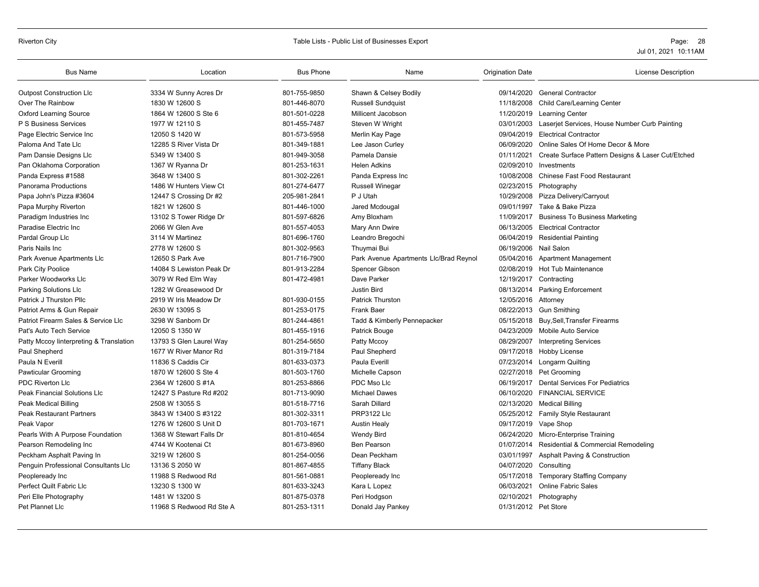| Bus Name | Location | Bus Phone | Name | Origination Date | License Description |
|---|---|---|---|---|---|
| Outpost Construction Llc | 3334 W Sunny Acres Dr | 801-755-9850 | Shawn & Celsey Bodily | 09/14/2020 | General Contractor |
| Over The Rainbow | 1830 W 12600 S | 801-446-8070 | Russell Sundquist | 11/18/2008 | Child Care/Learning Center |
| Oxford Learning Source | 1864 W 12600 S Ste 6 | 801-501-0228 | Millicent Jacobson | 11/20/2019 | Learning Center |
| P S Business Services | 1977 W 12110 S | 801-455-7487 | Steven W Wright | 03/01/2003 | Laserjet Services, House Number Curb Painting |
| Page Electric Service Inc | 12050 S 1420 W | 801-573-5958 | Merlin Kay Page | 09/04/2019 | Electrical Contractor |
| Paloma And Tate Llc | 12285 S River Vista Dr | 801-349-1881 | Lee Jason Curley | 06/09/2020 | Online Sales Of Home Decor & More |
| Pam Dansie Designs Llc | 5349 W 13400 S | 801-949-3058 | Pamela Dansie | 01/11/2021 | Create Surface Pattern Designs & Laser Cut/Etched |
| Pan Oklahoma Corporation | 1367 W Ryanna Dr | 801-253-1631 | Helen Adkins | 02/09/2010 | Investments |
| Panda Express #1588 | 3648 W 13400 S | 801-302-2261 | Panda Express Inc | 10/08/2008 | Chinese Fast Food Restaurant |
| Panorama Productions | 1486 W Hunters View Ct | 801-274-6477 | Russell Winegar | 02/23/2015 | Photography |
| Papa John's Pizza #3604 | 12447 S Crossing Dr #2 | 205-981-2841 | P J Utah | 10/29/2008 | Pizza Delivery/Carryout |
| Papa Murphy Riverton | 1821 W 12600 S | 801-446-1000 | Jared Mcdougal | 09/01/1997 | Take & Bake Pizza |
| Paradigm Industries Inc | 13102 S Tower Ridge Dr | 801-597-6826 | Amy Bloxham | 11/09/2017 | Business To Business Marketing |
| Paradise Electric Inc | 2066 W Glen Ave | 801-557-4053 | Mary Ann Dwire | 06/13/2005 | Electrical Contractor |
| Pardal Group Llc | 3114 W Martinez | 801-696-1760 | Leandro Bregochi | 06/04/2019 | Residential Painting |
| Paris Nails Inc | 2778 W 12600 S | 801-302-9563 | Thuymai Bui | 06/19/2006 | Nail Salon |
| Park Avenue Apartments Llc | 12650 S Park Ave | 801-716-7900 | Park Avenue Apartments Llc/Brad Reynol | 05/04/2016 | Apartment Management |
| Park City Poolice | 14084 S Lewiston Peak Dr | 801-913-2284 | Spencer Gibson | 02/08/2019 | Hot Tub Maintenance |
| Parker Woodworks Llc | 3079 W Red Elm Way | 801-472-4981 | Dave Parker | 12/19/2017 | Contracting |
| Parking Solutions Llc | 1282 W Greasewood Dr | | Justin Bird | 08/13/2014 | Parking Enforcement |
| Patrick J Thurston Pllc | 2919 W Iris Meadow Dr | 801-930-0155 | Patrick Thurston | 12/05/2016 | Attorney |
| Patriot Arms & Gun Repair | 2630 W 13095 S | 801-253-0175 | Frank Baer | 08/22/2013 | Gun Smithing |
| Patriot Firearm Sales & Service Llc | 3298 W Sanborn Dr | 801-244-4861 | Tadd & Kimberly Pennepacker | 05/15/2018 | Buy,Sell,Transfer Firearms |
| Pat's Auto Tech Service | 12050 S 1350 W | 801-455-1916 | Patrick Bouge | 04/23/2009 | Mobile Auto Service |
| Patty Mccoy Iinterpreting & Translation | 13793 S Glen Laurel Way | 801-254-5650 | Patty Mccoy | 08/29/2007 | Interpreting Services |
| Paul Shepherd | 1677 W River Manor Rd | 801-319-7184 | Paul Shepherd | 09/17/2018 | Hobby License |
| Paula N Everill | 11836 S Caddis Cir | 801-633-0373 | Paula Everill | 07/23/2014 | Longarm Quilting |
| Pawticular Grooming | 1870 W 12600 S Ste 4 | 801-503-1760 | Michelle Capson | 02/27/2018 | Pet Grooming |
| PDC Riverton Llc | 2364 W 12600 S #1A | 801-253-8866 | PDC Mso Llc | 06/19/2017 | Dental Services For Pediatrics |
| Peak Financial Solutions Llc | 12427 S Pasture Rd #202 | 801-713-9090 | Michael Dawes | 06/10/2020 | FINANCIAL SERVICE |
| Peak Medical Billing | 2508 W 13055 S | 801-518-7716 | Sarah Dillard | 02/13/2020 | Medical Billing |
| Peak Restaurant Partners | 3843 W 13400 S #3122 | 801-302-3311 | PRP3122 Llc | 05/25/2012 | Family Style Restaurant |
| Peak Vapor | 1276 W 12600 S Unit D | 801-703-1671 | Austin Healy | 09/17/2019 | Vape Shop |
| Pearls With A Purpose Foundation | 1368 W Stewart Falls Dr | 801-810-4654 | Wendy Bird | 06/24/2020 | Micro-Enterprise Training |
| Pearson Remodeling Inc | 4744 W Kootenai Ct | 801-673-8960 | Ben Pearson | 01/07/2014 | Residential & Commercial Remodeling |
| Peckham Asphalt Paving In | 3219 W 12600 S | 801-254-0056 | Dean Peckham | 03/01/1997 | Asphalt Paving & Construction |
| Penguin Professional Consultants Llc | 13136 S 2050 W | 801-867-4855 | Tiffany Black | 04/07/2020 | Consulting |
| Peopleready Inc | 11988 S Redwood Rd | 801-561-0881 | Peopleready Inc | 05/17/2018 | Temporary Staffing Company |
| Perfect Quilt Fabric Llc | 13230 S 1300 W | 801-633-3243 | Kara L Lopez | 06/03/2021 | Online Fabric Sales |
| Peri Elle Photography | 1481 W 13200 S | 801-875-0378 | Peri Hodgson | 02/10/2021 | Photography |
| Pet Plannet Llc | 11968 S Redwood Rd Ste A | 801-253-1311 | Donald Jay Pankey | 01/31/2012 | Pet Store |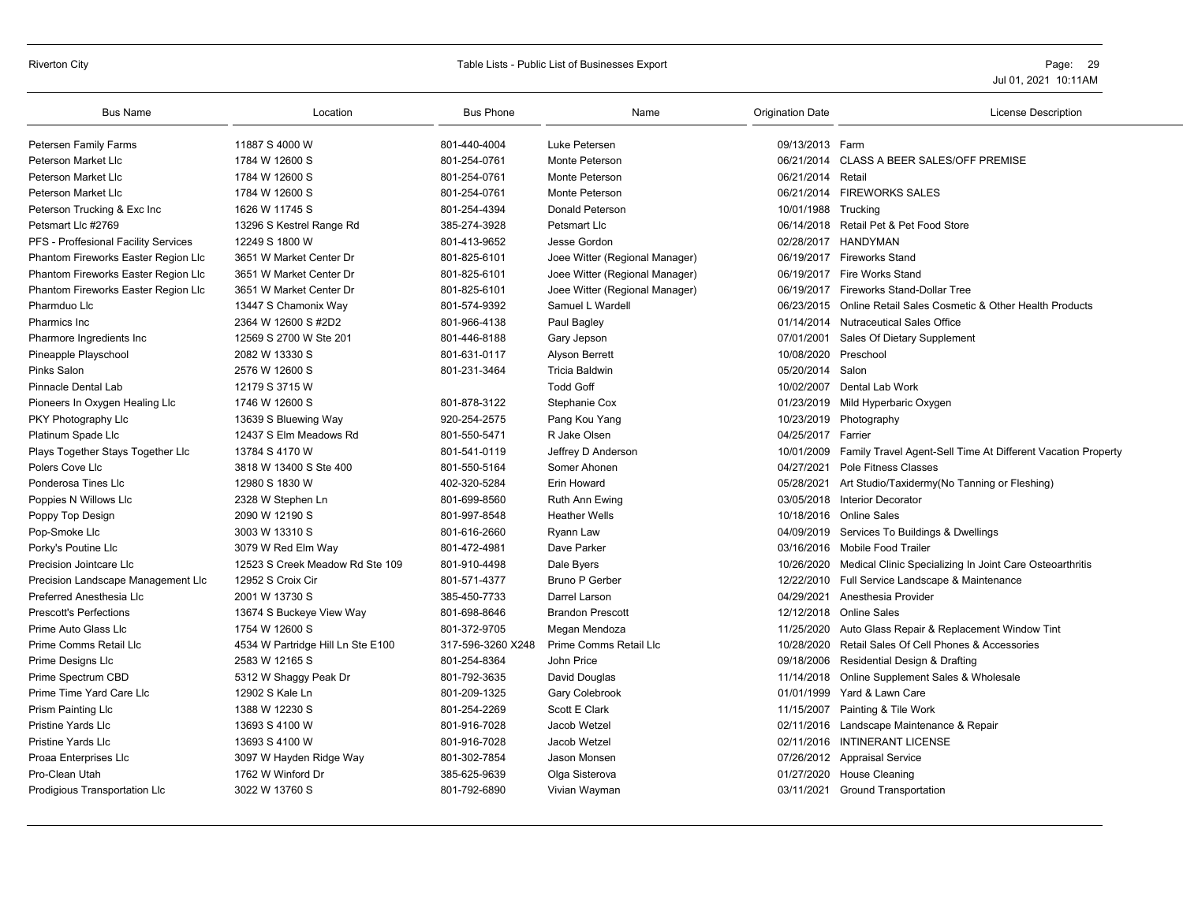| Bus Name | Location | Bus Phone | Name | Origination Date | License Description |
|---|---|---|---|---|---|
| Petersen Family Farms | 11887 S 4000 W | 801-440-4004 | Luke Petersen | 09/13/2013 | Farm |
| Peterson Market Llc | 1784 W 12600 S | 801-254-0761 | Monte Peterson | 06/21/2014 | CLASS A BEER SALES/OFF PREMISE |
| Peterson Market Llc | 1784 W 12600 S | 801-254-0761 | Monte Peterson | 06/21/2014 | Retail |
| Peterson Market Llc | 1784 W 12600 S | 801-254-0761 | Monte Peterson | 06/21/2014 | FIREWORKS SALES |
| Peterson Trucking & Exc Inc | 1626 W 11745 S | 801-254-4394 | Donald Peterson | 10/01/1988 | Trucking |
| Petsmart Llc #2769 | 13296 S Kestrel Range Rd | 385-274-3928 | Petsmart Llc | 06/14/2018 | Retail Pet & Pet Food Store |
| PFS - Proffesional Facility Services | 12249 S 1800 W | 801-413-9652 | Jesse Gordon | 02/28/2017 | HANDYMAN |
| Phantom Fireworks Easter Region Llc | 3651 W Market Center Dr | 801-825-6101 | Joee Witter (Regional Manager) | 06/19/2017 | Fireworks Stand |
| Phantom Fireworks Easter Region Llc | 3651 W Market Center Dr | 801-825-6101 | Joee Witter (Regional Manager) | 06/19/2017 | Fire Works Stand |
| Phantom Fireworks Easter Region Llc | 3651 W Market Center Dr | 801-825-6101 | Joee Witter (Regional Manager) | 06/19/2017 | Fireworks Stand-Dollar Tree |
| Pharmduo Llc | 13447 S Chamonix Way | 801-574-9392 | Samuel L Wardell | 06/23/2015 | Online Retail Sales Cosmetic & Other Health Products |
| Pharmics Inc | 2364 W 12600 S #2D2 | 801-966-4138 | Paul Bagley | 01/14/2014 | Nutraceutical Sales Office |
| Pharmore Ingredients Inc | 12569 S 2700 W Ste 201 | 801-446-8188 | Gary Jepson | 07/01/2001 | Sales Of Dietary Supplement |
| Pineapple Playschool | 2082 W 13330 S | 801-631-0117 | Alyson Berrett | 10/08/2020 | Preschool |
| Pinks Salon | 2576 W 12600 S | 801-231-3464 | Tricia Baldwin | 05/20/2014 | Salon |
| Pinnacle Dental Lab | 12179 S 3715 W | | Todd Goff | 10/02/2007 | Dental Lab Work |
| Pioneers In Oxygen Healing Llc | 1746 W 12600 S | 801-878-3122 | Stephanie Cox | 01/23/2019 | Mild Hyperbaric Oxygen |
| PKY Photography Llc | 13639 S Bluewing Way | 920-254-2575 | Pang Kou Yang | 10/23/2019 | Photography |
| Platinum Spade Llc | 12437 S Elm Meadows Rd | 801-550-5471 | R Jake Olsen | 04/25/2017 | Farrier |
| Plays Together Stays Together Llc | 13784 S 4170 W | 801-541-0119 | Jeffrey D Anderson | 10/01/2009 | Family Travel Agent-Sell Time At Different Vacation Property |
| Polers Cove Llc | 3818 W 13400 S Ste 400 | 801-550-5164 | Somer Ahonen | 04/27/2021 | Pole Fitness Classes |
| Ponderosa Tines Llc | 12980 S 1830 W | 402-320-5284 | Erin Howard | 05/28/2021 | Art Studio/Taxidermy(No Tanning or Fleshing) |
| Poppies N Willows Llc | 2328 W Stephen Ln | 801-699-8560 | Ruth Ann Ewing | 03/05/2018 | Interior Decorator |
| Poppy Top Design | 2090 W 12190 S | 801-997-8548 | Heather Wells | 10/18/2016 | Online Sales |
| Pop-Smoke Llc | 3003 W 13310 S | 801-616-2660 | Ryann Law | 04/09/2019 | Services To Buildings & Dwellings |
| Porky's Poutine Llc | 3079 W Red Elm Way | 801-472-4981 | Dave Parker | 03/16/2016 | Mobile Food Trailer |
| Precision Jointcare Llc | 12523 S Creek Meadow Rd Ste 109 | 801-910-4498 | Dale Byers | 10/26/2020 | Medical Clinic Specializing In Joint Care Osteoarthritis |
| Precision Landscape Management Llc | 12952 S Croix Cir | 801-571-4377 | Bruno P Gerber | 12/22/2010 | Full Service Landscape & Maintenance |
| Preferred Anesthesia Llc | 2001 W 13730 S | 385-450-7733 | Darrel Larson | 04/29/2021 | Anesthesia Provider |
| Prescott's Perfections | 13674 S Buckeye View Way | 801-698-8646 | Brandon Prescott | 12/12/2018 | Online Sales |
| Prime Auto Glass Llc | 1754 W 12600 S | 801-372-9705 | Megan Mendoza | 11/25/2020 | Auto Glass Repair & Replacement Window Tint |
| Prime Comms Retail Llc | 4534 W Partridge Hill Ln Ste E100 | 317-596-3260 X248 | Prime Comms Retail Llc | 10/28/2020 | Retail Sales Of Cell Phones & Accessories |
| Prime Designs Llc | 2583 W 12165 S | 801-254-8364 | John Price | 09/18/2006 | Residential Design & Drafting |
| Prime Spectrum CBD | 5312 W Shaggy Peak Dr | 801-792-3635 | David Douglas | 11/14/2018 | Online Supplement Sales & Wholesale |
| Prime Time Yard Care Llc | 12902 S Kale Ln | 801-209-1325 | Gary Colebrook | 01/01/1999 | Yard & Lawn Care |
| Prism Painting Llc | 1388 W 12230 S | 801-254-2269 | Scott E Clark | 11/15/2007 | Painting & Tile Work |
| Pristine Yards Llc | 13693 S 4100 W | 801-916-7028 | Jacob Wetzel | 02/11/2016 | Landscape Maintenance & Repair |
| Pristine Yards Llc | 13693 S 4100 W | 801-916-7028 | Jacob Wetzel | 02/11/2016 | INTINERANT LICENSE |
| Proaa Enterprises Llc | 3097 W Hayden Ridge Way | 801-302-7854 | Jason Monsen | 07/26/2012 | Appraisal Service |
| Pro-Clean Utah | 1762 W Winford Dr | 385-625-9639 | Olga Sisterova | 01/27/2020 | House Cleaning |
| Prodigious Transportation Llc | 3022 W 13760 S | 801-792-6890 | Vivian Wayman | 03/11/2021 | Ground Transportation |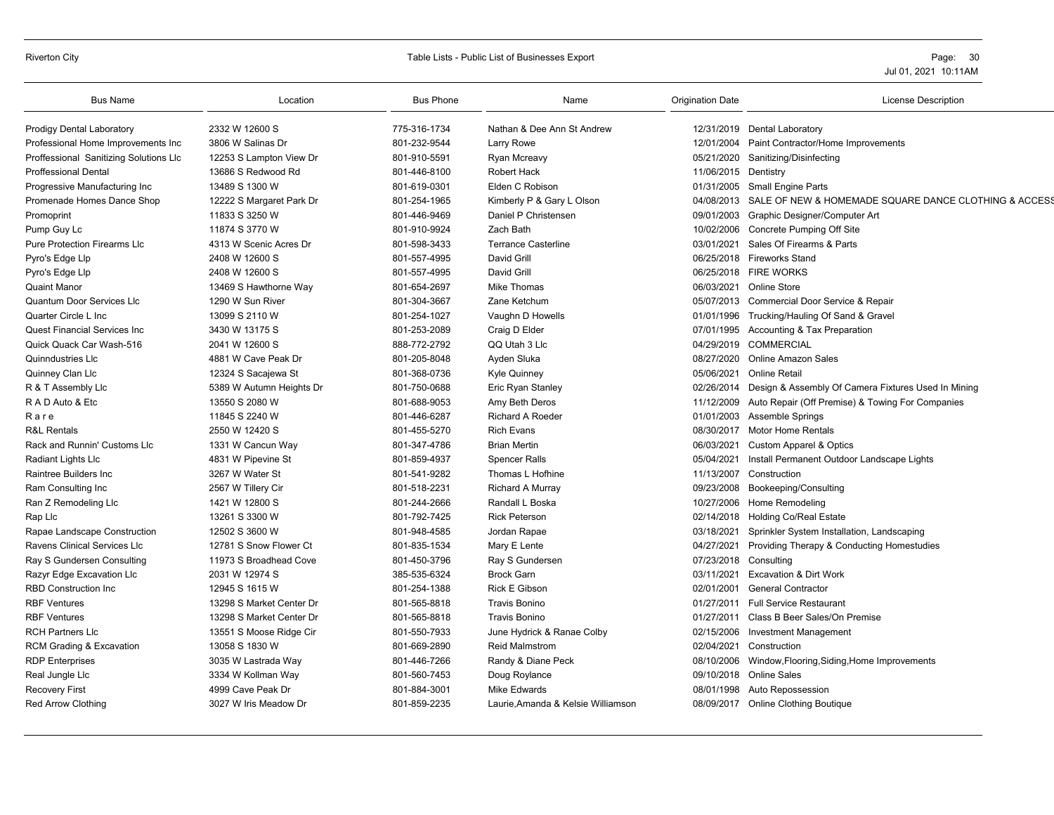| Bus Name | Location | Bus Phone | Name | Origination Date | License Description |
|---|---|---|---|---|---|
| Prodigy Dental Laboratory | 2332 W 12600 S | 775-316-1734 | Nathan & Dee Ann St Andrew | 12/31/2019 | Dental Laboratory |
| Professional Home Improvements Inc | 3806 W Salinas Dr | 801-232-9544 | Larry Rowe | 12/01/2004 | Paint Contractor/Home Improvements |
| Proffessional Sanitizing Solutions Llc | 12253 S Lampton View Dr | 801-910-5591 | Ryan Mcreavy | 05/21/2020 | Sanitizing/Disinfecting |
| Proffessional Dental | 13686 S Redwood Rd | 801-446-8100 | Robert Hack | 11/06/2015 | Dentistry |
| Progressive Manufacturing Inc | 13489 S 1300 W | 801-619-0301 | Elden C Robison | 01/31/2005 | Small Engine Parts |
| Promenade Homes Dance Shop | 12222 S Margaret Park Dr | 801-254-1965 | Kimberly P & Gary L Olson | 04/08/2013 | SALE OF NEW & HOMEMADE SQUARE DANCE CLOTHING & ACCESS |
| Promoprint | 11833 S 3250 W | 801-446-9469 | Daniel P Christensen | 09/01/2003 | Graphic Designer/Computer Art |
| Pump Guy Lc | 11874 S 3770 W | 801-910-9924 | Zach Bath | 10/02/2006 | Concrete Pumping Off Site |
| Pure Protection Firearms Llc | 4313 W Scenic Acres Dr | 801-598-3433 | Terrance Casterline | 03/01/2021 | Sales Of Firearms & Parts |
| Pyro's Edge Llp | 2408 W 12600 S | 801-557-4995 | David Grill | 06/25/2018 | Fireworks Stand |
| Pyro's Edge Llp | 2408 W 12600 S | 801-557-4995 | David Grill | 06/25/2018 | FIRE WORKS |
| Quaint Manor | 13469 S Hawthorne Way | 801-654-2697 | Mike Thomas | 06/03/2021 | Online Store |
| Quantum Door Services Llc | 1290 W Sun River | 801-304-3667 | Zane Ketchum | 05/07/2013 | Commercial Door Service & Repair |
| Quarter Circle L Inc | 13099 S 2110 W | 801-254-1027 | Vaughn D Howells | 01/01/1996 | Trucking/Hauling Of Sand & Gravel |
| Quest Financial Services Inc | 3430 W 13175 S | 801-253-2089 | Craig D Elder | 07/01/1995 | Accounting & Tax Preparation |
| Quick Quack Car Wash-516 | 2041 W 12600 S | 888-772-2792 | QQ Utah 3 Llc | 04/29/2019 | COMMERCIAL |
| Quinndustries Llc | 4881 W Cave Peak Dr | 801-205-8048 | Ayden Sluka | 08/27/2020 | Online Amazon Sales |
| Quinney Clan Llc | 12324 S Sacajewa St | 801-368-0736 | Kyle Quinney | 05/06/2021 | Online Retail |
| R & T Assembly Llc | 5389 W Autumn Heights Dr | 801-750-0688 | Eric Ryan Stanley | 02/26/2014 | Design & Assembly Of Camera Fixtures Used In Mining |
| R A D Auto & Etc | 13550 S 2080 W | 801-688-9053 | Amy Beth Deros | 11/12/2009 | Auto Repair (Off Premise) & Towing For Companies |
| R a r e | 11845 S 2240 W | 801-446-6287 | Richard A Roeder | 01/01/2003 | Assemble Springs |
| R&L Rentals | 2550 W 12420 S | 801-455-5270 | Rich Evans | 08/30/2017 | Motor Home Rentals |
| Rack and Runnin' Customs Llc | 1331 W Cancun Way | 801-347-4786 | Brian Mertin | 06/03/2021 | Custom Apparel & Optics |
| Radiant Lights Llc | 4831 W Pipevine St | 801-859-4937 | Spencer Ralls | 05/04/2021 | Install Permanent Outdoor Landscape Lights |
| Raintree Builders Inc | 3267 W Water St | 801-541-9282 | Thomas L Hofhine | 11/13/2007 | Construction |
| Ram Consulting Inc | 2567 W Tillery Cir | 801-518-2231 | Richard A Murray | 09/23/2008 | Bookeeping/Consulting |
| Ran Z Remodeling Llc | 1421 W 12800 S | 801-244-2666 | Randall L Boska | 10/27/2006 | Home Remodeling |
| Rap Llc | 13261 S 3300 W | 801-792-7425 | Rick Peterson | 02/14/2018 | Holding Co/Real Estate |
| Rapae Landscape Construction | 12502 S 3600 W | 801-948-4585 | Jordan Rapae | 03/18/2021 | Sprinkler System Installation, Landscaping |
| Ravens Clinical Services Llc | 12781 S Snow Flower Ct | 801-835-1534 | Mary E Lente | 04/27/2021 | Providing Therapy & Conducting Homestudies |
| Ray S Gundersen Consulting | 11973 S Broadhead Cove | 801-450-3796 | Ray S Gundersen | 07/23/2018 | Consulting |
| Razyr Edge Excavation Llc | 2031 W 12974 S | 385-535-6324 | Brock Garn | 03/11/2021 | Excavation & Dirt Work |
| RBD Construction Inc | 12945 S 1615 W | 801-254-1388 | Rick E Gibson | 02/01/2001 | General Contractor |
| RBF Ventures | 13298 S Market Center Dr | 801-565-8818 | Travis Bonino | 01/27/2011 | Full Service Restaurant |
| RBF Ventures | 13298 S Market Center Dr | 801-565-8818 | Travis Bonino | 01/27/2011 | Class B Beer Sales/On Premise |
| RCH Partners Llc | 13551 S Moose Ridge Cir | 801-550-7933 | June Hydrick & Ranae Colby | 02/15/2006 | Investment Management |
| RCM Grading & Excavation | 13058 S 1830 W | 801-669-2890 | Reid Malmstrom | 02/04/2021 | Construction |
| RDP Enterprises | 3035 W Lastrada Way | 801-446-7266 | Randy & Diane Peck | 08/10/2006 | Window,Flooring,Siding,Home Improvements |
| Real Jungle Llc | 3334 W Kollman Way | 801-560-7453 | Doug Roylance | 09/10/2018 | Online Sales |
| Recovery First | 4999 Cave Peak Dr | 801-884-3001 | Mike Edwards | 08/01/1998 | Auto Repossession |
| Red Arrow Clothing | 3027 W Iris Meadow Dr | 801-859-2235 | Laurie,Amanda & Kelsie Williamson | 08/09/2017 | Online Clothing Boutique |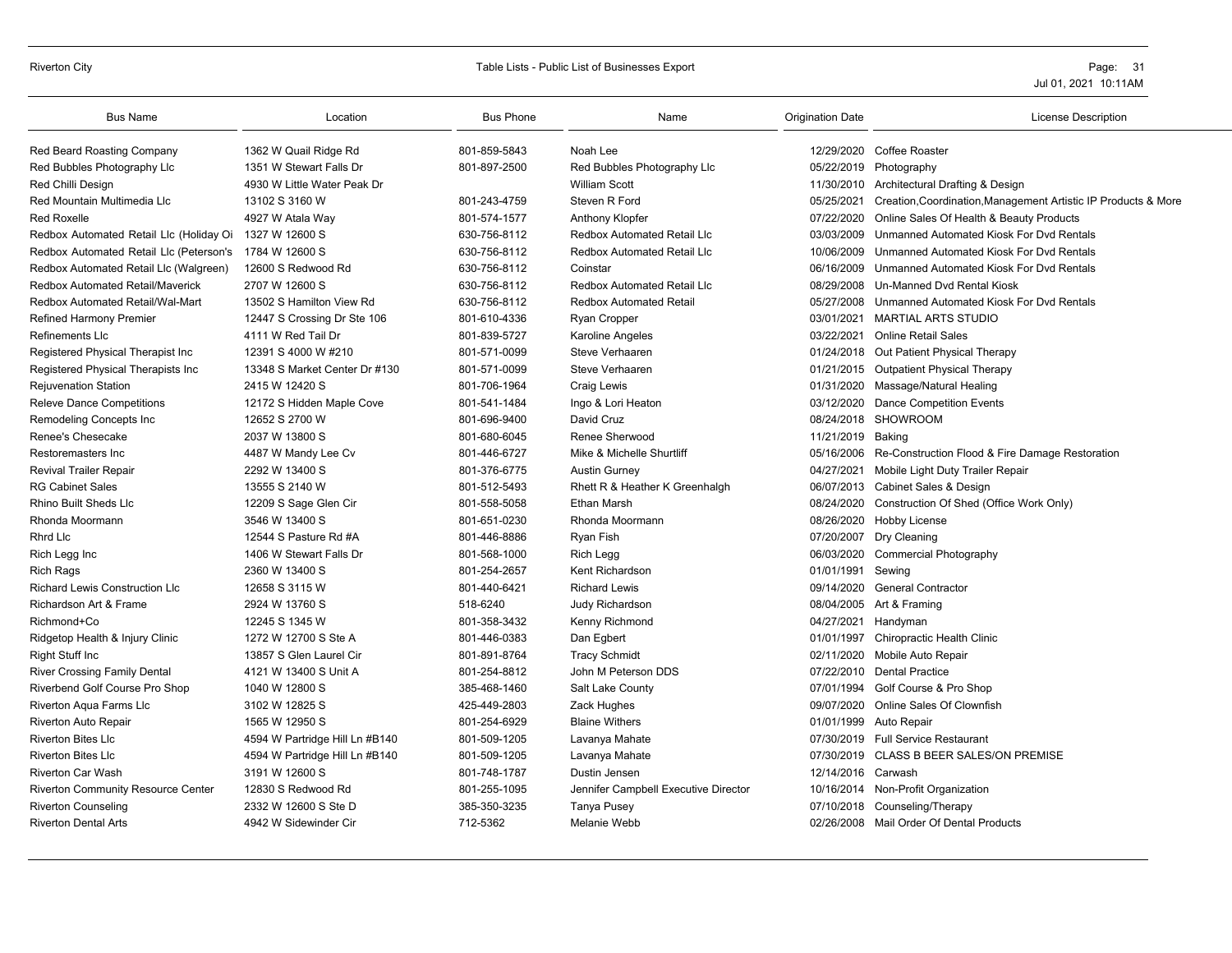| Bus Name | Location | Bus Phone | Name | Origination Date | License Description |
|---|---|---|---|---|---|
| Red Beard Roasting Company | 1362 W Quail Ridge Rd | 801-859-5843 | Noah Lee | 12/29/2020 | Coffee Roaster |
| Red Bubbles Photography Llc | 1351 W Stewart Falls Dr | 801-897-2500 | Red Bubbles Photography Llc | 05/22/2019 | Photography |
| Red Chilli Design | 4930 W Little Water Peak Dr | | William Scott | 11/30/2010 | Architectural Drafting & Design |
| Red Mountain Multimedia Llc | 13102 S 3160 W | 801-243-4759 | Steven R Ford | 05/25/2021 | Creation,Coordination,Management Artistic IP Products & More |
| Red Roxelle | 4927 W Atala Way | 801-574-1577 | Anthony Klopfer | 07/22/2020 | Online Sales Of Health & Beauty Products |
| Redbox Automated Retail Llc (Holiday Oi | 1327 W 12600 S | 630-756-8112 | Redbox Automated Retail Llc | 03/03/2009 | Unmanned Automated Kiosk For Dvd Rentals |
| Redbox Automated Retail Llc (Peterson's | 1784 W 12600 S | 630-756-8112 | Redbox Automated Retail Llc | 10/06/2009 | Unmanned Automated Kiosk For Dvd Rentals |
| Redbox Automated Retail Llc (Walgreen) | 12600 S Redwood Rd | 630-756-8112 | Coinstar | 06/16/2009 | Unmanned Automated Kiosk For Dvd Rentals |
| Redbox Automated Retail/Maverick | 2707 W 12600 S | 630-756-8112 | Redbox Automated Retail Llc | 08/29/2008 | Un-Manned Dvd Rental Kiosk |
| Redbox Automated Retail/Wal-Mart | 13502 S Hamilton View Rd | 630-756-8112 | Redbox Automated Retail | 05/27/2008 | Unmanned Automated Kiosk For Dvd Rentals |
| Refined Harmony Premier | 12447 S Crossing Dr Ste 106 | 801-610-4336 | Ryan Cropper | 03/01/2021 | MARTIAL ARTS STUDIO |
| Refinements Llc | 4111 W Red Tail Dr | 801-839-5727 | Karoline Angeles | 03/22/2021 | Online Retail Sales |
| Registered Physical Therapist Inc | 12391 S 4000 W #210 | 801-571-0099 | Steve Verhaaren | 01/24/2018 | Out Patient Physical Therapy |
| Registered Physical Therapists Inc | 13348 S Market Center Dr #130 | 801-571-0099 | Steve Verhaaren | 01/21/2015 | Outpatient Physical Therapy |
| Rejuvenation Station | 2415 W 12420 S | 801-706-1964 | Craig Lewis | 01/31/2020 | Massage/Natural Healing |
| Releve Dance Competitions | 12172 S Hidden Maple Cove | 801-541-1484 | Ingo & Lori Heaton | 03/12/2020 | Dance Competition Events |
| Remodeling Concepts Inc | 12652 S 2700 W | 801-696-9400 | David Cruz | 08/24/2018 | SHOWROOM |
| Renee's Chesecake | 2037 W 13800 S | 801-680-6045 | Renee Sherwood | 11/21/2019 | Baking |
| Restoremasters Inc | 4487 W Mandy Lee Cv | 801-446-6727 | Mike & Michelle Shurtliff | 05/16/2006 | Re-Construction Flood & Fire Damage Restoration |
| Revival Trailer Repair | 2292 W 13400 S | 801-376-6775 | Austin Gurney | 04/27/2021 | Mobile Light Duty Trailer Repair |
| RG Cabinet Sales | 13555 S 2140 W | 801-512-5493 | Rhett R & Heather K Greenhalgh | 06/07/2013 | Cabinet Sales & Design |
| Rhino Built Sheds Llc | 12209 S Sage Glen Cir | 801-558-5058 | Ethan Marsh | 08/24/2020 | Construction Of Shed (Office Work Only) |
| Rhonda Moormann | 3546 W 13400 S | 801-651-0230 | Rhonda Moormann | 08/26/2020 | Hobby License |
| Rhrd Llc | 12544 S Pasture Rd #A | 801-446-8886 | Ryan Fish | 07/20/2007 | Dry Cleaning |
| Rich Legg Inc | 1406 W Stewart Falls Dr | 801-568-1000 | Rich Legg | 06/03/2020 | Commercial Photography |
| Rich Rags | 2360 W 13400 S | 801-254-2657 | Kent Richardson | 01/01/1991 | Sewing |
| Richard Lewis Construction Llc | 12658 S 3115 W | 801-440-6421 | Richard Lewis | 09/14/2020 | General Contractor |
| Richardson Art & Frame | 2924 W 13760 S | 518-6240 | Judy Richardson | 08/04/2005 | Art & Framing |
| Richmond+Co | 12245 S 1345 W | 801-358-3432 | Kenny Richmond | 04/27/2021 | Handyman |
| Ridgetop Health & Injury Clinic | 1272 W 12700 S Ste A | 801-446-0383 | Dan Egbert | 01/01/1997 | Chiropractic Health Clinic |
| Right Stuff Inc | 13857 S Glen Laurel Cir | 801-891-8764 | Tracy Schmidt | 02/11/2020 | Mobile Auto Repair |
| River Crossing Family Dental | 4121 W 13400 S Unit A | 801-254-8812 | John M Peterson DDS | 07/22/2010 | Dental Practice |
| Riverbend Golf Course Pro Shop | 1040 W 12800 S | 385-468-1460 | Salt Lake County | 07/01/1994 | Golf Course & Pro Shop |
| Riverton Aqua Farms Llc | 3102 W 12825 S | 425-449-2803 | Zack Hughes | 09/07/2020 | Online Sales Of Clownfish |
| Riverton Auto Repair | 1565 W 12950 S | 801-254-6929 | Blaine Withers | 01/01/1999 | Auto Repair |
| Riverton Bites Llc | 4594 W Partridge Hill Ln #B140 | 801-509-1205 | Lavanya Mahate | 07/30/2019 | Full Service Restaurant |
| Riverton Bites Llc | 4594 W Partridge Hill Ln #B140 | 801-509-1205 | Lavanya Mahate | 07/30/2019 | CLASS B BEER SALES/ON PREMISE |
| Riverton Car Wash | 3191 W 12600 S | 801-748-1787 | Dustin Jensen | 12/14/2016 | Carwash |
| Riverton Community Resource Center | 12830 S Redwood Rd | 801-255-1095 | Jennifer Campbell Executive Director | 10/16/2014 | Non-Profit Organization |
| Riverton Counseling | 2332 W 12600 S Ste D | 385-350-3235 | Tanya Pusey | 07/10/2018 | Counseling/Therapy |
| Riverton Dental Arts | 4942 W Sidewinder Cir | 712-5362 | Melanie Webb | 02/26/2008 | Mail Order Of Dental Products |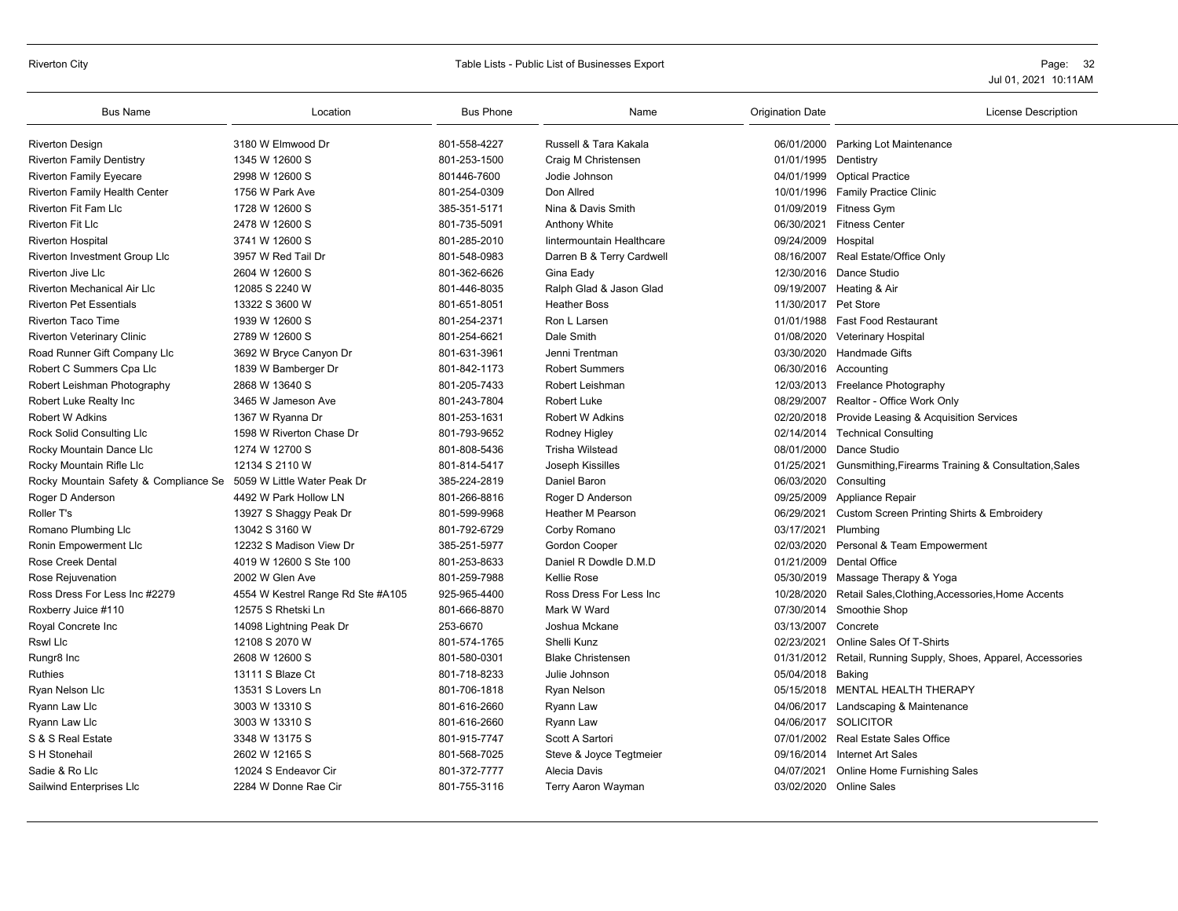| Bus Name | Location | Bus Phone | Name | Origination Date | License Description |
|---|---|---|---|---|---|
| Riverton Design | 3180 W Elmwood Dr | 801-558-4227 | Russell & Tara Kakala | 06/01/2000 | Parking Lot Maintenance |
| Riverton Family Dentistry | 1345 W 12600 S | 801-253-1500 | Craig M Christensen | 01/01/1995 | Dentistry |
| Riverton Family Eyecare | 2998 W 12600 S | 801446-7600 | Jodie Johnson | 04/01/1999 | Optical Practice |
| Riverton Family Health Center | 1756 W Park Ave | 801-254-0309 | Don Allred | 10/01/1996 | Family Practice Clinic |
| Riverton Fit Fam Llc | 1728 W 12600 S | 385-351-5171 | Nina & Davis Smith | 01/09/2019 | Fitness Gym |
| Riverton Fit Llc | 2478 W 12600 S | 801-735-5091 | Anthony White | 06/30/2021 | Fitness Center |
| Riverton Hospital | 3741 W 12600 S | 801-285-2010 | Iintermountain Healthcare | 09/24/2009 | Hospital |
| Riverton Investment Group Llc | 3957 W Red Tail Dr | 801-548-0983 | Darren B & Terry Cardwell | 08/16/2007 | Real Estate/Office Only |
| Riverton Jive Llc | 2604 W 12600 S | 801-362-6626 | Gina Eady | 12/30/2016 | Dance Studio |
| Riverton Mechanical Air Llc | 12085 S 2240 W | 801-446-8035 | Ralph Glad & Jason Glad | 09/19/2007 | Heating & Air |
| Riverton Pet Essentials | 13322 S 3600 W | 801-651-8051 | Heather Boss | 11/30/2017 | Pet Store |
| Riverton Taco Time | 1939 W 12600 S | 801-254-2371 | Ron L Larsen | 01/01/1988 | Fast Food Restaurant |
| Riverton Veterinary Clinic | 2789 W 12600 S | 801-254-6621 | Dale Smith | 01/08/2020 | Veterinary Hospital |
| Road Runner Gift Company Llc | 3692 W Bryce Canyon Dr | 801-631-3961 | Jenni Trentman | 03/30/2020 | Handmade Gifts |
| Robert C Summers Cpa Llc | 1839 W Bamberger Dr | 801-842-1173 | Robert Summers | 06/30/2016 | Accounting |
| Robert Leishman Photography | 2868 W 13640 S | 801-205-7433 | Robert Leishman | 12/03/2013 | Freelance Photography |
| Robert Luke Realty Inc | 3465 W Jameson Ave | 801-243-7804 | Robert Luke | 08/29/2007 | Realtor - Office Work Only |
| Robert W Adkins | 1367 W Ryanna Dr | 801-253-1631 | Robert W Adkins | 02/20/2018 | Provide Leasing & Acquisition Services |
| Rock Solid Consulting Llc | 1598 W Riverton Chase Dr | 801-793-9652 | Rodney Higley | 02/14/2014 | Technical Consulting |
| Rocky Mountain Dance Llc | 1274 W 12700 S | 801-808-5436 | Trisha Wilstead | 08/01/2000 | Dance Studio |
| Rocky Mountain Rifle Llc | 12134 S 2110 W | 801-814-5417 | Joseph Kissilles | 01/25/2021 | Gunsmithing,Firearms Training & Consultation,Sales |
| Rocky Mountain Safety & Compliance Se | 5059 W Little Water Peak Dr | 385-224-2819 | Daniel Baron | 06/03/2020 | Consulting |
| Roger D Anderson | 4492 W Park Hollow LN | 801-266-8816 | Roger D Anderson | 09/25/2009 | Appliance Repair |
| Roller T's | 13927 S Shaggy Peak Dr | 801-599-9968 | Heather M Pearson | 06/29/2021 | Custom Screen Printing Shirts & Embroidery |
| Romano Plumbing Llc | 13042 S 3160 W | 801-792-6729 | Corby Romano | 03/17/2021 | Plumbing |
| Ronin Empowerment Llc | 12232 S Madison View Dr | 385-251-5977 | Gordon Cooper | 02/03/2020 | Personal & Team Empowerment |
| Rose Creek Dental | 4019 W 12600 S Ste 100 | 801-253-8633 | Daniel R Dowdle D.M.D | 01/21/2009 | Dental Office |
| Rose Rejuvenation | 2002 W Glen Ave | 801-259-7988 | Kellie Rose | 05/30/2019 | Massage Therapy & Yoga |
| Ross Dress For Less Inc #2279 | 4554 W Kestrel Range Rd Ste #A105 | 925-965-4400 | Ross Dress For Less Inc | 10/28/2020 | Retail Sales,Clothing,Accessories,Home Accents |
| Roxberry Juice #110 | 12575 S Rhetski Ln | 801-666-8870 | Mark W Ward | 07/30/2014 | Smoothie Shop |
| Royal Concrete Inc | 14098 Lightning Peak Dr | 253-6670 | Joshua Mckane | 03/13/2007 | Concrete |
| Rswl Llc | 12108 S 2070 W | 801-574-1765 | Shelli Kunz | 02/23/2021 | Online Sales Of T-Shirts |
| Rungr8 Inc | 2608 W 12600 S | 801-580-0301 | Blake Christensen | 01/31/2012 | Retail, Running Supply, Shoes, Apparel, Accessories |
| Ruthies | 13111 S Blaze Ct | 801-718-8233 | Julie Johnson | 05/04/2018 | Baking |
| Ryan Nelson Llc | 13531 S Lovers Ln | 801-706-1818 | Ryan Nelson | 05/15/2018 | MENTAL HEALTH THERAPY |
| Ryann Law Llc | 3003 W 13310 S | 801-616-2660 | Ryann Law | 04/06/2017 | Landscaping & Maintenance |
| Ryann Law Llc | 3003 W 13310 S | 801-616-2660 | Ryann Law | 04/06/2017 | SOLICITOR |
| S & S Real Estate | 3348 W 13175 S | 801-915-7747 | Scott A Sartori | 07/01/2002 | Real Estate Sales Office |
| S H Stonehail | 2602 W 12165 S | 801-568-7025 | Steve & Joyce Tegtmeier | 09/16/2014 | Internet Art Sales |
| Sadie & Ro Llc | 12024 S Endeavor Cir | 801-372-7777 | Alecia Davis | 04/07/2021 | Online Home Furnishing Sales |
| Sailwind Enterprises Llc | 2284 W Donne Rae Cir | 801-755-3116 | Terry Aaron Wayman | 03/02/2020 | Online Sales |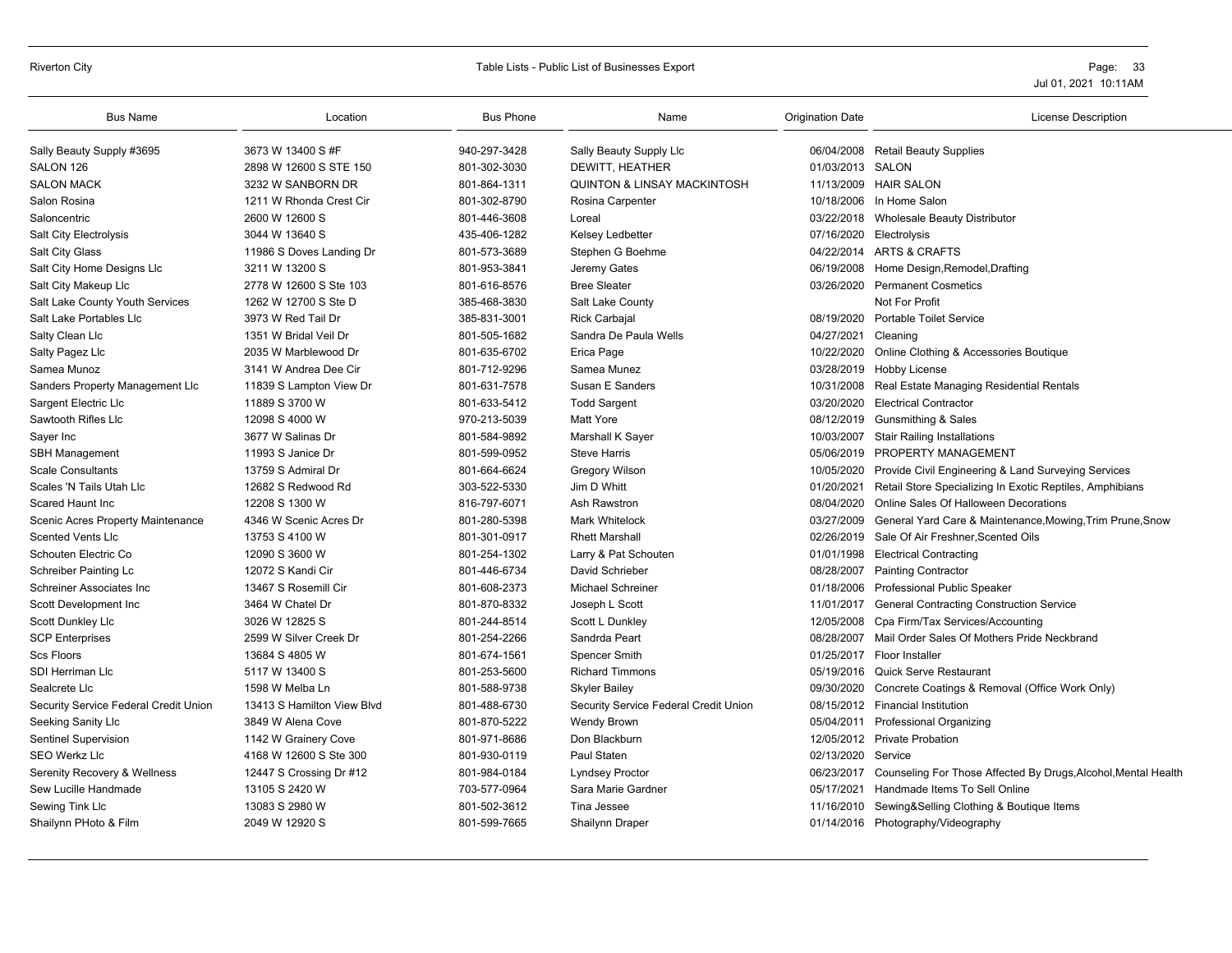| Bus Name | Location | Bus Phone | Name | Origination Date | License Description |
|---|---|---|---|---|---|
| Sally Beauty Supply #3695 | 3673 W 13400 S #F | 940-297-3428 | Sally Beauty Supply Llc | 06/04/2008 | Retail Beauty Supplies |
| SALON 126 | 2898 W 12600 S STE 150 | 801-302-3030 | DEWITT, HEATHER | 01/03/2013 | SALON |
| SALON MACK | 3232 W SANBORN DR | 801-864-1311 | QUINTON & LINSAY MACKINTOSH | 11/13/2009 | HAIR SALON |
| Salon Rosina | 1211 W Rhonda Crest Cir | 801-302-8790 | Rosina Carpenter | 10/18/2006 | In Home Salon |
| Saloncentric | 2600 W 12600 S | 801-446-3608 | Loreal | 03/22/2018 | Wholesale Beauty Distributor |
| Salt City Electrolysis | 3044 W 13640 S | 435-406-1282 | Kelsey Ledbetter | 07/16/2020 | Electrolysis |
| Salt City Glass | 11986 S Doves Landing Dr | 801-573-3689 | Stephen G Boehme | 04/22/2014 | ARTS & CRAFTS |
| Salt City Home Designs Llc | 3211 W 13200 S | 801-953-3841 | Jeremy Gates | 06/19/2008 | Home Design,Remodel,Drafting |
| Salt City Makeup Llc | 2778 W 12600 S Ste 103 | 801-616-8576 | Bree Sleater | 03/26/2020 | Permanent Cosmetics |
| Salt Lake County Youth Services | 1262 W 12700 S Ste D | 385-468-3830 | Salt Lake County | | Not For Profit |
| Salt Lake Portables Llc | 3973 W Red Tail Dr | 385-831-3001 | Rick Carbajal | 08/19/2020 | Portable Toilet Service |
| Salty Clean Llc | 1351 W Bridal Veil Dr | 801-505-1682 | Sandra De Paula Wells | 04/27/2021 | Cleaning |
| Salty Pagez Llc | 2035 W Marblewood Dr | 801-635-6702 | Erica Page | 10/22/2020 | Online Clothing & Accessories Boutique |
| Samea Munoz | 3141 W Andrea Dee Cir | 801-712-9296 | Samea Munez | 03/28/2019 | Hobby License |
| Sanders Property Management Llc | 11839 S Lampton View Dr | 801-631-7578 | Susan E Sanders | 10/31/2008 | Real Estate Managing Residential Rentals |
| Sargent Electric Llc | 11889 S 3700 W | 801-633-5412 | Todd Sargent | 03/20/2020 | Electrical Contractor |
| Sawtooth Rifles Llc | 12098 S 4000 W | 970-213-5039 | Matt Yore | 08/12/2019 | Gunsmithing & Sales |
| Sayer Inc | 3677 W Salinas Dr | 801-584-9892 | Marshall K Sayer | 10/03/2007 | Stair Railing Installations |
| SBH Management | 11993 S Janice Dr | 801-599-0952 | Steve Harris | 05/06/2019 | PROPERTY MANAGEMENT |
| Scale Consultants | 13759 S Admiral Dr | 801-664-6624 | Gregory Wilson | 10/05/2020 | Provide Civil Engineering & Land Surveying Services |
| Scales 'N Tails Utah Llc | 12682 S Redwood Rd | 303-522-5330 | Jim D Whitt | 01/20/2021 | Retail Store Specializing In Exotic Reptiles, Amphibians |
| Scared Haunt Inc | 12208 S 1300 W | 816-797-6071 | Ash Rawstron | 08/04/2020 | Online Sales Of Halloween Decorations |
| Scenic Acres Property Maintenance | 4346 W Scenic Acres Dr | 801-280-5398 | Mark Whitelock | 03/27/2009 | General Yard Care & Maintenance,Mowing,Trim Prune,Snow |
| Scented Vents Llc | 13753 S 4100 W | 801-301-0917 | Rhett Marshall | 02/26/2019 | Sale Of Air Freshner,Scented Oils |
| Schouten Electric Co | 12090 S 3600 W | 801-254-1302 | Larry & Pat Schouten | 01/01/1998 | Electrical Contracting |
| Schreiber Painting Lc | 12072 S Kandi Cir | 801-446-6734 | David Schrieber | 08/28/2007 | Painting Contractor |
| Schreiner Associates Inc | 13467 S Rosemill Cir | 801-608-2373 | Michael Schreiner | 01/18/2006 | Professional Public Speaker |
| Scott Development Inc | 3464 W Chatel Dr | 801-870-8332 | Joseph L Scott | 11/01/2017 | General Contracting Construction Service |
| Scott Dunkley Llc | 3026 W 12825 S | 801-244-8514 | Scott L Dunkley | 12/05/2008 | Cpa Firm/Tax Services/Accounting |
| SCP Enterprises | 2599 W Silver Creek Dr | 801-254-2266 | Sandrda Peart | 08/28/2007 | Mail Order Sales Of Mothers Pride Neckbrand |
| Scs Floors | 13684 S 4805 W | 801-674-1561 | Spencer Smith | 01/25/2017 | Floor Installer |
| SDI Herriman Llc | 5117 W 13400 S | 801-253-5600 | Richard Timmons | 05/19/2016 | Quick Serve Restaurant |
| Sealcrete Llc | 1598 W Melba Ln | 801-588-9738 | Skyler Bailey | 09/30/2020 | Concrete Coatings & Removal (Office Work Only) |
| Security Service Federal Credit Union | 13413 S Hamilton View Blvd | 801-488-6730 | Security Service Federal Credit Union | 08/15/2012 | Financial Institution |
| Seeking Sanity Llc | 3849 W Alena Cove | 801-870-5222 | Wendy Brown | 05/04/2011 | Professional Organizing |
| Sentinel Supervision | 1142 W Grainery Cove | 801-971-8686 | Don Blackburn | 12/05/2012 | Private Probation |
| SEO Werkz Llc | 4168 W 12600 S Ste 300 | 801-930-0119 | Paul Staten | 02/13/2020 | Service |
| Serenity Recovery & Wellness | 12447 S Crossing Dr #12 | 801-984-0184 | Lyndsey Proctor | 06/23/2017 | Counseling For Those Affected By Drugs,Alcohol,Mental Health |
| Sew Lucille Handmade | 13105 S 2420 W | 703-577-0964 | Sara Marie Gardner | 05/17/2021 | Handmade Items To Sell Online |
| Sewing Tink Llc | 13083 S 2980 W | 801-502-3612 | Tina Jessee | 11/16/2010 | Sewing&Selling Clothing & Boutique Items |
| Shailynn PHoto & Film | 2049 W 12920 S | 801-599-7665 | Shailynn Draper | 01/14/2016 | Photography/Videography |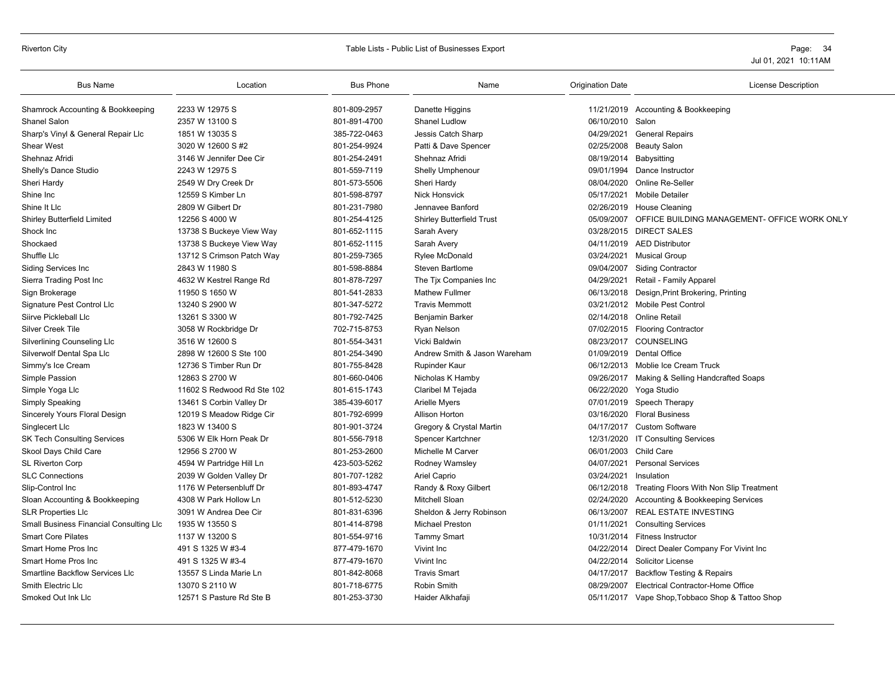| Bus Name | Location | Bus Phone | Name | Origination Date | License Description |
|---|---|---|---|---|---|
| Shamrock Accounting & Bookkeeping | 2233 W 12975 S | 801-809-2957 | Danette Higgins | 11/21/2019 | Accounting & Bookkeeping |
| Shanel Salon | 2357 W 13100 S | 801-891-4700 | Shanel Ludlow | 06/10/2010 | Salon |
| Sharp's Vinyl & General Repair Llc | 1851 W 13035 S | 385-722-0463 | Jessis Catch Sharp | 04/29/2021 | General Repairs |
| Shear West | 3020 W 12600 S #2 | 801-254-9924 | Patti & Dave Spencer | 02/25/2008 | Beauty Salon |
| Shehnaz Afridi | 3146 W Jennifer Dee Cir | 801-254-2491 | Shehnaz Afridi | 08/19/2014 | Babysitting |
| Shelly's Dance Studio | 2243 W 12975 S | 801-559-7119 | Shelly Umphenour | 09/01/1994 | Dance Instructor |
| Sheri Hardy | 2549 W Dry Creek Dr | 801-573-5506 | Sheri Hardy | 08/04/2020 | Online Re-Seller |
| Shine Inc | 12559 S Kimber Ln | 801-598-8797 | Nick Honsvick | 05/17/2021 | Mobile Detailer |
| Shine It Llc | 2809 W Gilbert Dr | 801-231-7980 | Jennavee Banford | 02/26/2019 | House Cleaning |
| Shirley Butterfield Limited | 12256 S 4000 W | 801-254-4125 | Shirley Butterfield Trust | 05/09/2007 | OFFICE BUILDING MANAGEMENT- OFFICE WORK ONLY |
| Shock Inc | 13738 S Buckeye View Way | 801-652-1115 | Sarah Avery | 03/28/2015 | DIRECT SALES |
| Shockaed | 13738 S Buckeye View Way | 801-652-1115 | Sarah Avery | 04/11/2019 | AED Distributor |
| Shuffle Llc | 13712 S Crimson Patch Way | 801-259-7365 | Rylee McDonald | 03/24/2021 | Musical Group |
| Siding Services Inc | 2843 W 11980 S | 801-598-8884 | Steven Bartlome | 09/04/2007 | Siding Contractor |
| Sierra Trading Post Inc | 4632 W Kestrel Range Rd | 801-878-7297 | The Tjx Companies Inc | 04/29/2021 | Retail - Family Apparel |
| Sign Brokerage | 11950 S 1650 W | 801-541-2833 | Mathew Fullmer | 06/13/2018 | Design,Print Brokering, Printing |
| Signature Pest Control Llc | 13240 S 2900 W | 801-347-5272 | Travis Memmott | 03/21/2012 | Mobile Pest Control |
| Siirve Pickleball Llc | 13261 S 3300 W | 801-792-7425 | Benjamin Barker | 02/14/2018 | Online Retail |
| Silver Creek Tile | 3058 W Rockbridge Dr | 702-715-8753 | Ryan Nelson | 07/02/2015 | Flooring Contractor |
| Silverlining Counseling Llc | 3516 W 12600 S | 801-554-3431 | Vicki Baldwin | 08/23/2017 | COUNSELING |
| Silverwolf Dental Spa Llc | 2898 W 12600 S Ste 100 | 801-254-3490 | Andrew Smith & Jason Wareham | 01/09/2019 | Dental Office |
| Simmy's Ice Cream | 12736 S Timber Run Dr | 801-755-8428 | Rupinder Kaur | 06/12/2013 | Moblie Ice Cream Truck |
| Simple Passion | 12863 S 2700 W | 801-660-0406 | Nicholas K Hamby | 09/26/2017 | Making & Selling Handcrafted Soaps |
| Simple Yoga Llc | 11602 S Redwood Rd Ste 102 | 801-615-1743 | Claribel M Tejada | 06/22/2020 | Yoga Studio |
| Simply Speaking | 13461 S Corbin Valley Dr | 385-439-6017 | Arielle Myers | 07/01/2019 | Speech Therapy |
| Sincerely Yours Floral Design | 12019 S Meadow Ridge Cir | 801-792-6999 | Allison Horton | 03/16/2020 | Floral Business |
| Singlecert Llc | 1823 W 13400 S | 801-901-3724 | Gregory & Crystal Martin | 04/17/2017 | Custom Software |
| SK Tech Consulting Services | 5306 W Elk Horn Peak Dr | 801-556-7918 | Spencer Kartchner | 12/31/2020 | IT Consulting Services |
| Skool Days Child Care | 12956 S 2700 W | 801-253-2600 | Michelle M Carver | 06/01/2003 | Child Care |
| SL Riverton Corp | 4594 W Partridge Hill Ln | 423-503-5262 | Rodney Wamsley | 04/07/2021 | Personal Services |
| SLC Connections | 2039 W Golden Valley Dr | 801-707-1282 | Ariel Caprio | 03/24/2021 | Insulation |
| Slip-Control Inc | 1176 W Petersenbluff Dr | 801-893-4747 | Randy & Roxy Gilbert | 06/12/2018 | Treating Floors With Non Slip Treatment |
| Sloan Accounting & Bookkeeping | 4308 W Park Hollow Ln | 801-512-5230 | Mitchell Sloan | 02/24/2020 | Accounting & Bookkeeping Services |
| SLR Properties Llc | 3091 W Andrea Dee Cir | 801-831-6396 | Sheldon & Jerry Robinson | 06/13/2007 | REAL ESTATE INVESTING |
| Small Business Financial Consulting Llc | 1935 W 13550 S | 801-414-8798 | Michael Preston | 01/11/2021 | Consulting Services |
| Smart Core Pilates | 1137 W 13200 S | 801-554-9716 | Tammy Smart | 10/31/2014 | Fitness Instructor |
| Smart Home Pros Inc | 491 S 1325 W #3-4 | 877-479-1670 | Vivint Inc | 04/22/2014 | Direct Dealer Company For Vivint Inc |
| Smart Home Pros Inc | 491 S 1325 W #3-4 | 877-479-1670 | Vivint Inc | 04/22/2014 | Solicitor License |
| Smartline Backflow Services Llc | 13557 S Linda Marie Ln | 801-842-8068 | Travis Smart | 04/17/2017 | Backflow Testing & Repairs |
| Smith Electric Llc | 13070 S 2110 W | 801-718-6775 | Robin Smith | 08/29/2007 | Electrical Contractor-Home Office |
| Smoked Out Ink Llc | 12571 S Pasture Rd Ste B | 801-253-3730 | Haider Alkhafaji | 05/11/2017 | Vape Shop,Tobbaco Shop & Tattoo Shop |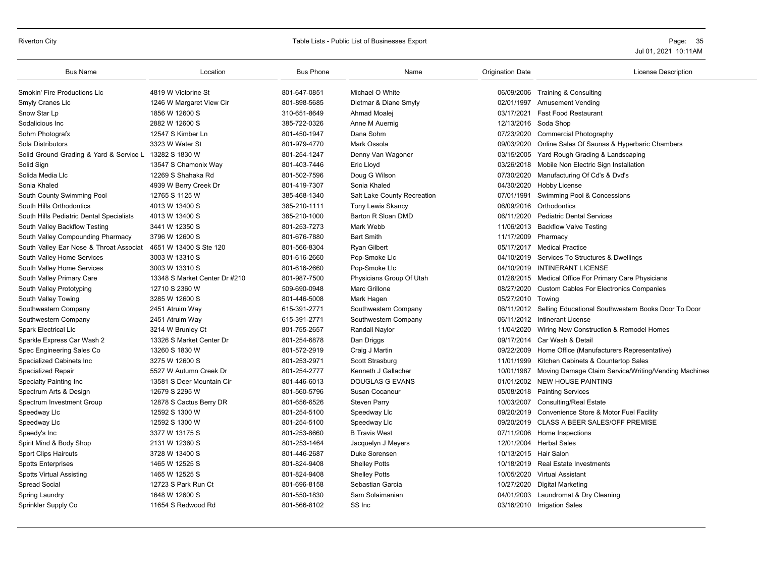| Bus Name | Location | Bus Phone | Name | Origination Date | License Description |
|---|---|---|---|---|---|
| Smokin' Fire Productions Llc | 4819 W Victorine St | 801-647-0851 | Michael O White | 06/09/2006 | Training & Consulting |
| Smyly Cranes Llc | 1246 W Margaret View Cir | 801-898-5685 | Dietmar & Diane Smyly | 02/01/1997 | Amusement Vending |
| Snow Star Lp | 1856 W 12600 S | 310-651-8649 | Ahmad Moalej | 03/17/2021 | Fast Food Restaurant |
| Sodalicious Inc | 2882 W 12600 S | 385-722-0326 | Anne M Auernig | 12/13/2016 | Soda Shop |
| Sohm Photografx | 12547 S Kimber Ln | 801-450-1947 | Dana Sohm | 07/23/2020 | Commercial Photography |
| Sola Distributors | 3323 W Water St | 801-979-4770 | Mark Ossola | 09/03/2020 | Online Sales Of Saunas & Hyperbaric Chambers |
| Solid Ground Grading & Yard & Service L | 13282 S 1830 W | 801-254-1247 | Denny Van Wagoner | 03/15/2005 | Yard Rough Grading & Landscaping |
| Solid Sign | 13547 S Chamonix Way | 801-403-7446 | Eric Lloyd | 03/26/2018 | Mobile Non Electric Sign Installation |
| Solida Media Llc | 12269 S Shahaka Rd | 801-502-7596 | Doug G Wilson | 07/30/2020 | Manufacturing Of Cd's & Dvd's |
| Sonia Khaled | 4939 W Berry Creek Dr | 801-419-7307 | Sonia Khaled | 04/30/2020 | Hobby License |
| South County Swimming Pool | 12765 S 1125 W | 385-468-1340 | Salt Lake County Recreation | 07/01/1991 | Swimming Pool & Concessions |
| South Hills Orthodontics | 4013 W 13400 S | 385-210-1111 | Tony Lewis Skancy | 06/09/2016 | Orthodontics |
| South Hills Pediatric Dental Specialists | 4013 W 13400 S | 385-210-1000 | Barton R Sloan DMD | 06/11/2020 | Pediatric Dental Services |
| South Valley Backflow Testing | 3441 W 12350 S | 801-253-7273 | Mark Webb | 11/06/2013 | Backflow Valve Testing |
| South Valley Compounding Pharmacy | 3796 W 12600 S | 801-676-7880 | Bart Smith | 11/17/2009 | Pharmacy |
| South Valley Ear Nose & Throat Associat | 4651 W 13400 S Ste 120 | 801-566-8304 | Ryan Gilbert | 05/17/2017 | Medical Practice |
| South Valley Home Services | 3003 W 13310 S | 801-616-2660 | Pop-Smoke Llc | 04/10/2019 | Services To Structures & Dwellings |
| South Valley Home Services | 3003 W 13310 S | 801-616-2660 | Pop-Smoke Llc | 04/10/2019 | INTINERANT LICENSE |
| South Valley Primary Care | 13348 S Market Center Dr #210 | 801-987-7500 | Physicians Group Of Utah | 01/28/2015 | Medical Office For Primary Care Physicians |
| South Valley Prototyping | 12710 S 2360 W | 509-690-0948 | Marc Grillone | 08/27/2020 | Custom Cables For Electronics Companies |
| South Valley Towing | 3285 W 12600 S | 801-446-5008 | Mark Hagen | 05/27/2010 | Towing |
| Southwestern Company | 2451 Atruim Way | 615-391-2771 | Southwestern Company | 06/11/2012 | Selling Educational Southwestern Books Door To Door |
| Southwestern Company | 2451 Atruim Way | 615-391-2771 | Southwestern Company | 06/11/2012 | Intinerant License |
| Spark Electrical Llc | 3214 W Brunley Ct | 801-755-2657 | Randall Naylor | 11/04/2020 | Wiring New Construction & Remodel Homes |
| Sparkle Express Car Wash 2 | 13326 S Market Center Dr | 801-254-6878 | Dan Driggs | 09/17/2014 | Car Wash & Detail |
| Spec Engineering Sales Co | 13260 S 1830 W | 801-572-2919 | Craig J Martin | 09/22/2009 | Home Office (Manufacturers Representative) |
| Specialized Cabinets Inc | 3275 W 12600 S | 801-253-2971 | Scott Strasburg | 11/01/1999 | Kitchen Cabinets & Countertop Sales |
| Specialized Repair | 5527 W Autumn Creek Dr | 801-254-2777 | Kenneth J Gallacher | 10/01/1987 | Moving Damage Claim Service/Writing/Vending Machines |
| Specialty Painting Inc | 13581 S Deer Mountain Cir | 801-446-6013 | DOUGLAS G EVANS | 01/01/2002 | NEW HOUSE PAINTING |
| Spectrum Arts & Design | 12679 S 2295 W | 801-560-5796 | Susan Cocanour | 05/08/2018 | Painting Services |
| Spectrum Investment Group | 12878 S Cactus Berry DR | 801-656-6526 | Steven Parry | 10/03/2007 | Consulting/Real Estate |
| Speedway Llc | 12592 S 1300 W | 801-254-5100 | Speedway Llc | 09/20/2019 | Convenience Store & Motor Fuel Facility |
| Speedway Llc | 12592 S 1300 W | 801-254-5100 | Speedway Llc | 09/20/2019 | CLASS A BEER SALES/OFF PREMISE |
| Speedy's Inc | 3377 W 13175 S | 801-253-8660 | B Travis West | 07/11/2006 | Home Inspections |
| Spirit Mind & Body Shop | 2131 W 12360 S | 801-253-1464 | Jacquelyn J Meyers | 12/01/2004 | Herbal Sales |
| Sport Clips Haircuts | 3728 W 13400 S | 801-446-2687 | Duke Sorensen | 10/13/2015 | Hair Salon |
| Spotts Enterprises | 1465 W 12525 S | 801-824-9408 | Shelley Potts | 10/18/2019 | Real Estate Investments |
| Spotts Virtual Assisting | 1465 W 12525 S | 801-824-9408 | Shelley Potts | 10/05/2020 | Virtual Assistant |
| Spread Social | 12723 S Park Run Ct | 801-696-8158 | Sebastian Garcia | 10/27/2020 | Digital Marketing |
| Spring Laundry | 1648 W 12600 S | 801-550-1830 | Sam Solaimanian | 04/01/2003 | Laundromat & Dry Cleaning |
| Sprinkler Supply Co | 11654 S Redwood Rd | 801-566-8102 | SS Inc | 03/16/2010 | Irrigation Sales |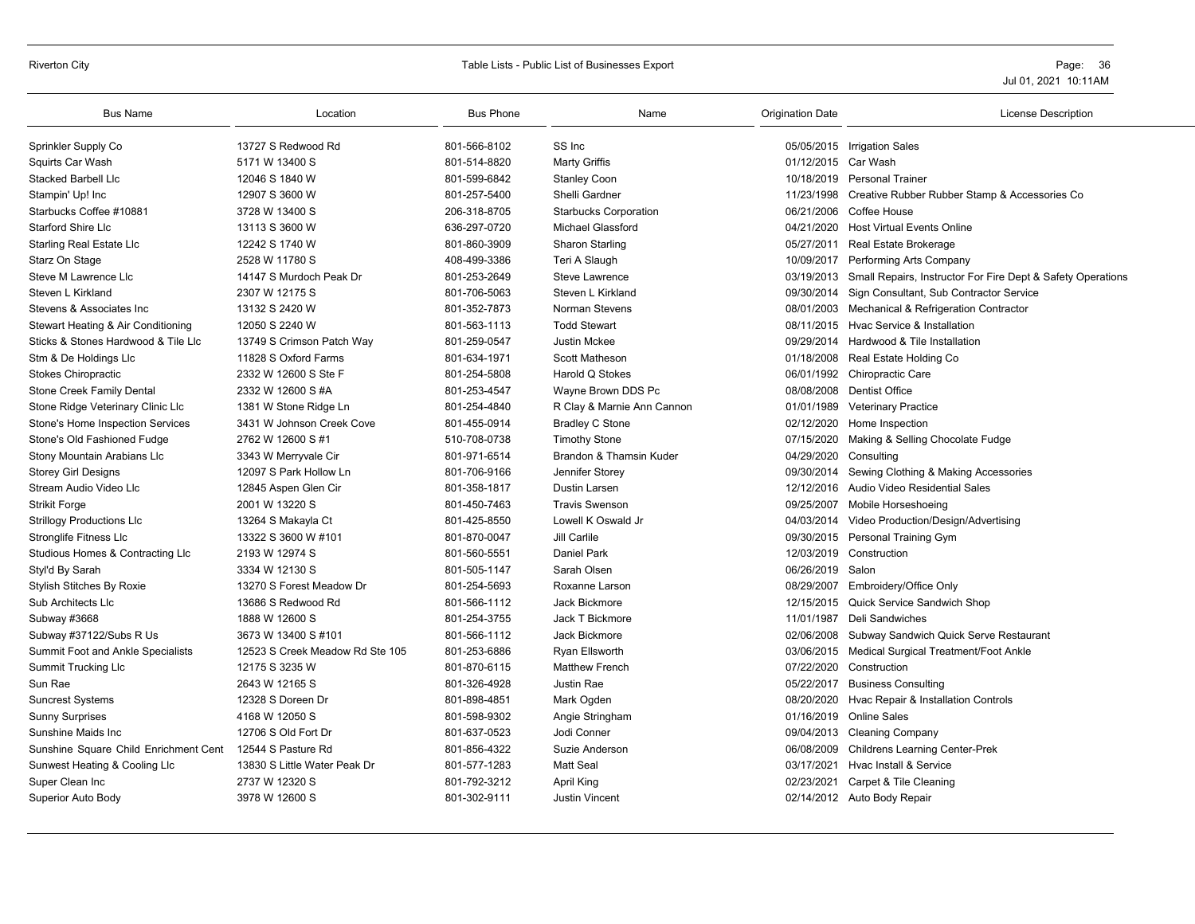| Bus Name | Location | Bus Phone | Name | Origination Date | License Description |
|---|---|---|---|---|---|
| Sprinkler Supply Co | 13727 S Redwood Rd | 801-566-8102 | SS Inc | 05/05/2015 | Irrigation Sales |
| Squirts Car Wash | 5171 W 13400 S | 801-514-8820 | Marty Griffis | 01/12/2015 | Car Wash |
| Stacked Barbell Llc | 12046 S 1840 W | 801-599-6842 | Stanley Coon | 10/18/2019 | Personal Trainer |
| Stampin' Up! Inc | 12907 S 3600 W | 801-257-5400 | Shelli Gardner | 11/23/1998 | Creative Rubber Rubber Stamp & Accessories Co |
| Starbucks Coffee #10881 | 3728 W 13400 S | 206-318-8705 | Starbucks Corporation | 06/21/2006 | Coffee House |
| Starford Shire Llc | 13113 S 3600 W | 636-297-0720 | Michael Glassford | 04/21/2020 | Host Virtual Events Online |
| Starling Real Estate Llc | 12242 S 1740 W | 801-860-3909 | Sharon Starling | 05/27/2011 | Real Estate Brokerage |
| Starz On Stage | 2528 W 11780 S | 408-499-3386 | Teri A Slaugh | 10/09/2017 | Performing Arts Company |
| Steve M Lawrence Llc | 14147 S Murdoch Peak Dr | 801-253-2649 | Steve Lawrence | 03/19/2013 | Small Repairs, Instructor For Fire Dept & Safety Operations |
| Steven L Kirkland | 2307 W 12175 S | 801-706-5063 | Steven L Kirkland | 09/30/2014 | Sign Consultant, Sub Contractor Service |
| Stevens & Associates Inc | 13132 S 2420 W | 801-352-7873 | Norman Stevens | 08/01/2003 | Mechanical & Refrigeration Contractor |
| Stewart Heating & Air Conditioning | 12050 S 2240 W | 801-563-1113 | Todd Stewart | 08/11/2015 | Hvac Service & Installation |
| Sticks & Stones Hardwood & Tile Llc | 13749 S Crimson Patch Way | 801-259-0547 | Justin Mckee | 09/29/2014 | Hardwood & Tile Installation |
| Stm & De Holdings Llc | 11828 S Oxford Farms | 801-634-1971 | Scott Matheson | 01/18/2008 | Real Estate Holding Co |
| Stokes Chiropractic | 2332 W 12600 S Ste F | 801-254-5808 | Harold Q Stokes | 06/01/1992 | Chiropractic Care |
| Stone Creek Family Dental | 2332 W 12600 S #A | 801-253-4547 | Wayne Brown DDS Pc | 08/08/2008 | Dentist Office |
| Stone Ridge Veterinary Clinic Llc | 1381 W Stone Ridge Ln | 801-254-4840 | R Clay & Marnie Ann Cannon | 01/01/1989 | Veterinary Practice |
| Stone's Home Inspection Services | 3431 W Johnson Creek Cove | 801-455-0914 | Bradley C Stone | 02/12/2020 | Home Inspection |
| Stone's Old Fashioned Fudge | 2762 W 12600 S #1 | 510-708-0738 | Timothy Stone | 07/15/2020 | Making & Selling Chocolate Fudge |
| Stony Mountain Arabians Llc | 3343 W Merryvale Cir | 801-971-6514 | Brandon & Thamsin Kuder | 04/29/2020 | Consulting |
| Storey Girl Designs | 12097 S Park Hollow Ln | 801-706-9166 | Jennifer Storey | 09/30/2014 | Sewing Clothing & Making Accessories |
| Stream Audio Video Llc | 12845 Aspen Glen Cir | 801-358-1817 | Dustin Larsen | 12/12/2016 | Audio Video Residential Sales |
| Strikit Forge | 2001 W 13220 S | 801-450-7463 | Travis Swenson | 09/25/2007 | Mobile Horseshoeing |
| Strillogy Productions Llc | 13264 S Makayla Ct | 801-425-8550 | Lowell K Oswald Jr | 04/03/2014 | Video Production/Design/Advertising |
| Stronglife Fitness Llc | 13322 S 3600 W #101 | 801-870-0047 | Jill Carlile | 09/30/2015 | Personal Training Gym |
| Studious Homes & Contracting Llc | 2193 W 12974 S | 801-560-5551 | Daniel Park | 12/03/2019 | Construction |
| Styl'd By Sarah | 3334 W 12130 S | 801-505-1147 | Sarah Olsen | 06/26/2019 | Salon |
| Stylish Stitches By Roxie | 13270 S Forest Meadow Dr | 801-254-5693 | Roxanne Larson | 08/29/2007 | Embroidery/Office Only |
| Sub Architects Llc | 13686 S Redwood Rd | 801-566-1112 | Jack Bickmore | 12/15/2015 | Quick Service Sandwich Shop |
| Subway #3668 | 1888 W 12600 S | 801-254-3755 | Jack T Bickmore | 11/01/1987 | Deli Sandwiches |
| Subway #37122/Subs R Us | 3673 W 13400 S #101 | 801-566-1112 | Jack Bickmore | 02/06/2008 | Subway Sandwich Quick Serve Restaurant |
| Summit Foot and Ankle Specialists | 12523 S Creek Meadow Rd Ste 105 | 801-253-6886 | Ryan Ellsworth | 03/06/2015 | Medical Surgical Treatment/Foot Ankle |
| Summit Trucking Llc | 12175 S 3235 W | 801-870-6115 | Matthew French | 07/22/2020 | Construction |
| Sun Rae | 2643 W 12165 S | 801-326-4928 | Justin Rae | 05/22/2017 | Business Consulting |
| Suncrest Systems | 12328 S Doreen Dr | 801-898-4851 | Mark Ogden | 08/20/2020 | Hvac Repair & Installation Controls |
| Sunny Surprises | 4168 W 12050 S | 801-598-9302 | Angie Stringham | 01/16/2019 | Online Sales |
| Sunshine Maids Inc | 12706 S Old Fort Dr | 801-637-0523 | Jodi Conner | 09/04/2013 | Cleaning Company |
| Sunshine Square Child Enrichment Cent | 12544 S Pasture Rd | 801-856-4322 | Suzie Anderson | 06/08/2009 | Childrens Learning Center-Prek |
| Sunwest Heating & Cooling Llc | 13830 S Little Water Peak Dr | 801-577-1283 | Matt Seal | 03/17/2021 | Hvac Install & Service |
| Super Clean Inc | 2737 W 12320 S | 801-792-3212 | April King | 02/23/2021 | Carpet & Tile Cleaning |
| Superior Auto Body | 3978 W 12600 S | 801-302-9111 | Justin Vincent | 02/14/2012 | Auto Body Repair |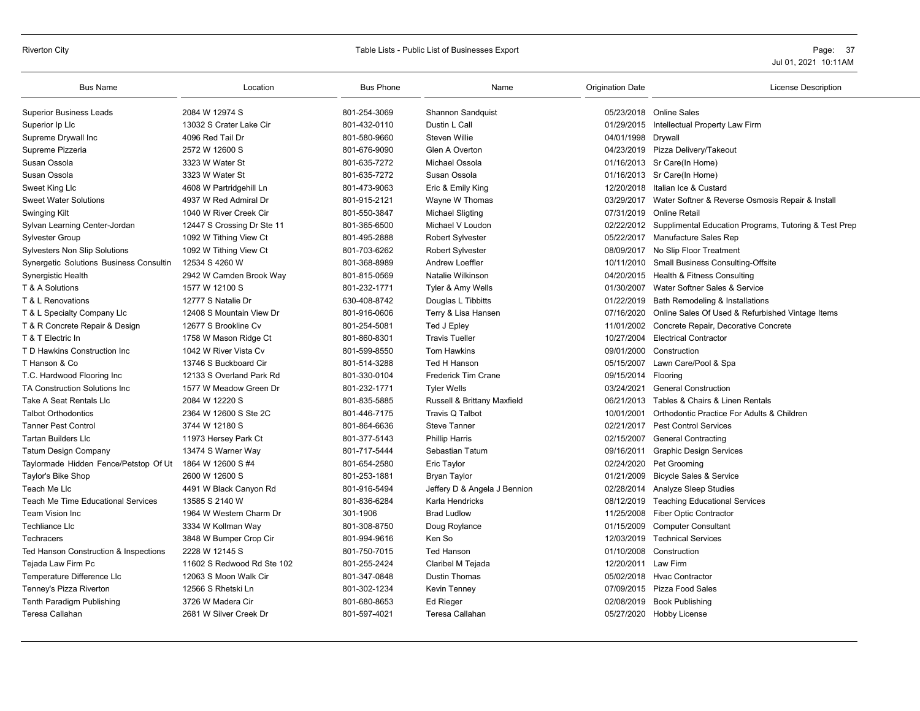| Bus Name | Location | Bus Phone | Name | Origination Date | License Description |
|---|---|---|---|---|---|
| Superior Business Leads | 2084 W 12974 S | 801-254-3069 | Shannon Sandquist | 05/23/2018 | Online Sales |
| Superior Ip Llc | 13032 S Crater Lake Cir | 801-432-0110 | Dustin L Call | 01/29/2015 | Intellectual Property Law Firm |
| Supreme Drywall Inc | 4096 Red Tail Dr | 801-580-9660 | Steven Willie | 04/01/1998 | Drywall |
| Supreme Pizzeria | 2572 W 12600 S | 801-676-9090 | Glen A Overton | 04/23/2019 | Pizza Delivery/Takeout |
| Susan Ossola | 3323 W Water St | 801-635-7272 | Michael Ossola | 01/16/2013 | Sr Care(In Home) |
| Susan Ossola | 3323 W Water St | 801-635-7272 | Susan Ossola | 01/16/2013 | Sr Care(In Home) |
| Sweet King Llc | 4608 W Partridgehill Ln | 801-473-9063 | Eric & Emily King | 12/20/2018 | Italian Ice & Custard |
| Sweet Water Solutions | 4937 W Red Admiral Dr | 801-915-2121 | Wayne W Thomas | 03/29/2017 | Water Softner & Reverse Osmosis Repair & Install |
| Swinging Kilt | 1040 W River Creek Cir | 801-550-3847 | Michael Sligting | 07/31/2019 | Online Retail |
| Sylvan Learning Center-Jordan | 12447 S Crossing Dr Ste 11 | 801-365-6500 | Michael V Loudon | 02/22/2012 | Supplimental Education Programs, Tutoring & Test Prep |
| Sylvester Group | 1092 W Tithing View Ct | 801-495-2888 | Robert Sylvester | 05/22/2017 | Manufacture Sales Rep |
| Sylvesters Non Slip Solutions | 1092 W Tithing View Ct | 801-703-6262 | Robert Sylvester | 08/09/2017 | No Slip Floor Treatment |
| Synergetic Solutions Business Consultin | 12534 S 4260 W | 801-368-8989 | Andrew Loeffler | 10/11/2010 | Small Business Consulting-Offsite |
| Synergistic Health | 2942 W Camden Brook Way | 801-815-0569 | Natalie Wilkinson | 04/20/2015 | Health & Fitness Consulting |
| T & A Solutions | 1577 W 12100 S | 801-232-1771 | Tyler & Amy Wells | 01/30/2007 | Water Softner Sales & Service |
| T & L Renovations | 12777 S Natalie Dr | 630-408-8742 | Douglas L Tibbitts | 01/22/2019 | Bath Remodeling & Installations |
| T & L Specialty Company Llc | 12408 S Mountain View Dr | 801-916-0606 | Terry & Lisa Hansen | 07/16/2020 | Online Sales Of Used & Refurbished Vintage Items |
| T & R Concrete Repair & Design | 12677 S Brookline Cv | 801-254-5081 | Ted J Epley | 11/01/2002 | Concrete Repair, Decorative Concrete |
| T & T Electric In | 1758 W Mason Ridge Ct | 801-860-8301 | Travis Tueller | 10/27/2004 | Electrical Contractor |
| T D Hawkins Construction Inc | 1042 W River Vista Cv | 801-599-8550 | Tom Hawkins | 09/01/2000 | Construction |
| T Hanson & Co | 13746 S Buckboard Cir | 801-514-3288 | Ted H Hanson | 05/15/2007 | Lawn Care/Pool & Spa |
| T.C. Hardwood Flooring Inc | 12133 S Overland Park Rd | 801-330-0104 | Frederick Tim Crane | 09/15/2014 | Flooring |
| TA Construction Solutions Inc | 1577 W Meadow Green Dr | 801-232-1771 | Tyler Wells | 03/24/2021 | General Construction |
| Take A Seat Rentals Llc | 2084 W 12220 S | 801-835-5885 | Russell & Brittany Maxfield | 06/21/2013 | Tables & Chairs & Linen Rentals |
| Talbot Orthodontics | 2364 W 12600 S Ste 2C | 801-446-7175 | Travis Q Talbot | 10/01/2001 | Orthodontic Practice For Adults & Children |
| Tanner Pest Control | 3744 W 12180 S | 801-864-6636 | Steve Tanner | 02/21/2017 | Pest Control Services |
| Tartan Builders Llc | 11973 Hersey Park Ct | 801-377-5143 | Phillip Harris | 02/15/2007 | General Contracting |
| Tatum Design Company | 13474 S Warner Way | 801-717-5444 | Sebastian Tatum | 09/16/2011 | Graphic Design Services |
| Taylormade Hidden Fence/Petstop Of Ut | 1864 W 12600 S #4 | 801-654-2580 | Eric Taylor | 02/24/2020 | Pet Grooming |
| Taylor's Bike Shop | 2600 W 12600 S | 801-253-1881 | Bryan Taylor | 01/21/2009 | Bicycle Sales & Service |
| Teach Me Llc | 4491 W Black Canyon Rd | 801-916-5494 | Jeffery D & Angela J Bennion | 02/28/2014 | Analyze Sleep Studies |
| Teach Me Time Educational Services | 13585 S 2140 W | 801-836-6284 | Karla Hendricks | 08/12/2019 | Teaching Educational Services |
| Team Vision Inc | 1964 W Western Charm Dr | 301-1906 | Brad Ludlow | 11/25/2008 | Fiber Optic Contractor |
| Techliance Llc | 3334 W Kollman Way | 801-308-8750 | Doug Roylance | 01/15/2009 | Computer Consultant |
| Techracers | 3848 W Bumper Crop Cir | 801-994-9616 | Ken So | 12/03/2019 | Technical Services |
| Ted Hanson Construction & Inspections | 2228 W 12145 S | 801-750-7015 | Ted Hanson | 01/10/2008 | Construction |
| Tejada Law Firm Pc | 11602 S Redwood Rd Ste 102 | 801-255-2424 | Claribel M Tejada | 12/20/2011 | Law Firm |
| Temperature Difference Llc | 12063 S Moon Walk Cir | 801-347-0848 | Dustin Thomas | 05/02/2018 | Hvac Contractor |
| Tenney's Pizza Riverton | 12566 S Rhetski Ln | 801-302-1234 | Kevin Tenney | 07/09/2015 | Pizza Food Sales |
| Tenth Paradigm Publishing | 3726 W Madera Cir | 801-680-8653 | Ed Rieger | 02/08/2019 | Book Publishing |
| Teresa Callahan | 2681 W Silver Creek Dr | 801-597-4021 | Teresa Callahan | 05/27/2020 | Hobby License |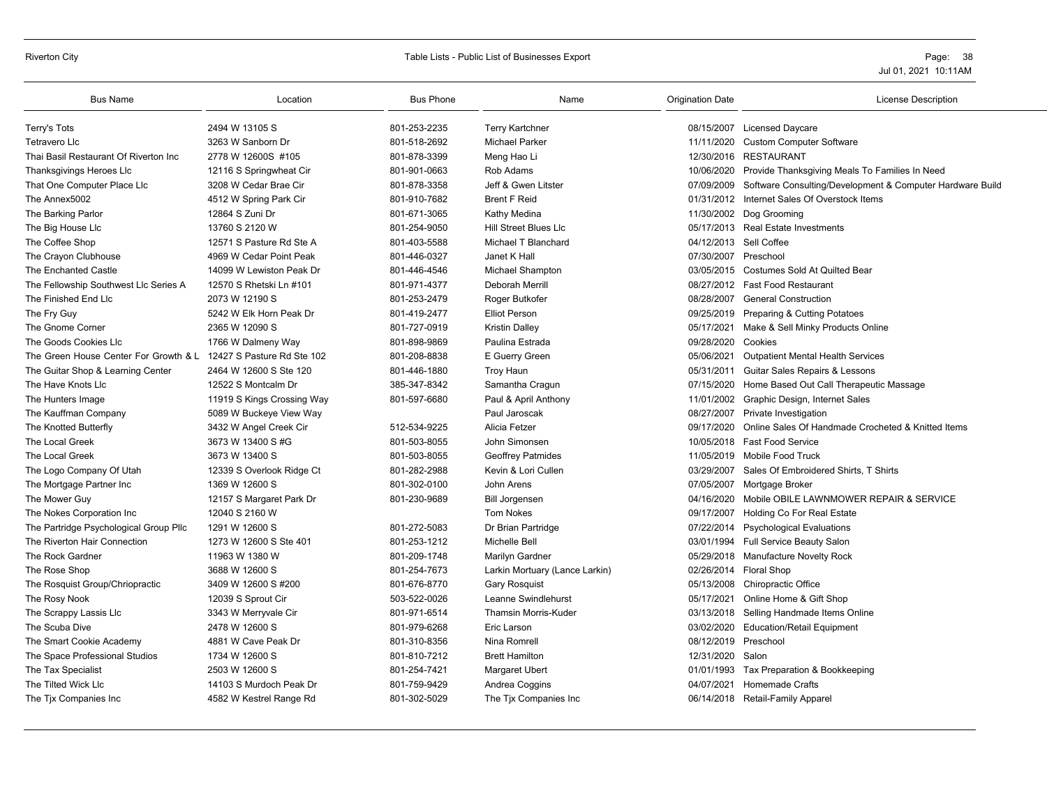| Bus Name | Location | Bus Phone | Name | Origination Date | License Description |
| --- | --- | --- | --- | --- | --- |
| Terry's Tots | 2494 W 13105 S | 801-253-2235 | Terry Kartchner | 08/15/2007 | Licensed Daycare |
| Tetravero Llc | 3263 W Sanborn Dr | 801-518-2692 | Michael Parker | 11/11/2020 | Custom Computer Software |
| Thai Basil Restaurant Of Riverton Inc | 2778 W 12600S #105 | 801-878-3399 | Meng Hao Li | 12/30/2016 | RESTAURANT |
| Thanksgivings Heroes Llc | 12116 S Springwheat Cir | 801-901-0663 | Rob Adams | 10/06/2020 | Provide Thanksgiving Meals To Families In Need |
| That One Computer Place Llc | 3208 W Cedar Brae Cir | 801-878-3358 | Jeff & Gwen Litster | 07/09/2009 | Software Consulting/Development & Computer Hardware Build |
| The Annex5002 | 4512 W Spring Park Cir | 801-910-7682 | Brent F Reid | 01/31/2012 | Internet Sales Of Overstock Items |
| The Barking Parlor | 12864 S Zuni Dr | 801-671-3065 | Kathy Medina | 11/30/2002 | Dog Grooming |
| The Big House Llc | 13760 S 2120 W | 801-254-9050 | Hill Street Blues Llc | 05/17/2013 | Real Estate Investments |
| The Coffee Shop | 12571 S Pasture Rd Ste A | 801-403-5588 | Michael T Blanchard | 04/12/2013 | Sell Coffee |
| The Crayon Clubhouse | 4969 W Cedar Point Peak | 801-446-0327 | Janet K Hall | 07/30/2007 | Preschool |
| The Enchanted Castle | 14099 W Lewiston Peak Dr | 801-446-4546 | Michael Shampton | 03/05/2015 | Costumes Sold At Quilted Bear |
| The Fellowship Southwest Llc Series A | 12570 S Rhetski Ln #101 | 801-971-4377 | Deborah Merrill | 08/27/2012 | Fast Food Restaurant |
| The Finished End Llc | 2073 W 12190 S | 801-253-2479 | Roger Butkofer | 08/28/2007 | General Construction |
| The Fry Guy | 5242 W Elk Horn Peak Dr | 801-419-2477 | Elliot Person | 09/25/2019 | Preparing & Cutting Potatoes |
| The Gnome Corner | 2365 W 12090 S | 801-727-0919 | Kristin Dalley | 05/17/2021 | Make & Sell Minky Products Online |
| The Goods Cookies Llc | 1766 W Dalmeny Way | 801-898-9869 | Paulina Estrada | 09/28/2020 | Cookies |
| The Green House Center For Growth & L | 12427 S Pasture Rd Ste 102 | 801-208-8838 | E Guerry Green | 05/06/2021 | Outpatient Mental Health Services |
| The Guitar Shop & Learning Center | 2464 W 12600 S Ste 120 | 801-446-1880 | Troy Haun | 05/31/2011 | Guitar Sales Repairs & Lessons |
| The Have Knots Llc | 12522 S Montcalm Dr | 385-347-8342 | Samantha Cragun | 07/15/2020 | Home Based Out Call Therapeutic Massage |
| The Hunters Image | 11919 S Kings Crossing Way | 801-597-6680 | Paul & April Anthony | 11/01/2002 | Graphic Design, Internet Sales |
| The Kauffman Company | 5089 W Buckeye View Way | | Paul Jaroscak | 08/27/2007 | Private Investigation |
| The Knotted Butterfly | 3432 W Angel Creek Cir | 512-534-9225 | Alicia Fetzer | 09/17/2020 | Online Sales Of Handmade Crocheted & Knitted Items |
| The Local Greek | 3673 W 13400 S #G | 801-503-8055 | John Simonsen | 10/05/2018 | Fast Food Service |
| The Local Greek | 3673 W 13400 S | 801-503-8055 | Geoffrey Patmides | 11/05/2019 | Mobile Food Truck |
| The Logo Company Of Utah | 12339 S Overlook Ridge Ct | 801-282-2988 | Kevin & Lori Cullen | 03/29/2007 | Sales Of Embroidered Shirts, T Shirts |
| The Mortgage Partner Inc | 1369 W 12600 S | 801-302-0100 | John Arens | 07/05/2007 | Mortgage Broker |
| The Mower Guy | 12157 S Margaret Park Dr | 801-230-9689 | Bill Jorgensen | 04/16/2020 | Mobile OBILE LAWNMOWER REPAIR & SERVICE |
| The Nokes Corporation Inc | 12040 S 2160 W | | Tom Nokes | 09/17/2007 | Holding Co For Real Estate |
| The Partridge Psychological Group Pllc | 1291 W 12600 S | 801-272-5083 | Dr Brian Partridge | 07/22/2014 | Psychological Evaluations |
| The Riverton Hair Connection | 1273 W 12600 S Ste 401 | 801-253-1212 | Michelle Bell | 03/01/1994 | Full Service Beauty Salon |
| The Rock Gardner | 11963 W 1380 W | 801-209-1748 | Marilyn Gardner | 05/29/2018 | Manufacture Novelty Rock |
| The Rose Shop | 3688 W 12600 S | 801-254-7673 | Larkin Mortuary (Lance Larkin) | 02/26/2014 | Floral Shop |
| The Rosquist Group/Chriopractic | 3409 W 12600 S #200 | 801-676-8770 | Gary Rosquist | 05/13/2008 | Chiropractic Office |
| The Rosy Nook | 12039 S Sprout Cir | 503-522-0026 | Leanne Swindlehurst | 05/17/2021 | Online Home & Gift Shop |
| The Scrappy Lassis Llc | 3343 W Merryvale Cir | 801-971-6514 | Thamsin Morris-Kuder | 03/13/2018 | Selling Handmade Items Online |
| The Scuba Dive | 2478 W 12600 S | 801-979-6268 | Eric Larson | 03/02/2020 | Education/Retail Equipment |
| The Smart Cookie Academy | 4881 W Cave Peak Dr | 801-310-8356 | Nina Romrell | 08/12/2019 | Preschool |
| The Space Professional Studios | 1734 W 12600 S | 801-810-7212 | Brett Hamilton | 12/31/2020 | Salon |
| The Tax Specialist | 2503 W 12600 S | 801-254-7421 | Margaret Ubert | 01/01/1993 | Tax Preparation & Bookkeeping |
| The Tilted Wick Llc | 14103 S Murdoch Peak Dr | 801-759-9429 | Andrea Coggins | 04/07/2021 | Homemade Crafts |
| The Tjx Companies Inc | 4582 W Kestrel Range Rd | 801-302-5029 | The Tjx Companies Inc | 06/14/2018 | Retail-Family Apparel |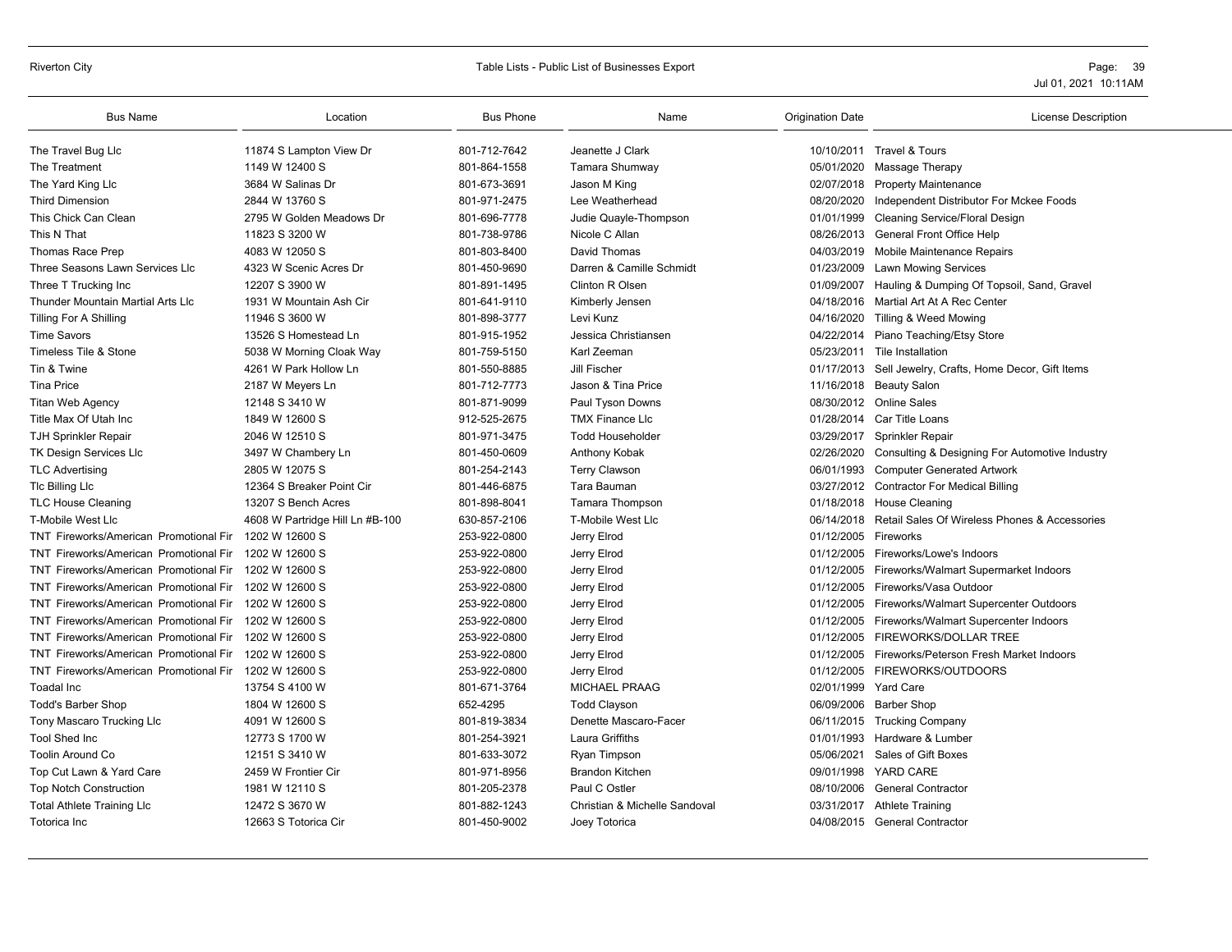| Bus Name | Location | Bus Phone | Name | Origination Date | License Description |
|---|---|---|---|---|---|
| The Travel Bug Llc | 11874 S Lampton View Dr | 801-712-7642 | Jeanette J Clark | 10/10/2011 | Travel & Tours |
| The Treatment | 1149 W 12400 S | 801-864-1558 | Tamara Shumway | 05/01/2020 | Massage Therapy |
| The Yard King Llc | 3684 W Salinas Dr | 801-673-3691 | Jason M King | 02/07/2018 | Property Maintenance |
| Third Dimension | 2844 W 13760 S | 801-971-2475 | Lee Weatherhead | 08/20/2020 | Independent Distributor For Mckee Foods |
| This Chick Can Clean | 2795 W Golden Meadows Dr | 801-696-7778 | Judie Quayle-Thompson | 01/01/1999 | Cleaning Service/Floral Design |
| This N That | 11823 S 3200 W | 801-738-9786 | Nicole C Allan | 08/26/2013 | General Front Office Help |
| Thomas Race Prep | 4083 W 12050 S | 801-803-8400 | David Thomas | 04/03/2019 | Mobile Maintenance Repairs |
| Three Seasons Lawn Services Llc | 4323 W Scenic Acres Dr | 801-450-9690 | Darren & Camille Schmidt | 01/23/2009 | Lawn Mowing Services |
| Three T Trucking Inc | 12207 S 3900 W | 801-891-1495 | Clinton R Olsen | 01/09/2007 | Hauling & Dumping Of Topsoil, Sand, Gravel |
| Thunder Mountain Martial Arts Llc | 1931 W Mountain Ash Cir | 801-641-9110 | Kimberly Jensen | 04/18/2016 | Martial Art At A Rec Center |
| Tilling For A Shilling | 11946 S 3600 W | 801-898-3777 | Levi Kunz | 04/16/2020 | Tilling & Weed Mowing |
| Time Savors | 13526 S Homestead Ln | 801-915-1952 | Jessica Christiansen | 04/22/2014 | Piano Teaching/Etsy Store |
| Timeless Tile & Stone | 5038 W Morning Cloak Way | 801-759-5150 | Karl Zeeman | 05/23/2011 | Tile Installation |
| Tin & Twine | 4261 W Park Hollow Ln | 801-550-8885 | Jill Fischer | 01/17/2013 | Sell Jewelry, Crafts, Home Decor, Gift Items |
| Tina Price | 2187 W Meyers Ln | 801-712-7773 | Jason & Tina Price | 11/16/2018 | Beauty Salon |
| Titan Web Agency | 12148 S 3410 W | 801-871-9099 | Paul Tyson Downs | 08/30/2012 | Online Sales |
| Title Max Of Utah Inc | 1849 W 12600 S | 912-525-2675 | TMX Finance Llc | 01/28/2014 | Car Title Loans |
| TJH Sprinkler Repair | 2046 W 12510 S | 801-971-3475 | Todd Householder | 03/29/2017 | Sprinkler Repair |
| TK Design Services Llc | 3497 W Chambery Ln | 801-450-0609 | Anthony Kobak | 02/26/2020 | Consulting & Designing For Automotive Industry |
| TLC Advertising | 2805 W 12075 S | 801-254-2143 | Terry Clawson | 06/01/1993 | Computer Generated Artwork |
| Tlc Billing Llc | 12364 S Breaker Point Cir | 801-446-6875 | Tara Bauman | 03/27/2012 | Contractor For Medical Billing |
| TLC House Cleaning | 13207 S Bench Acres | 801-898-8041 | Tamara Thompson | 01/18/2018 | House Cleaning |
| T-Mobile West Llc | 4608 W Partridge Hill Ln #B-100 | 630-857-2106 | T-Mobile West Llc | 06/14/2018 | Retail Sales Of Wireless Phones & Accessories |
| TNT Fireworks/American Promotional Fir | 1202 W 12600 S | 253-922-0800 | Jerry Elrod | 01/12/2005 | Fireworks |
| TNT Fireworks/American Promotional Fir | 1202 W 12600 S | 253-922-0800 | Jerry Elrod | 01/12/2005 | Fireworks/Lowe's Indoors |
| TNT Fireworks/American Promotional Fir | 1202 W 12600 S | 253-922-0800 | Jerry Elrod | 01/12/2005 | Fireworks/Walmart Supermarket Indoors |
| TNT Fireworks/American Promotional Fir | 1202 W 12600 S | 253-922-0800 | Jerry Elrod | 01/12/2005 | Fireworks/Vasa Outdoor |
| TNT Fireworks/American Promotional Fir | 1202 W 12600 S | 253-922-0800 | Jerry Elrod | 01/12/2005 | Fireworks/Walmart Supercenter Outdoors |
| TNT Fireworks/American Promotional Fir | 1202 W 12600 S | 253-922-0800 | Jerry Elrod | 01/12/2005 | Fireworks/Walmart Supercenter Indoors |
| TNT Fireworks/American Promotional Fir | 1202 W 12600 S | 253-922-0800 | Jerry Elrod | 01/12/2005 | FIREWORKS/DOLLAR TREE |
| TNT Fireworks/American Promotional Fir | 1202 W 12600 S | 253-922-0800 | Jerry Elrod | 01/12/2005 | Fireworks/Peterson Fresh Market Indoors |
| TNT Fireworks/American Promotional Fir | 1202 W 12600 S | 253-922-0800 | Jerry Elrod | 01/12/2005 | FIREWORKS/OUTDOORS |
| Toadal Inc | 13754 S 4100 W | 801-671-3764 | MICHAEL PRAAG | 02/01/1999 | Yard Care |
| Todd's Barber Shop | 1804 W 12600 S | 652-4295 | Todd Clayson | 06/09/2006 | Barber Shop |
| Tony Mascaro Trucking Llc | 4091 W 12600 S | 801-819-3834 | Denette Mascaro-Facer | 06/11/2015 | Trucking Company |
| Tool Shed Inc | 12773 S 1700 W | 801-254-3921 | Laura Griffiths | 01/01/1993 | Hardware & Lumber |
| Toolin Around Co | 12151 S 3410 W | 801-633-3072 | Ryan Timpson | 05/06/2021 | Sales of Gift Boxes |
| Top Cut Lawn & Yard Care | 2459 W Frontier Cir | 801-971-8956 | Brandon Kitchen | 09/01/1998 | YARD CARE |
| Top Notch Construction | 1981 W 12110 S | 801-205-2378 | Paul C Ostler | 08/10/2006 | General Contractor |
| Total Athlete Training Llc | 12472 S 3670 W | 801-882-1243 | Christian & Michelle Sandoval | 03/31/2017 | Athlete Training |
| Totorica Inc | 12663 S Totorica Cir | 801-450-9002 | Joey Totorica | 04/08/2015 | General Contractor |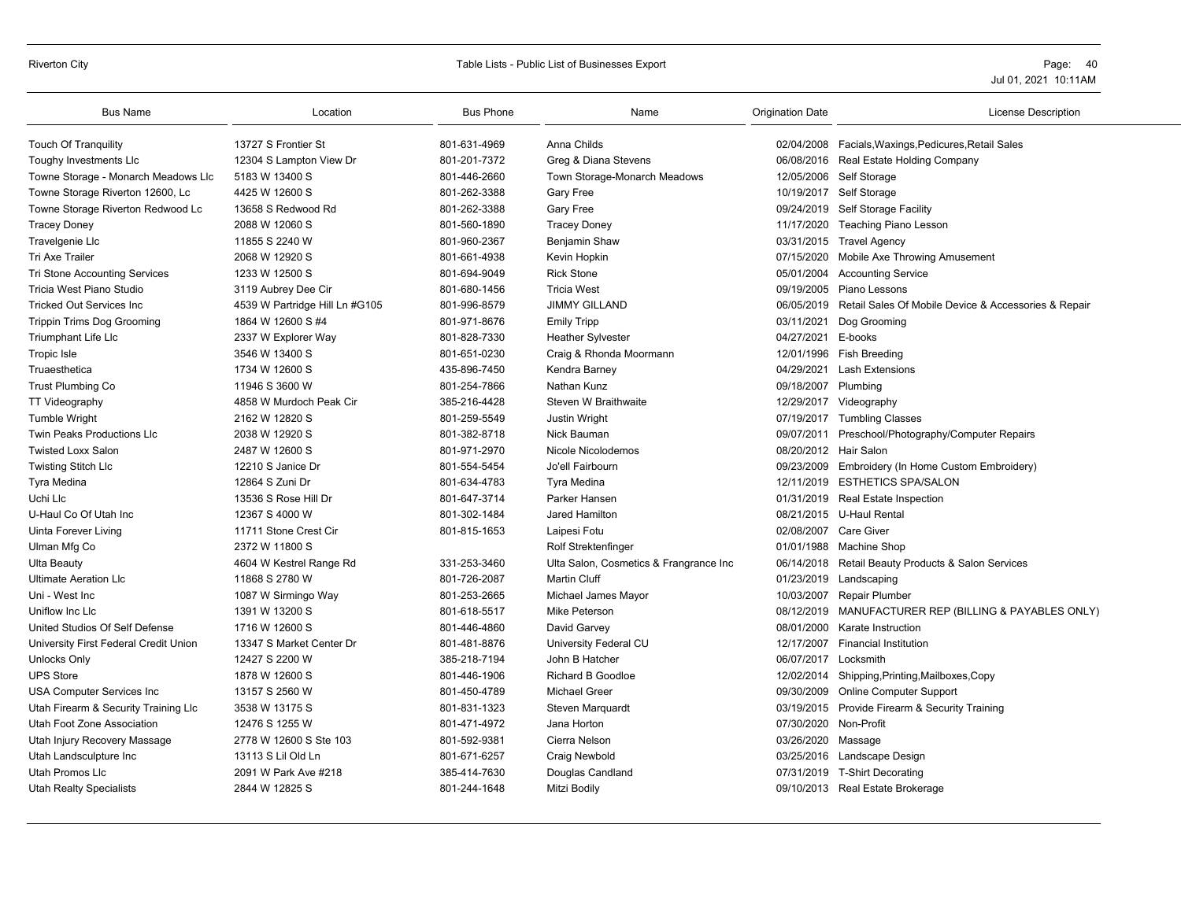| Bus Name | Location | Bus Phone | Name | Origination Date | License Description |
|---|---|---|---|---|---|
| Touch Of Tranquility | 13727 S Frontier St | 801-631-4969 | Anna Childs | 02/04/2008 | Facials,Waxings,Pedicures,Retail Sales |
| Toughy Investments Llc | 12304 S Lampton View Dr | 801-201-7372 | Greg & Diana Stevens | 06/08/2016 | Real Estate Holding Company |
| Towne Storage - Monarch Meadows Llc | 5183 W 13400 S | 801-446-2660 | Town Storage-Monarch Meadows | 12/05/2006 | Self Storage |
| Towne Storage Riverton 12600, Lc | 4425 W 12600 S | 801-262-3388 | Gary Free | 10/19/2017 | Self Storage |
| Towne Storage Riverton Redwood Lc | 13658 S Redwood Rd | 801-262-3388 | Gary Free | 09/24/2019 | Self Storage Facility |
| Tracey Doney | 2088 W 12060 S | 801-560-1890 | Tracey Doney | 11/17/2020 | Teaching Piano Lesson |
| Travelgenie Llc | 11855 S 2240 W | 801-960-2367 | Benjamin Shaw | 03/31/2015 | Travel Agency |
| Tri Axe Trailer | 2068 W 12920 S | 801-661-4938 | Kevin Hopkin | 07/15/2020 | Mobile Axe Throwing Amusement |
| Tri Stone Accounting Services | 1233 W 12500 S | 801-694-9049 | Rick Stone | 05/01/2004 | Accounting Service |
| Tricia West Piano Studio | 3119 Aubrey Dee Cir | 801-680-1456 | Tricia West | 09/19/2005 | Piano Lessons |
| Tricked Out Services Inc | 4539 W Partridge Hill Ln #G105 | 801-996-8579 | JIMMY GILLAND | 06/05/2019 | Retail Sales Of Mobile Device & Accessories & Repair |
| Trippin Trims Dog Grooming | 1864 W 12600 S #4 | 801-971-8676 | Emily Tripp | 03/11/2021 | Dog Grooming |
| Triumphant Life Llc | 2337 W Explorer Way | 801-828-7330 | Heather Sylvester | 04/27/2021 | E-books |
| Tropic Isle | 3546 W 13400 S | 801-651-0230 | Craig & Rhonda Moormann | 12/01/1996 | Fish Breeding |
| Truaesthetica | 1734 W 12600 S | 435-896-7450 | Kendra Barney | 04/29/2021 | Lash Extensions |
| Trust Plumbing Co | 11946 S 3600 W | 801-254-7866 | Nathan Kunz | 09/18/2007 | Plumbing |
| TT Videography | 4858 W Murdoch Peak Cir | 385-216-4428 | Steven W Braithwaite | 12/29/2017 | Videography |
| Tumble Wright | 2162 W 12820 S | 801-259-5549 | Justin Wright | 07/19/2017 | Tumbling Classes |
| Twin Peaks Productions Llc | 2038 W 12920 S | 801-382-8718 | Nick Bauman | 09/07/2011 | Preschool/Photography/Computer Repairs |
| Twisted Loxx Salon | 2487 W 12600 S | 801-971-2970 | Nicole Nicolodemos | 08/20/2012 | Hair Salon |
| Twisting Stitch Llc | 12210 S Janice Dr | 801-554-5454 | Jo'ell Fairbourn | 09/23/2009 | Embroidery (In Home Custom Embroidery) |
| Tyra Medina | 12864 S Zuni Dr | 801-634-4783 | Tyra Medina | 12/11/2019 | ESTHETICS SPA/SALON |
| Uchi Llc | 13536 S Rose Hill Dr | 801-647-3714 | Parker Hansen | 01/31/2019 | Real Estate Inspection |
| U-Haul Co Of Utah Inc | 12367 S 4000 W | 801-302-1484 | Jared Hamilton | 08/21/2015 | U-Haul Rental |
| Uinta Forever Living | 11711 Stone Crest Cir | 801-815-1653 | Laipesi Fotu | 02/08/2007 | Care Giver |
| Ulman Mfg Co | 2372 W 11800 S | | Rolf Strektenfinger | 01/01/1988 | Machine Shop |
| Ulta Beauty | 4604 W Kestrel Range Rd | 331-253-3460 | Ulta Salon, Cosmetics & Frangrance Inc | 06/14/2018 | Retail Beauty Products & Salon Services |
| Ultimate Aeration Llc | 11868 S 2780 W | 801-726-2087 | Martin Cluff | 01/23/2019 | Landscaping |
| Uni - West Inc | 1087 W Sirmingo Way | 801-253-2665 | Michael James Mayor | 10/03/2007 | Repair Plumber |
| Uniflow Inc Llc | 1391 W 13200 S | 801-618-5517 | Mike Peterson | 08/12/2019 | MANUFACTURER REP (BILLING & PAYABLES ONLY) |
| United Studios Of Self Defense | 1716 W 12600 S | 801-446-4860 | David Garvey | 08/01/2000 | Karate Instruction |
| University First Federal Credit Union | 13347 S Market Center Dr | 801-481-8876 | University Federal CU | 12/17/2007 | Financial Institution |
| Unlocks Only | 12427 S 2200 W | 385-218-7194 | John B Hatcher | 06/07/2017 | Locksmith |
| UPS Store | 1878 W 12600 S | 801-446-1906 | Richard B Goodloe | 12/02/2014 | Shipping,Printing,Mailboxes,Copy |
| USA Computer Services Inc | 13157 S 2560 W | 801-450-4789 | Michael Greer | 09/30/2009 | Online Computer Support |
| Utah Firearm & Security Training Llc | 3538 W 13175 S | 801-831-1323 | Steven Marquardt | 03/19/2015 | Provide Firearm & Security Training |
| Utah Foot Zone Association | 12476 S 1255 W | 801-471-4972 | Jana Horton | 07/30/2020 | Non-Profit |
| Utah Injury Recovery Massage | 2778 W 12600 S Ste 103 | 801-592-9381 | Cierra Nelson | 03/26/2020 | Massage |
| Utah Landsculpture Inc | 13113 S Lil Old Ln | 801-671-6257 | Craig Newbold | 03/25/2016 | Landscape Design |
| Utah Promos Llc | 2091 W Park Ave #218 | 385-414-7630 | Douglas Candland | 07/31/2019 | T-Shirt Decorating |
| Utah Realty Specialists | 2844 W 12825 S | 801-244-1648 | Mitzi Bodily | 09/10/2013 | Real Estate Brokerage |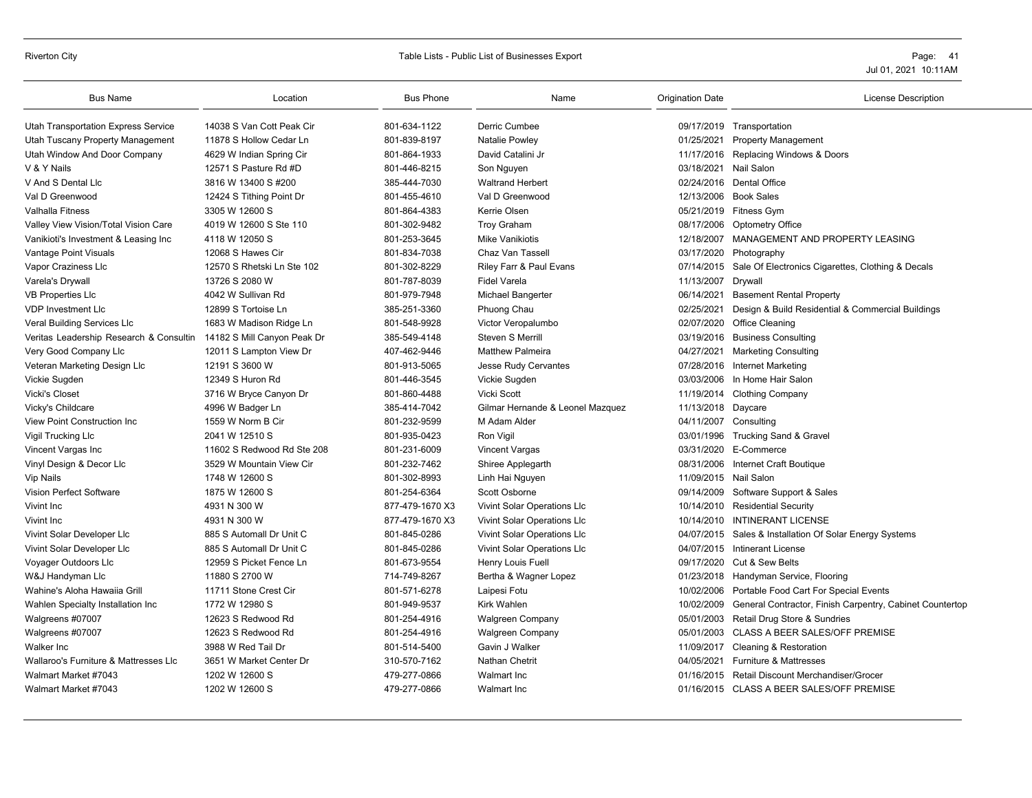| Bus Name | Location | Bus Phone | Name | Origination Date | License Description |
| --- | --- | --- | --- | --- | --- |
| Utah Transportation Express Service | 14038 S Van Cott Peak Cir | 801-634-1122 | Derric Cumbee | 09/17/2019 | Transportation |
| Utah Tuscany Property Management | 11878 S Hollow Cedar Ln | 801-839-8197 | Natalie Powley | 01/25/2021 | Property Management |
| Utah Window And Door Company | 4629 W Indian Spring Cir | 801-864-1933 | David Catalini Jr | 11/17/2016 | Replacing Windows & Doors |
| V & Y Nails | 12571 S Pasture Rd #D | 801-446-8215 | Son Nguyen | 03/18/2021 | Nail Salon |
| V And S Dental Llc | 3816 W 13400 S #200 | 385-444-7030 | Waltrand Herbert | 02/24/2016 | Dental Office |
| Val D Greenwood | 12424 S Tithing Point Dr | 801-455-4610 | Val D Greenwood | 12/13/2006 | Book Sales |
| Valhalla Fitness | 3305 W 12600 S | 801-864-4383 | Kerrie Olsen | 05/21/2019 | Fitness Gym |
| Valley View Vision/Total Vision Care | 4019 W 12600 S Ste 110 | 801-302-9482 | Troy Graham | 08/17/2006 | Optometry Office |
| Vanikioti's Investment & Leasing Inc | 4118 W 12050 S | 801-253-3645 | Mike Vanikiotis | 12/18/2007 | MANAGEMENT AND PROPERTY LEASING |
| Vantage Point Visuals | 12068 S Hawes Cir | 801-834-7038 | Chaz Van Tassell | 03/17/2020 | Photography |
| Vapor Craziness Llc | 12570 S Rhetski Ln Ste 102 | 801-302-8229 | Riley Farr & Paul Evans | 07/14/2015 | Sale Of Electronics Cigarettes, Clothing & Decals |
| Varela's Drywall | 13726 S 2080 W | 801-787-8039 | Fidel Varela | 11/13/2007 | Drywall |
| VB Properties Llc | 4042 W Sullivan Rd | 801-979-7948 | Michael Bangerter | 06/14/2021 | Basement Rental Property |
| VDP Investment Llc | 12899 S Tortoise Ln | 385-251-3360 | Phuong Chau | 02/25/2021 | Design & Build Residential & Commercial Buildings |
| Veral Building Services Llc | 1683 W Madison Ridge Ln | 801-548-9928 | Victor Veropalumbo | 02/07/2020 | Office Cleaning |
| Veritas Leadership Research & Consultin | 14182 S Mill Canyon Peak Dr | 385-549-4148 | Steven S Merrill | 03/19/2016 | Business Consulting |
| Very Good Company Llc | 12011 S Lampton View Dr | 407-462-9446 | Matthew Palmeira | 04/27/2021 | Marketing Consulting |
| Veteran Marketing Design Llc | 12191 S 3600 W | 801-913-5065 | Jesse Rudy Cervantes | 07/28/2016 | Internet Marketing |
| Vickie Sugden | 12349 S Huron Rd | 801-446-3545 | Vickie Sugden | 03/03/2006 | In Home Hair Salon |
| Vicki's Closet | 3716 W Bryce Canyon Dr | 801-860-4488 | Vicki Scott | 11/19/2014 | Clothing Company |
| Vicky's Childcare | 4996 W Badger Ln | 385-414-7042 | Gilmar Hernande & Leonel Mazquez | 11/13/2018 | Daycare |
| View Point Construction Inc | 1559 W Norm B Cir | 801-232-9599 | M Adam Alder | 04/11/2007 | Consulting |
| Vigil Trucking Llc | 2041 W 12510 S | 801-935-0423 | Ron Vigil | 03/01/1996 | Trucking Sand & Gravel |
| Vincent Vargas Inc | 11602 S Redwood Rd Ste 208 | 801-231-6009 | Vincent Vargas | 03/31/2020 | E-Commerce |
| Vinyl Design & Decor Llc | 3529 W Mountain View Cir | 801-232-7462 | Shiree Applegarth | 08/31/2006 | Internet Craft Boutique |
| Vip Nails | 1748 W 12600 S | 801-302-8993 | Linh Hai Nguyen | 11/09/2015 | Nail Salon |
| Vision Perfect Software | 1875 W 12600 S | 801-254-6364 | Scott Osborne | 09/14/2009 | Software Support & Sales |
| Vivint Inc | 4931 N 300 W | 877-479-1670 X3 | Vivint Solar Operations Llc | 10/14/2010 | Residential Security |
| Vivint Inc | 4931 N 300 W | 877-479-1670 X3 | Vivint Solar Operations Llc | 10/14/2010 | INTINERANT LICENSE |
| Vivint Solar Developer Llc | 885 S Automall Dr Unit C | 801-845-0286 | Vivint Solar Operations Llc | 04/07/2015 | Sales & Installation Of Solar Energy Systems |
| Vivint Solar Developer Llc | 885 S Automall Dr Unit C | 801-845-0286 | Vivint Solar Operations Llc | 04/07/2015 | Intinerant License |
| Voyager Outdoors Llc | 12959 S Picket Fence Ln | 801-673-9554 | Henry Louis Fuell | 09/17/2020 | Cut & Sew Belts |
| W&J Handyman Llc | 11880 S 2700 W | 714-749-8267 | Bertha & Wagner Lopez | 01/23/2018 | Handyman Service, Flooring |
| Wahine's Aloha Hawaiia Grill | 11711 Stone Crest Cir | 801-571-6278 | Laipesi Fotu | 10/02/2006 | Portable Food Cart For Special Events |
| Wahlen Specialty Installation Inc | 1772 W 12980 S | 801-949-9537 | Kirk Wahlen | 10/02/2009 | General Contractor, Finish Carpentry, Cabinet Countertop |
| Walgreens #07007 | 12623 S Redwood Rd | 801-254-4916 | Walgreen Company | 05/01/2003 | Retail Drug Store & Sundries |
| Walgreens #07007 | 12623 S Redwood Rd | 801-254-4916 | Walgreen Company | 05/01/2003 | CLASS A BEER SALES/OFF PREMISE |
| Walker Inc | 3988 W Red Tail Dr | 801-514-5400 | Gavin J Walker | 11/09/2017 | Cleaning & Restoration |
| Wallaroo's Furniture & Mattresses Llc | 3651 W Market Center Dr | 310-570-7162 | Nathan Chetrit | 04/05/2021 | Furniture & Mattresses |
| Walmart Market #7043 | 1202 W 12600 S | 479-277-0866 | Walmart Inc | 01/16/2015 | Retail Discount Merchandiser/Grocer |
| Walmart Market #7043 | 1202 W 12600 S | 479-277-0866 | Walmart Inc | 01/16/2015 | CLASS A BEER SALES/OFF PREMISE |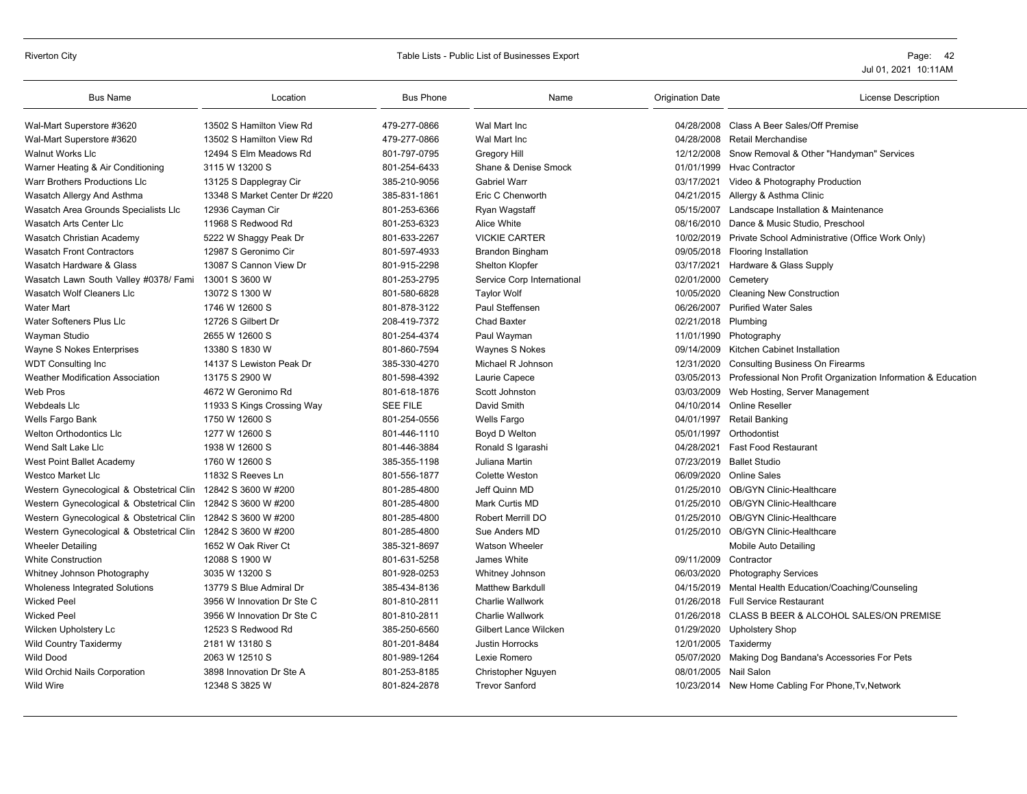| Bus Name | Location | Bus Phone | Name | Origination Date | License Description |
|---|---|---|---|---|---|
| Wal-Mart Superstore #3620 | 13502 S Hamilton View Rd | 479-277-0866 | Wal Mart Inc | 04/28/2008 | Class A Beer Sales/Off Premise |
| Wal-Mart Superstore #3620 | 13502 S Hamilton View Rd | 479-277-0866 | Wal Mart Inc | 04/28/2008 | Retail Merchandise |
| Walnut Works Llc | 12494 S Elm Meadows Rd | 801-797-0795 | Gregory Hill | 12/12/2008 | Snow Removal & Other "Handyman" Services |
| Warner Heating & Air Conditioning | 3115 W 13200 S | 801-254-6433 | Shane & Denise Smock | 01/01/1999 | Hvac Contractor |
| Warr Brothers Productions Llc | 13125 S Dapplegray Cir | 385-210-9056 | Gabriel Warr | 03/17/2021 | Video & Photography Production |
| Wasatch Allergy And Asthma | 13348 S Market Center Dr #220 | 385-831-1861 | Eric C Chenworth | 04/21/2015 | Allergy & Asthma Clinic |
| Wasatch Area Grounds Specialists Llc | 12936 Cayman Cir | 801-253-6366 | Ryan Wagstaff | 05/15/2007 | Landscape Installation & Maintenance |
| Wasatch Arts Center Llc | 11968 S Redwood Rd | 801-253-6323 | Alice White | 08/16/2010 | Dance & Music Studio, Preschool |
| Wasatch Christian Academy | 5222 W Shaggy Peak Dr | 801-633-2267 | VICKIE CARTER | 10/02/2019 | Private School Administrative (Office Work Only) |
| Wasatch Front Contractors | 12987 S Geronimo Cir | 801-597-4933 | Brandon Bingham | 09/05/2018 | Flooring Installation |
| Wasatch Hardware & Glass | 13087 S Cannon View Dr | 801-915-2298 | Shelton Klopfer | 03/17/2021 | Hardware & Glass Supply |
| Wasatch Lawn South Valley #0378/ Fami | 13001 S 3600 W | 801-253-2795 | Service Corp International | 02/01/2000 | Cemetery |
| Wasatch Wolf Cleaners Llc | 13072 S 1300 W | 801-580-6828 | Taylor Wolf | 10/05/2020 | Cleaning New Construction |
| Water Mart | 1746 W 12600 S | 801-878-3122 | Paul Steffensen | 06/26/2007 | Purified Water Sales |
| Water Softeners Plus Llc | 12726 S Gilbert Dr | 208-419-7372 | Chad Baxter | 02/21/2018 | Plumbing |
| Wayman Studio | 2655 W 12600 S | 801-254-4374 | Paul Wayman | 11/01/1990 | Photography |
| Wayne S Nokes Enterprises | 13380 S 1830 W | 801-860-7594 | Waynes S Nokes | 09/14/2009 | Kitchen Cabinet Installation |
| WDT Consulting Inc | 14137 S Lewiston Peak Dr | 385-330-4270 | Michael R Johnson | 12/31/2020 | Consulting Business On Firearms |
| Weather Modification Association | 13175 S 2900 W | 801-598-4392 | Laurie Capece | 03/05/2013 | Professional Non Profit Organization Information & Education |
| Web Pros | 4672 W Geronimo Rd | 801-618-1876 | Scott Johnston | 03/03/2009 | Web Hosting, Server Management |
| Webdeals Llc | 11933 S Kings Crossing Way | SEE FILE | David Smith | 04/10/2014 | Online Reseller |
| Wells Fargo Bank | 1750 W 12600 S | 801-254-0556 | Wells Fargo | 04/01/1997 | Retail Banking |
| Welton Orthodontics Llc | 1277 W 12600 S | 801-446-1110 | Boyd D Welton | 05/01/1997 | Orthodontist |
| Wend Salt Lake Llc | 1938 W 12600 S | 801-446-3884 | Ronald S Igarashi | 04/28/2021 | Fast Food Restaurant |
| West Point Ballet Academy | 1760 W 12600 S | 385-355-1198 | Juliana Martin | 07/23/2019 | Ballet Studio |
| Westco Market Llc | 11832 S Reeves Ln | 801-556-1877 | Colette Weston | 06/09/2020 | Online Sales |
| Western Gynecological & Obstetrical Clin | 12842 S 3600 W #200 | 801-285-4800 | Jeff Quinn MD | 01/25/2010 | OB/GYN Clinic-Healthcare |
| Western Gynecological & Obstetrical Clin | 12842 S 3600 W #200 | 801-285-4800 | Mark Curtis MD | 01/25/2010 | OB/GYN Clinic-Healthcare |
| Western Gynecological & Obstetrical Clin | 12842 S 3600 W #200 | 801-285-4800 | Robert Merrill DO | 01/25/2010 | OB/GYN Clinic-Healthcare |
| Western Gynecological & Obstetrical Clin | 12842 S 3600 W #200 | 801-285-4800 | Sue Anders MD | 01/25/2010 | OB/GYN Clinic-Healthcare |
| Wheeler Detailing | 1652 W Oak River Ct | 385-321-8697 | Watson Wheeler | | Mobile Auto Detailing |
| White Construction | 12088 S 1900 W | 801-631-5258 | James White | 09/11/2009 | Contractor |
| Whitney Johnson Photography | 3035 W 13200 S | 801-928-0253 | Whitney Johnson | 06/03/2020 | Photography Services |
| Wholeness Integrated Solutions | 13779 S Blue Admiral Dr | 385-434-8136 | Matthew Barkdull | 04/15/2019 | Mental Health Education/Coaching/Counseling |
| Wicked Peel | 3956 W Innovation Dr Ste C | 801-810-2811 | Charlie Wallwork | 01/26/2018 | Full Service Restaurant |
| Wicked Peel | 3956 W Innovation Dr Ste C | 801-810-2811 | Charlie Wallwork | 01/26/2018 | CLASS B BEER & ALCOHOL SALES/ON PREMISE |
| Wilcken Upholstery Lc | 12523 S Redwood Rd | 385-250-6560 | Gilbert Lance Wilcken | 01/29/2020 | Upholstery Shop |
| Wild Country Taxidermy | 2181 W 13180 S | 801-201-8484 | Justin Horrocks | 12/01/2005 | Taxidermy |
| Wild Dood | 2063 W 12510 S | 801-989-1264 | Lexie Romero | 05/07/2020 | Making Dog Bandana's Accessories For Pets |
| Wild Orchid Nails Corporation | 3898 Innovation Dr Ste A | 801-253-8185 | Christopher Nguyen | 08/01/2005 | Nail Salon |
| Wild Wire | 12348 S 3825 W | 801-824-2878 | Trevor Sanford | 10/23/2014 | New Home Cabling For Phone,Tv,Network |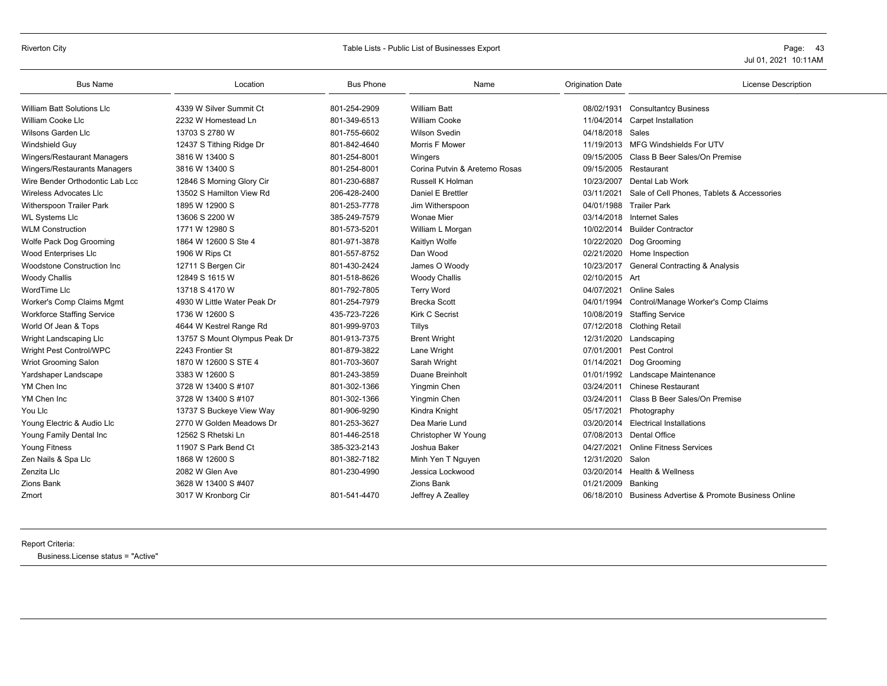| Bus Name | Location | Bus Phone | Name | Origination Date | License Description |
|---|---|---|---|---|---|
| William Batt Solutions Llc | 4339 W Silver Summit Ct | 801-254-2909 | William Batt | 08/02/1931 | Consultantcy Business |
| William Cooke Llc | 2232 W Homestead Ln | 801-349-6513 | William Cooke | 11/04/2014 | Carpet Installation |
| Wilsons Garden Llc | 13703 S 2780 W | 801-755-6602 | Wilson Svedin | 04/18/2018 | Sales |
| Windshield Guy | 12437 S Tithing Ridge Dr | 801-842-4640 | Morris F Mower | 11/19/2013 | MFG Windshields For UTV |
| Wingers/Restaurant Managers | 3816 W 13400 S | 801-254-8001 | Wingers | 09/15/2005 | Class B Beer Sales/On Premise |
| Wingers/Restaurants Managers | 3816 W 13400 S | 801-254-8001 | Corina Putvin & Aretemo Rosas | 09/15/2005 | Restaurant |
| Wire Bender Orthodontic Lab Lcc | 12846 S Morning Glory Cir | 801-230-6887 | Russell K Holman | 10/23/2007 | Dental Lab Work |
| Wireless Advocates Llc | 13502 S Hamilton View Rd | 206-428-2400 | Daniel E Brettler | 03/11/2021 | Sale of Cell Phones, Tablets & Accessories |
| Witherspoon Trailer Park | 1895 W 12900 S | 801-253-7778 | Jim Witherspoon | 04/01/1988 | Trailer Park |
| WL Systems Llc | 13606 S 2200 W | 385-249-7579 | Wonae Mier | 03/14/2018 | Internet Sales |
| WLM Construction | 1771 W 12980 S | 801-573-5201 | William L Morgan | 10/02/2014 | Builder Contractor |
| Wolfe Pack Dog Grooming | 1864 W 12600 S Ste 4 | 801-971-3878 | Kaitlyn Wolfe | 10/22/2020 | Dog Grooming |
| Wood Enterprises Llc | 1906 W Rips Ct | 801-557-8752 | Dan Wood | 02/21/2020 | Home Inspection |
| Woodstone Construction Inc | 12711 S Bergen Cir | 801-430-2424 | James O Woody | 10/23/2017 | General Contracting & Analysis |
| Woody Challis | 12849 S 1615 W | 801-518-8626 | Woody Challis | 02/10/2015 | Art |
| WordTime Llc | 13718 S 4170 W | 801-792-7805 | Terry Word | 04/07/2021 | Online Sales |
| Worker's Comp Claims Mgmt | 4930 W Little Water Peak Dr | 801-254-7979 | Brecka Scott | 04/01/1994 | Control/Manage Worker's Comp Claims |
| Workforce Staffing Service | 1736 W 12600 S | 435-723-7226 | Kirk C Secrist | 10/08/2019 | Staffing Service |
| World Of Jean & Tops | 4644 W Kestrel Range Rd | 801-999-9703 | Tillys | 07/12/2018 | Clothing Retail |
| Wright Landscaping Llc | 13757 S Mount Olympus Peak Dr | 801-913-7375 | Brent Wright | 12/31/2020 | Landscaping |
| Wright Pest Control/WPC | 2243 Frontier St | 801-879-3822 | Lane Wright | 07/01/2001 | Pest Control |
| Wriot Grooming Salon | 1870 W 12600 S STE 4 | 801-703-3607 | Sarah Wright | 01/14/2021 | Dog Grooming |
| Yardshaper Landscape | 3383 W 12600 S | 801-243-3859 | Duane Breinholt | 01/01/1992 | Landscape Maintenance |
| YM Chen Inc | 3728 W 13400 S #107 | 801-302-1366 | Yingmin Chen | 03/24/2011 | Chinese Restaurant |
| YM Chen Inc | 3728 W 13400 S #107 | 801-302-1366 | Yingmin Chen | 03/24/2011 | Class B Beer Sales/On Premise |
| You Llc | 13737 S Buckeye View Way | 801-906-9290 | Kindra Knight | 05/17/2021 | Photography |
| Young Electric & Audio Llc | 2770 W Golden Meadows Dr | 801-253-3627 | Dea Marie Lund | 03/20/2014 | Electrical Installations |
| Young Family Dental Inc | 12562 S Rhetski Ln | 801-446-2518 | Christopher W Young | 07/08/2013 | Dental Office |
| Young Fitness | 11907 S Park Bend Ct | 385-323-2143 | Joshua Baker | 04/27/2021 | Online Fitness Services |
| Zen Nails & Spa Llc | 1868 W 12600 S | 801-382-7182 | Minh Yen T Nguyen | 12/31/2020 | Salon |
| Zenzita Llc | 2082 W Glen Ave | 801-230-4990 | Jessica Lockwood | 03/20/2014 | Health & Wellness |
| Zions Bank | 3628 W 13400 S #407 | | Zions Bank | 01/21/2009 | Banking |
| Zmort | 3017 W Kronborg Cir | 801-541-4470 | Jeffrey A Zealley | 06/18/2010 | Business Advertise & Promote Business Online |

Report Criteria:

Business.License status = "Active"